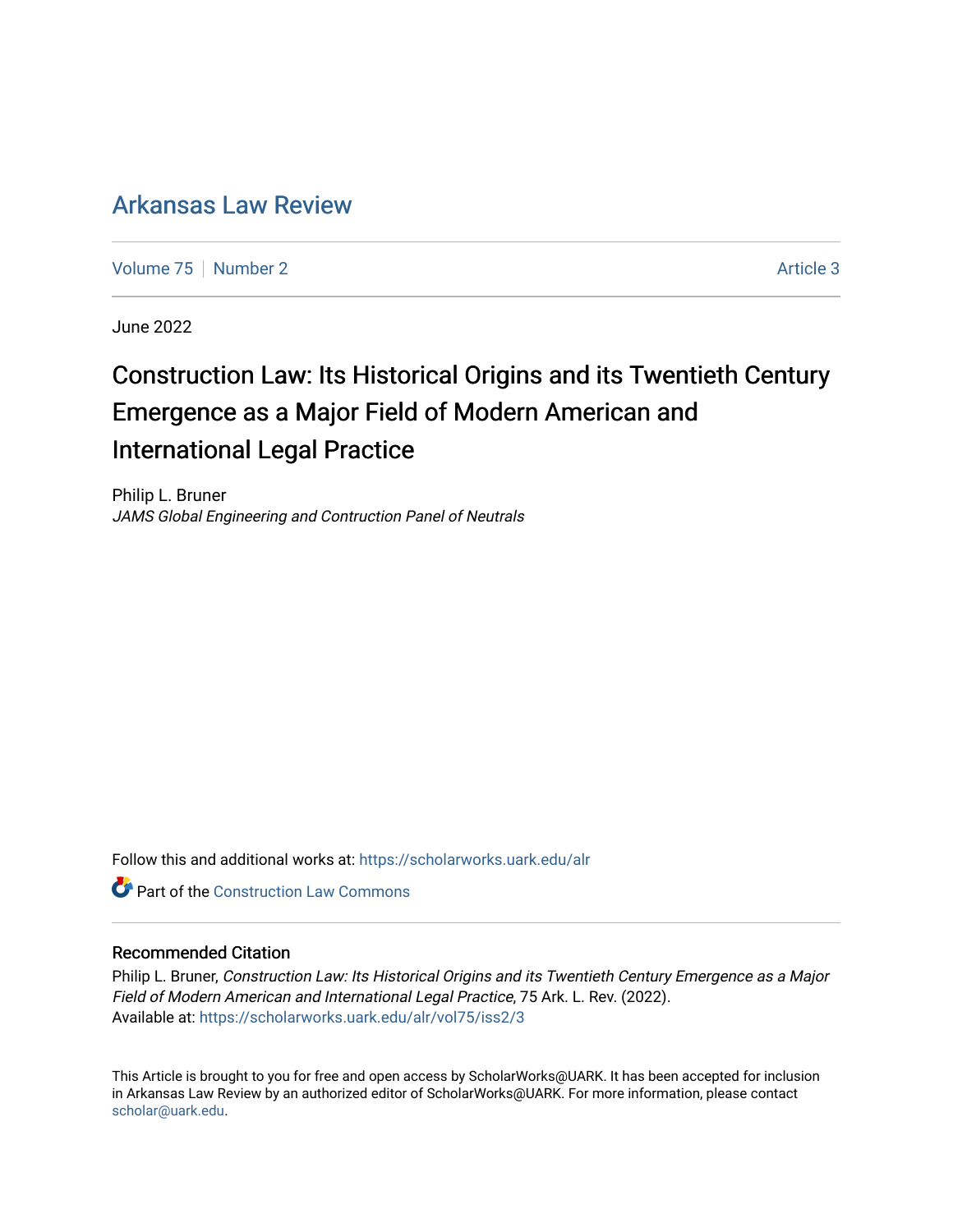# Arkansas Law Review

Volume 75 | Number 2 — Article 3

June 2022

## Construction Law: Its Historical Origins and its Twentieth Century Emergence as a Major Field of Modern American and International Legal Practice

Philip L. Bruner
*JAMS Global Engineering and Contruction Panel of Neutrals*

Follow this and additional works at: https://scholarworks.uark.edu/alr

Part of the Construction Law Commons

### Recommended Citation

Philip L. Bruner, *Construction Law: Its Historical Origins and its Twentieth Century Emergence as a Major Field of Modern American and International Legal Practice*, 75 Ark. L. Rev. (2022).
Available at: https://scholarworks.uark.edu/alr/vol75/iss2/3

This Article is brought to you for free and open access by ScholarWorks@UARK. It has been accepted for inclusion in Arkansas Law Review by an authorized editor of ScholarWorks@UARK. For more information, please contact scholar@uark.edu.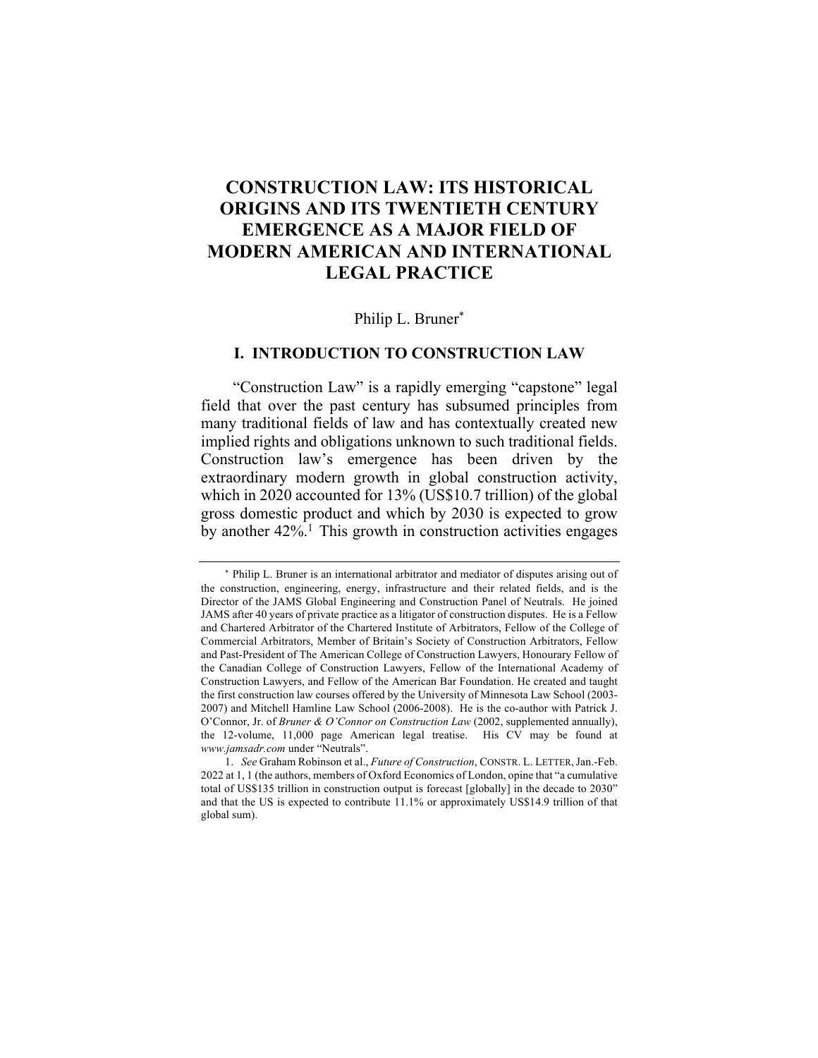# CONSTRUCTION LAW: ITS HISTORICAL ORIGINS AND ITS TWENTIETH CENTURY EMERGENCE AS A MAJOR FIELD OF MODERN AMERICAN AND INTERNATIONAL LEGAL PRACTICE

Philip L. Bruner*

## I. INTRODUCTION TO CONSTRUCTION LAW

"Construction Law" is a rapidly emerging "capstone" legal field that over the past century has subsumed principles from many traditional fields of law and has contextually created new implied rights and obligations unknown to such traditional fields. Construction law's emergence has been driven by the extraordinary modern growth in global construction activity, which in 2020 accounted for 13% (US$10.7 trillion) of the global gross domestic product and which by 2030 is expected to grow by another 42%.[1] This growth in construction activities engages

---

\* Philip L. Bruner is an international arbitrator and mediator of disputes arising out of the construction, engineering, energy, infrastructure and their related fields, and is the Director of the JAMS Global Engineering and Construction Panel of Neutrals. He joined JAMS after 40 years of private practice as a litigator of construction disputes. He is a Fellow and Chartered Arbitrator of the Chartered Institute of Arbitrators, Fellow of the College of Commercial Arbitrators, Member of Britain's Society of Construction Arbitrators, Fellow and Past-President of The American College of Construction Lawyers, Honourary Fellow of the Canadian College of Construction Lawyers, Fellow of the International Academy of Construction Lawyers, and Fellow of the American Bar Foundation. He created and taught the first construction law courses offered by the University of Minnesota Law School (2003-2007) and Mitchell Hamline Law School (2006-2008). He is the co-author with Patrick J. O'Connor, Jr. of *Bruner & O'Connor on Construction Law* (2002, supplemented annually), the 12-volume, 11,000 page American legal treatise. His CV may be found at *www.jamsadr.com* under "Neutrals".

1. *See* Graham Robinson et al., *Future of Construction*, CONSTR. L. LETTER, Jan.-Feb. 2022 at 1, 1 (the authors, members of Oxford Economics of London, opine that "a cumulative total of US$135 trillion in construction output is forecast [globally] in the decade to 2030" and that the US is expected to contribute 11.1% or approximately US$14.9 trillion of that global sum).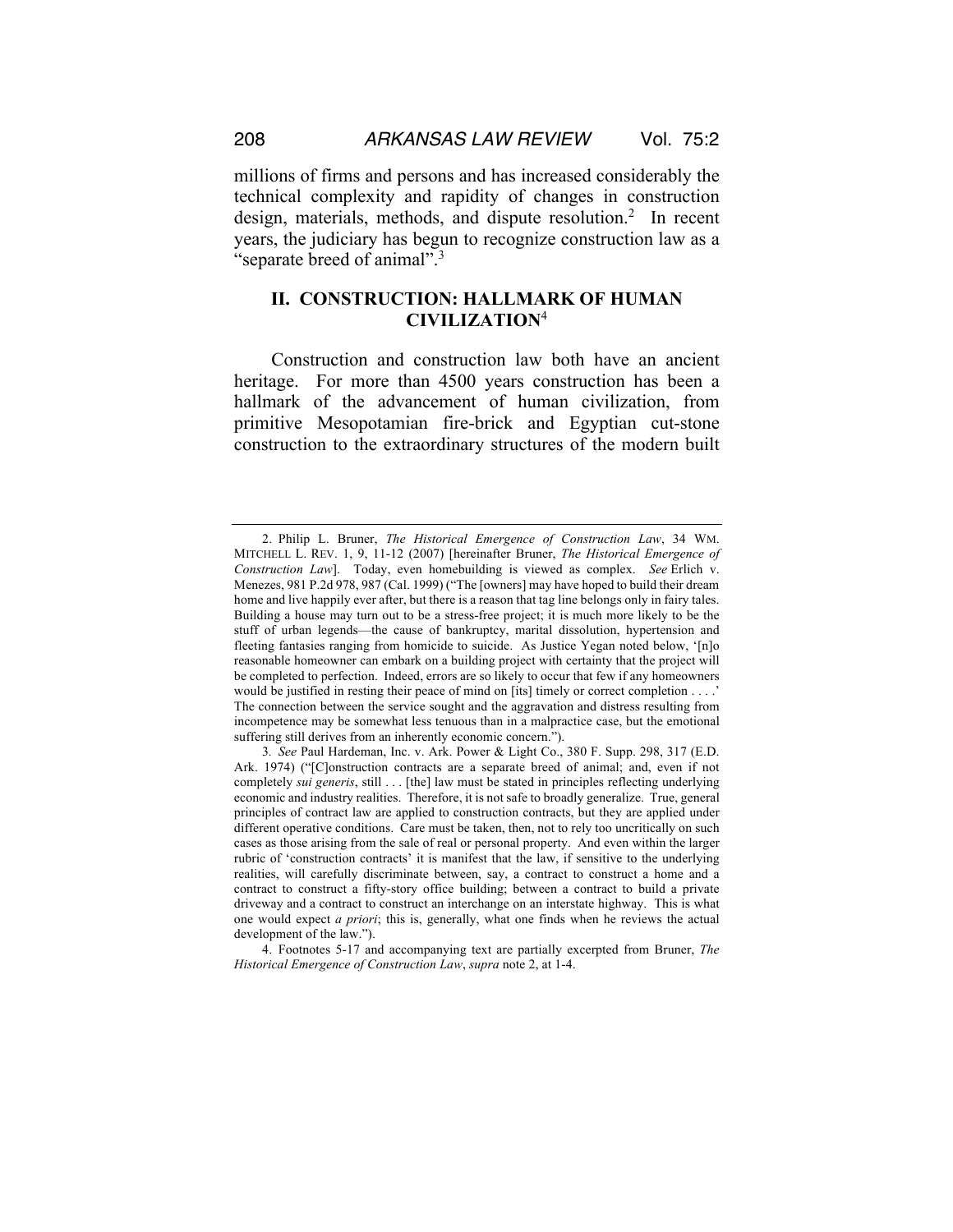millions of firms and persons and has increased considerably the technical complexity and rapidity of changes in construction design, materials, methods, and dispute resolution.[2] In recent years, the judiciary has begun to recognize construction law as a "separate breed of animal".[3]

## II. CONSTRUCTION: HALLMARK OF HUMAN CIVILIZATION[4]

Construction and construction law both have an ancient heritage. For more than 4500 years construction has been a hallmark of the advancement of human civilization, from primitive Mesopotamian fire-brick and Egyptian cut-stone construction to the extraordinary structures of the modern built

---

2. Philip L. Bruner, *The Historical Emergence of Construction Law*, 34 WM. MITCHELL L. REV. 1, 9, 11-12 (2007) [hereinafter Bruner, *The Historical Emergence of Construction Law*]. Today, even homebuilding is viewed as complex. *See* Erlich v. Menezes, 981 P.2d 978, 987 (Cal. 1999) ("The [owners] may have hoped to build their dream home and live happily ever after, but there is a reason that tag line belongs only in fairy tales. Building a house may turn out to be a stress-free project; it is much more likely to be the stuff of urban legends—the cause of bankruptcy, marital dissolution, hypertension and fleeting fantasies ranging from homicide to suicide. As Justice Yegan noted below, '[n]o reasonable homeowner can embark on a building project with certainty that the project will be completed to perfection. Indeed, errors are so likely to occur that few if any homeowners would be justified in resting their peace of mind on [its] timely or correct completion . . . .' The connection between the service sought and the aggravation and distress resulting from incompetence may be somewhat less tenuous than in a malpractice case, but the emotional suffering still derives from an inherently economic concern.").

3. *See* Paul Hardeman, Inc. v. Ark. Power & Light Co., 380 F. Supp. 298, 317 (E.D. Ark. 1974) ("[C]onstruction contracts are a separate breed of animal; and, even if not completely *sui generis*, still . . . [the] law must be stated in principles reflecting underlying economic and industry realities. Therefore, it is not safe to broadly generalize. True, general principles of contract law are applied to construction contracts, but they are applied under different operative conditions. Care must be taken, then, not to rely too uncritically on such cases as those arising from the sale of real or personal property. And even within the larger rubric of 'construction contracts' it is manifest that the law, if sensitive to the underlying realities, will carefully discriminate between, say, a contract to construct a home and a contract to construct a fifty-story office building; between a contract to build a private driveway and a contract to construct an interchange on an interstate highway. This is what one would expect *a priori*; this is, generally, what one finds when he reviews the actual development of the law.").

4. Footnotes 5-17 and accompanying text are partially excerpted from Bruner, *The Historical Emergence of Construction Law*, *supra* note 2, at 1-4.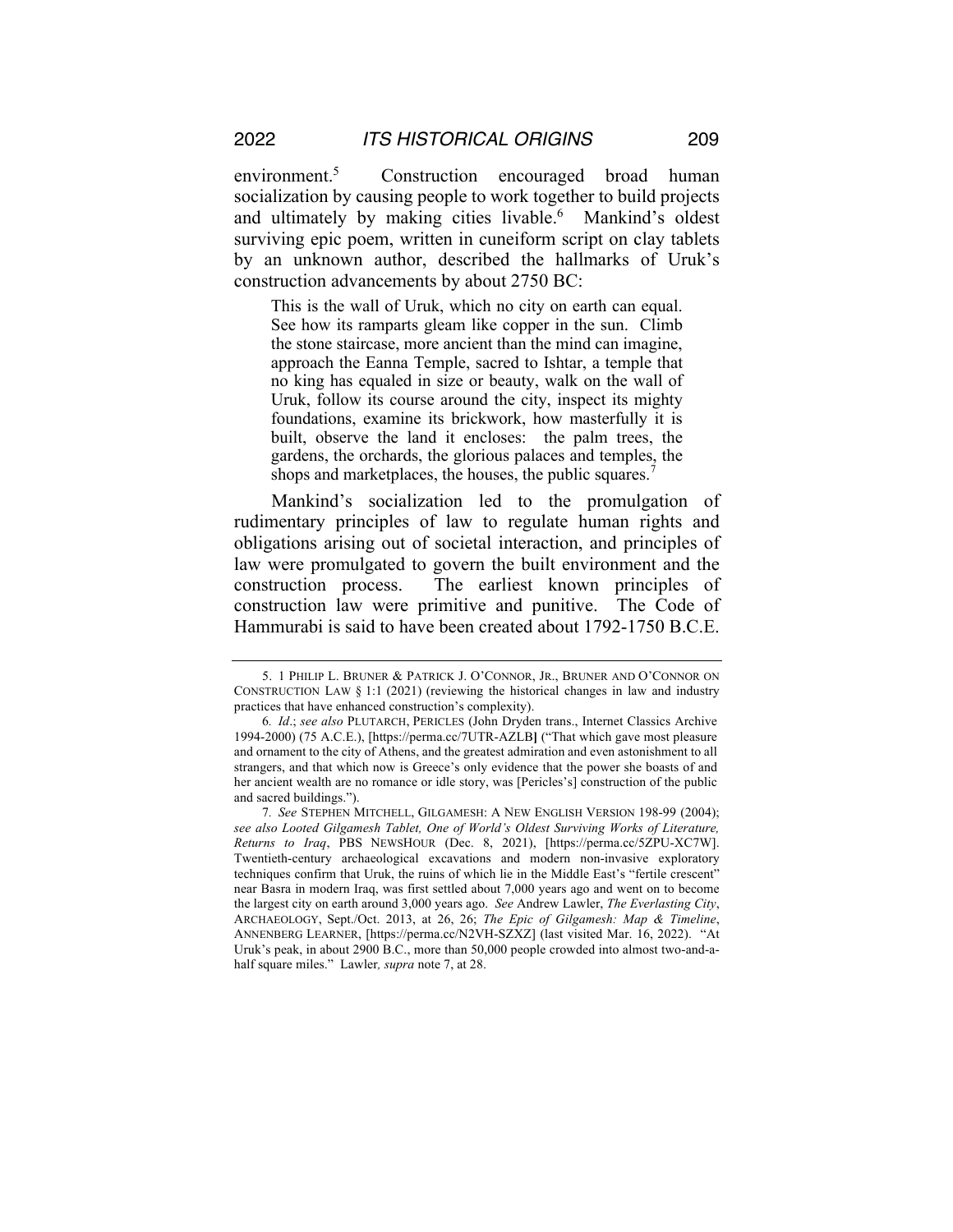environment.[5] Construction encouraged broad human socialization by causing people to work together to build projects and ultimately by making cities livable.[6] Mankind's oldest surviving epic poem, written in cuneiform script on clay tablets by an unknown author, described the hallmarks of Uruk's construction advancements by about 2750 BC:

> This is the wall of Uruk, which no city on earth can equal. See how its ramparts gleam like copper in the sun. Climb the stone staircase, more ancient than the mind can imagine, approach the Eanna Temple, sacred to Ishtar, a temple that no king has equaled in size or beauty, walk on the wall of Uruk, follow its course around the city, inspect its mighty foundations, examine its brickwork, how masterfully it is built, observe the land it encloses: the palm trees, the gardens, the orchards, the glorious palaces and temples, the shops and marketplaces, the houses, the public squares.[7]

Mankind's socialization led to the promulgation of rudimentary principles of law to regulate human rights and obligations arising out of societal interaction, and principles of law were promulgated to govern the built environment and the construction process. The earliest known principles of construction law were primitive and punitive. The Code of Hammurabi is said to have been created about 1792-1750 B.C.E.

---

5. 1 PHILIP L. BRUNER & PATRICK J. O'CONNOR, JR., BRUNER AND O'CONNOR ON CONSTRUCTION LAW § 1:1 (2021) (reviewing the historical changes in law and industry practices that have enhanced construction's complexity).

6. *Id*.; *see also* PLUTARCH, PERICLES (John Dryden trans., Internet Classics Archive 1994-2000) (75 A.C.E.), [https://perma.cc/7UTR-AZLB] ("That which gave most pleasure and ornament to the city of Athens, and the greatest admiration and even astonishment to all strangers, and that which now is Greece's only evidence that the power she boasts of and her ancient wealth are no romance or idle story, was [Pericles's] construction of the public and sacred buildings.").

7. *See* STEPHEN MITCHELL, GILGAMESH: A NEW ENGLISH VERSION 198-99 (2004); *see also Looted Gilgamesh Tablet, One of World's Oldest Surviving Works of Literature, Returns to Iraq*, PBS NEWSHOUR (Dec. 8, 2021), [https://perma.cc/5ZPU-XC7W]. Twentieth-century archaeological excavations and modern non-invasive exploratory techniques confirm that Uruk, the ruins of which lie in the Middle East's "fertile crescent" near Basra in modern Iraq, was first settled about 7,000 years ago and went on to become the largest city on earth around 3,000 years ago. *See* Andrew Lawler, *The Everlasting City*, ARCHAEOLOGY, Sept./Oct. 2013, at 26, 26; *The Epic of Gilgamesh: Map & Timeline*, ANNENBERG LEARNER, [https://perma.cc/N2VH-SZXZ] (last visited Mar. 16, 2022). "At Uruk's peak, in about 2900 B.C., more than 50,000 people crowded into almost two-and-a-half square miles." Lawler*, supra* note 7, at 28.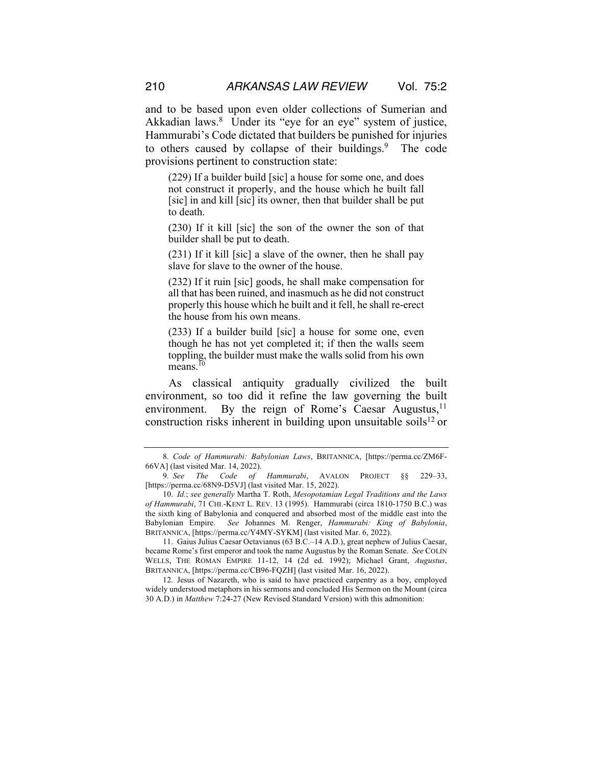and to be based upon even older collections of Sumerian and Akkadian laws.[8] Under its "eye for an eye" system of justice, Hammurabi's Code dictated that builders be punished for injuries to others caused by collapse of their buildings.[9] The code provisions pertinent to construction state:

> (229) If a builder build [sic] a house for some one, and does not construct it properly, and the house which he built fall [sic] in and kill [sic] its owner, then that builder shall be put to death.
>
> (230) If it kill [sic] the son of the owner the son of that builder shall be put to death.
>
> (231) If it kill [sic] a slave of the owner, then he shall pay slave for slave to the owner of the house.
>
> (232) If it ruin [sic] goods, he shall make compensation for all that has been ruined, and inasmuch as he did not construct properly this house which he built and it fell, he shall re-erect the house from his own means.
>
> (233) If a builder build [sic] a house for some one, even though he has not yet completed it; if then the walls seem toppling, the builder must make the walls solid from his own means.[10]

As classical antiquity gradually civilized the built environment, so too did it refine the law governing the built environment. By the reign of Rome's Caesar Augustus,[11] construction risks inherent in building upon unsuitable soils[12] or

---

8. *Code of Hammurabi: Babylonian Laws*, BRITANNICA, [https://perma.cc/ZM6F-66VA] (last visited Mar. 14, 2022).

9. *See The Code of Hammurabi*, AVALON PROJECT §§ 229–33, [https://perma.cc/68N9-D5VJ] (last visited Mar. 15, 2022).

10. *Id.*; *see generally* Martha T. Roth, *Mesopotamian Legal Traditions and the Laws of Hammurabi*, 71 CHI.-KENT L. REV. 13 (1995). Hammurabi (circa 1810-1750 B.C.) was the sixth king of Babylonia and conquered and absorbed most of the middle east into the Babylonian Empire. *See* Johannes M. Renger, *Hammurabi: King of Babylonia*, BRITANNICA, [https://perma.cc/Y4MY-SYKM] (last visited Mar. 6, 2022).

11. Gaius Julius Caesar Octavianus (63 B.C.–14 A.D.), great nephew of Julius Caesar, became Rome's first emperor and took the name Augustus by the Roman Senate. *See* COLIN WELLS, THE ROMAN EMPIRE 11-12, 14 (2d ed. 1992); Michael Grant, *Augustus*, BRITANNICA, [https://perma.cc/CB96-FQZH] (last visited Mar. 16, 2022).

12. Jesus of Nazareth, who is said to have practiced carpentry as a boy, employed widely understood metaphors in his sermons and concluded His Sermon on the Mount (circa 30 A.D.) in *Matthew* 7:24-27 (New Revised Standard Version) with this admonition: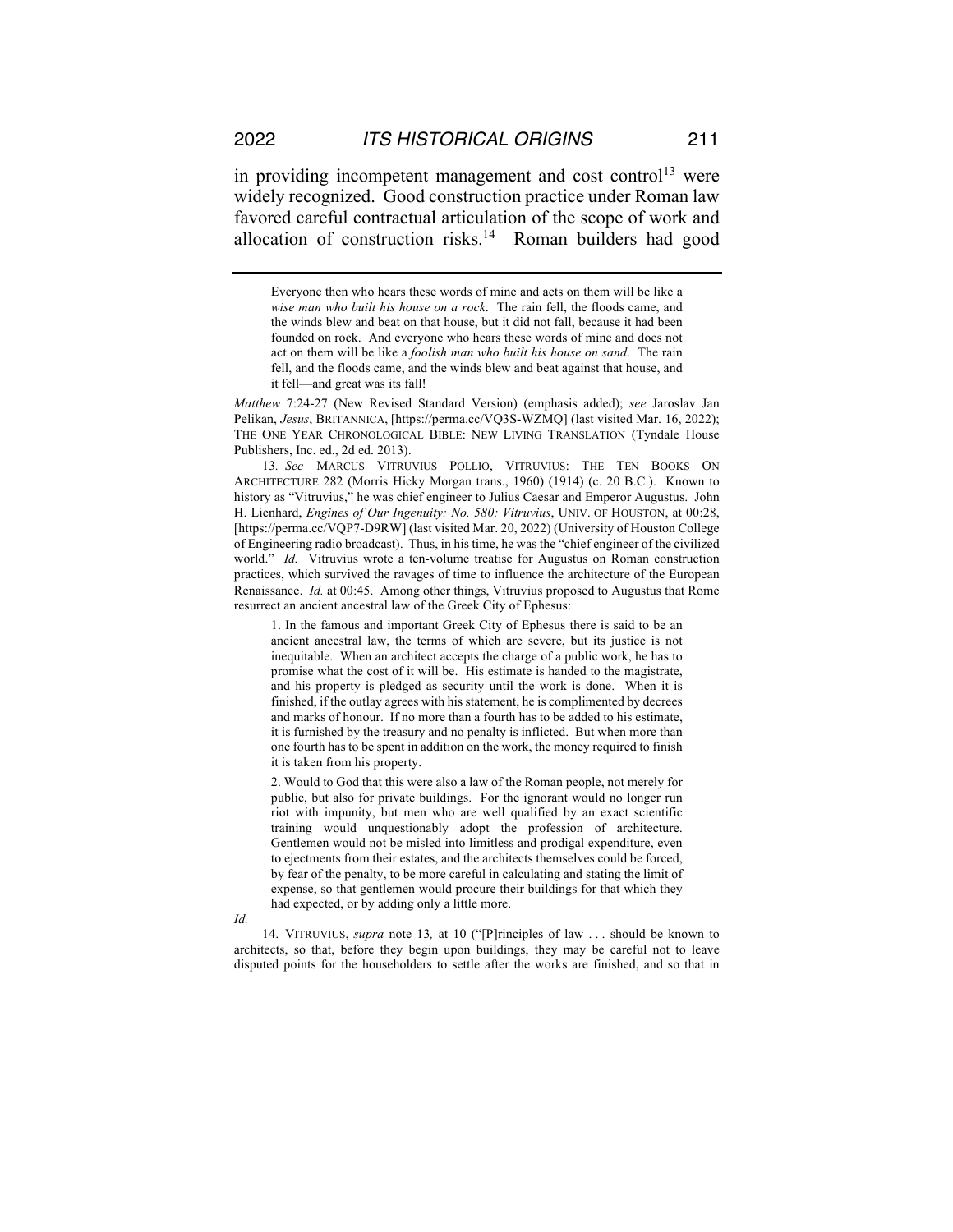in providing incompetent management and cost control[13] were widely recognized. Good construction practice under Roman law favored careful contractual articulation of the scope of work and allocation of construction risks.[14] Roman builders had good

---

> Everyone then who hears these words of mine and acts on them will be like a *wise man who built his house on a rock*. The rain fell, the floods came, and the winds blew and beat on that house, but it did not fall, because it had been founded on rock. And everyone who hears these words of mine and does not act on them will be like a *foolish man who built his house on sand*. The rain fell, and the floods came, and the winds blew and beat against that house, and it fell—and great was its fall!

*Matthew* 7:24-27 (New Revised Standard Version) (emphasis added); *see* Jaroslav Jan Pelikan, *Jesus*, BRITANNICA, [https://perma.cc/VQ3S-WZMQ] (last visited Mar. 16, 2022); THE ONE YEAR CHRONOLOGICAL BIBLE: NEW LIVING TRANSLATION (Tyndale House Publishers, Inc. ed., 2d ed. 2013).

13. *See* MARCUS VITRUVIUS POLLIO, VITRUVIUS: THE TEN BOOKS ON ARCHITECTURE 282 (Morris Hicky Morgan trans., 1960) (1914) (c. 20 B.C.). Known to history as "Vitruvius," he was chief engineer to Julius Caesar and Emperor Augustus. John H. Lienhard, *Engines of Our Ingenuity: No. 580: Vitruvius*, UNIV. OF HOUSTON, at 00:28, [https://perma.cc/VQP7-D9RW] (last visited Mar. 20, 2022) (University of Houston College of Engineering radio broadcast). Thus, in his time, he was the "chief engineer of the civilized world." *Id.* Vitruvius wrote a ten-volume treatise for Augustus on Roman construction practices, which survived the ravages of time to influence the architecture of the European Renaissance. *Id.* at 00:45. Among other things, Vitruvius proposed to Augustus that Rome resurrect an ancient ancestral law of the Greek City of Ephesus:

> 1. In the famous and important Greek City of Ephesus there is said to be an ancient ancestral law, the terms of which are severe, but its justice is not inequitable. When an architect accepts the charge of a public work, he has to promise what the cost of it will be. His estimate is handed to the magistrate, and his property is pledged as security until the work is done. When it is finished, if the outlay agrees with his statement, he is complimented by decrees and marks of honour. If no more than a fourth has to be added to his estimate, it is furnished by the treasury and no penalty is inflicted. But when more than one fourth has to be spent in addition on the work, the money required to finish it is taken from his property.
>
> 2. Would to God that this were also a law of the Roman people, not merely for public, but also for private buildings. For the ignorant would no longer run riot with impunity, but men who are well qualified by an exact scientific training would unquestionably adopt the profession of architecture. Gentlemen would not be misled into limitless and prodigal expenditure, even to ejectments from their estates, and the architects themselves could be forced, by fear of the penalty, to be more careful in calculating and stating the limit of expense, so that gentlemen would procure their buildings for that which they had expected, or by adding only a little more.

*Id.*

14. VITRUVIUS, *supra* note 13, at 10 ("[P]rinciples of law . . . should be known to architects, so that, before they begin upon buildings, they may be careful not to leave disputed points for the householders to settle after the works are finished, and so that in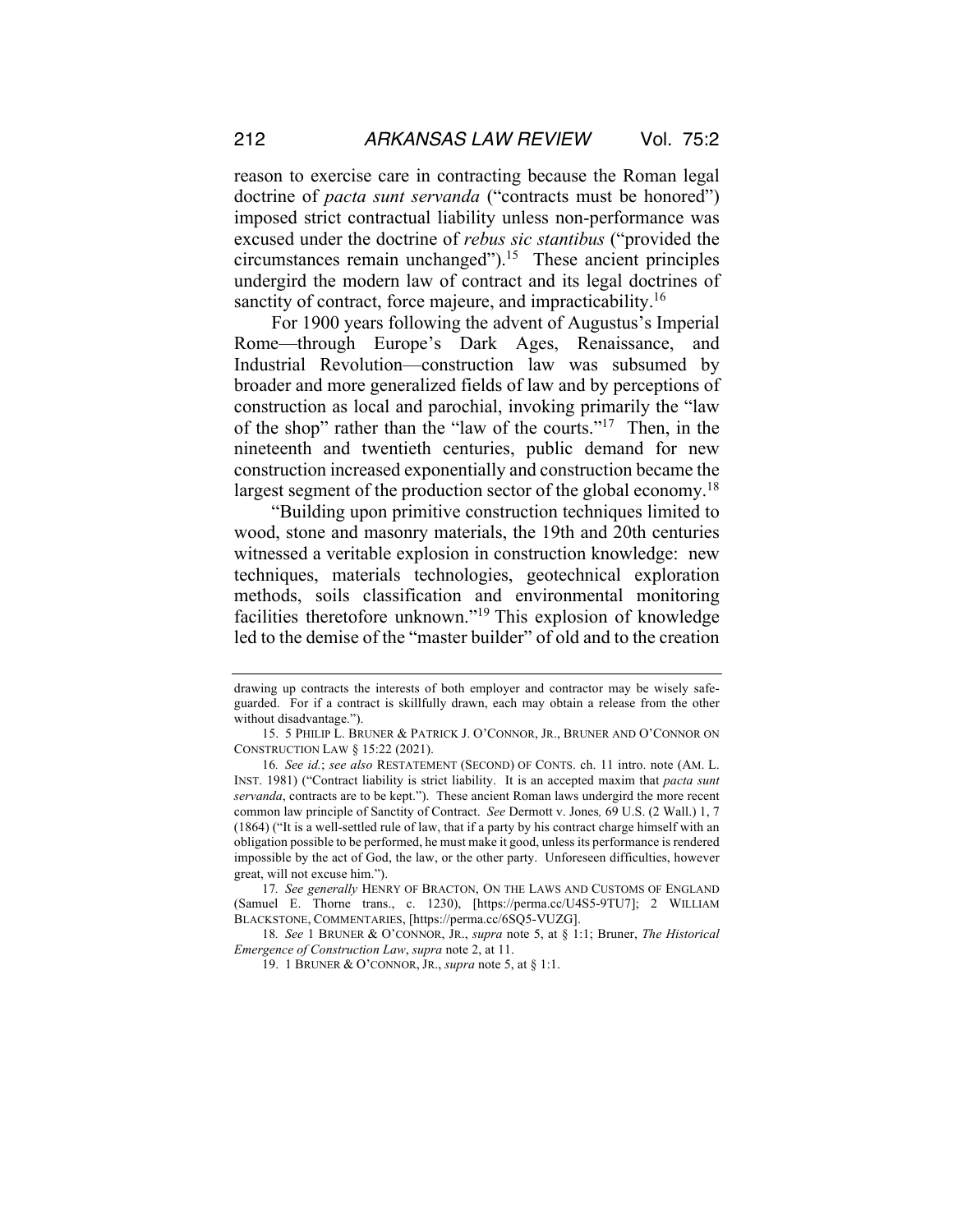reason to exercise care in contracting because the Roman legal doctrine of *pacta sunt servanda* ("contracts must be honored") imposed strict contractual liability unless non-performance was excused under the doctrine of *rebus sic stantibus* ("provided the circumstances remain unchanged").[15] These ancient principles undergird the modern law of contract and its legal doctrines of sanctity of contract, force majeure, and impracticability.[16]

For 1900 years following the advent of Augustus's Imperial Rome—through Europe's Dark Ages, Renaissance, and Industrial Revolution—construction law was subsumed by broader and more generalized fields of law and by perceptions of construction as local and parochial, invoking primarily the "law of the shop" rather than the "law of the courts."[17] Then, in the nineteenth and twentieth centuries, public demand for new construction increased exponentially and construction became the largest segment of the production sector of the global economy.[18]

"Building upon primitive construction techniques limited to wood, stone and masonry materials, the 19th and 20th centuries witnessed a veritable explosion in construction knowledge: new techniques, materials technologies, geotechnical exploration methods, soils classification and environmental monitoring facilities theretofore unknown."[19] This explosion of knowledge led to the demise of the "master builder" of old and to the creation

---

drawing up contracts the interests of both employer and contractor may be wisely safe-guarded. For if a contract is skillfully drawn, each may obtain a release from the other without disadvantage.").

15. 5 PHILIP L. BRUNER & PATRICK J. O'CONNOR, JR., BRUNER AND O'CONNOR ON CONSTRUCTION LAW § 15:22 (2021).

16. *See id.*; *see also* RESTATEMENT (SECOND) OF CONTS. ch. 11 intro. note (AM. L. INST. 1981) ("Contract liability is strict liability. It is an accepted maxim that *pacta sunt servanda*, contracts are to be kept."). These ancient Roman laws undergird the more recent common law principle of Sanctity of Contract. *See* Dermott v. Jones*,* 69 U.S. (2 Wall.) 1, 7 (1864) ("It is a well-settled rule of law, that if a party by his contract charge himself with an obligation possible to be performed, he must make it good, unless its performance is rendered impossible by the act of God, the law, or the other party. Unforeseen difficulties, however great, will not excuse him.").

17. *See generally* HENRY OF BRACTON, ON THE LAWS AND CUSTOMS OF ENGLAND (Samuel E. Thorne trans., c. 1230), [https://perma.cc/U4S5-9TU7]; 2 WILLIAM BLACKSTONE, COMMENTARIES, [https://perma.cc/6SQ5-VUZG].

18. *See* 1 BRUNER & O'CONNOR, JR., *supra* note 5, at § 1:1; Bruner, *The Historical Emergence of Construction Law*, *supra* note 2, at 11.

19. 1 BRUNER & O'CONNOR, JR., *supra* note 5, at § 1:1.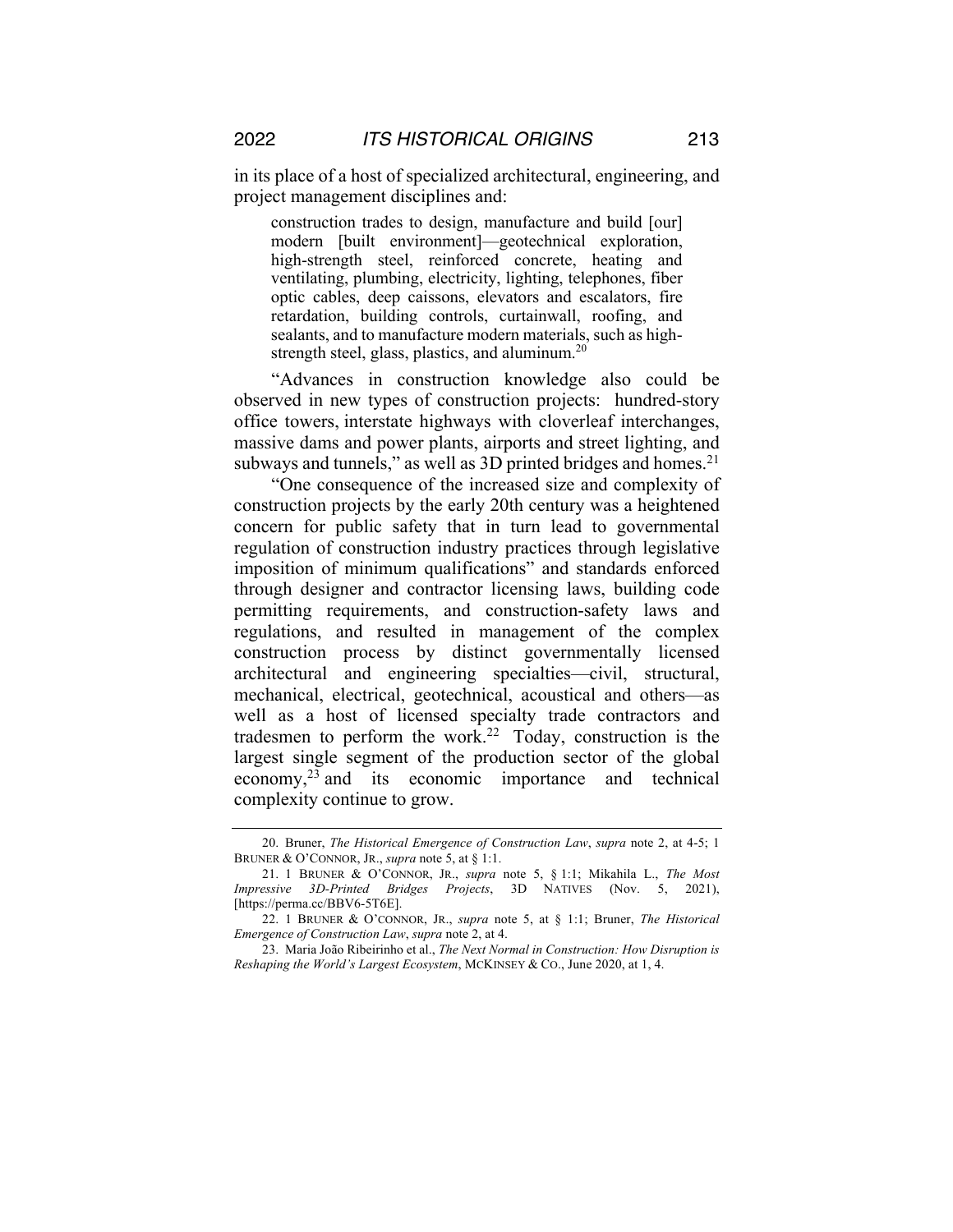in its place of a host of specialized architectural, engineering, and project management disciplines and:

> construction trades to design, manufacture and build [our] modern [built environment]—geotechnical exploration, high-strength steel, reinforced concrete, heating and ventilating, plumbing, electricity, lighting, telephones, fiber optic cables, deep caissons, elevators and escalators, fire retardation, building controls, curtainwall, roofing, and sealants, and to manufacture modern materials, such as high-strength steel, glass, plastics, and aluminum.[20]

"Advances in construction knowledge also could be observed in new types of construction projects: hundred-story office towers, interstate highways with cloverleaf interchanges, massive dams and power plants, airports and street lighting, and subways and tunnels," as well as 3D printed bridges and homes.[21]

"One consequence of the increased size and complexity of construction projects by the early 20th century was a heightened concern for public safety that in turn lead to governmental regulation of construction industry practices through legislative imposition of minimum qualifications" and standards enforced through designer and contractor licensing laws, building code permitting requirements, and construction-safety laws and regulations, and resulted in management of the complex construction process by distinct governmentally licensed architectural and engineering specialties—civil, structural, mechanical, electrical, geotechnical, acoustical and others—as well as a host of licensed specialty trade contractors and tradesmen to perform the work.[22] Today, construction is the largest single segment of the production sector of the global economy,[23] and its economic importance and technical complexity continue to grow.

---

20. Bruner, *The Historical Emergence of Construction Law*, *supra* note 2, at 4-5; 1 BRUNER & O'CONNOR, JR., *supra* note 5, at § 1:1.

21. 1 BRUNER & O'CONNOR, JR., *supra* note 5, § 1:1; Mikahila L., *The Most Impressive 3D-Printed Bridges Projects*, 3D NATIVES (Nov. 5, 2021), [https://perma.cc/BBV6-5T6E].

22. 1 BRUNER & O'CONNOR, JR., *supra* note 5, at § 1:1; Bruner, *The Historical Emergence of Construction Law*, *supra* note 2, at 4.

23. Maria João Ribeirinho et al., *The Next Normal in Construction: How Disruption is Reshaping the World's Largest Ecosystem*, MCKINSEY & CO., June 2020, at 1, 4.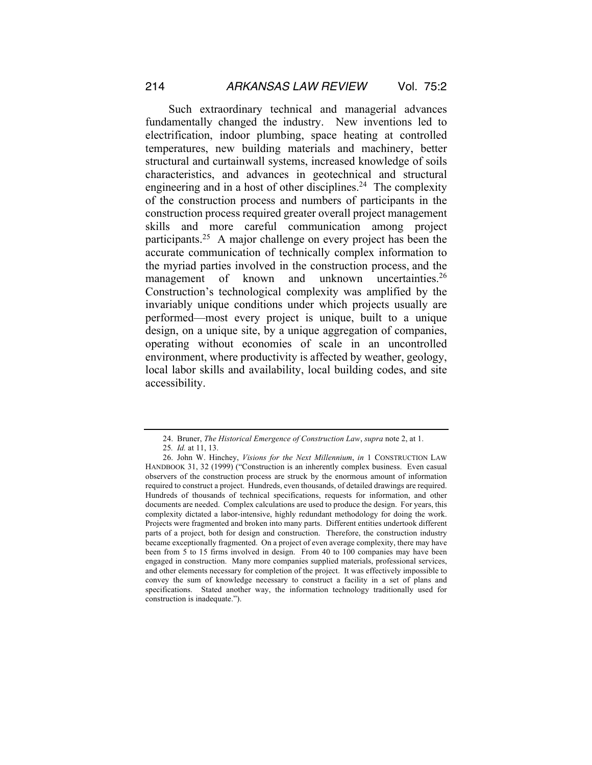Such extraordinary technical and managerial advances fundamentally changed the industry. New inventions led to electrification, indoor plumbing, space heating at controlled temperatures, new building materials and machinery, better structural and curtainwall systems, increased knowledge of soils characteristics, and advances in geotechnical and structural engineering and in a host of other disciplines.[24] The complexity of the construction process and numbers of participants in the construction process required greater overall project management skills and more careful communication among project participants.[25] A major challenge on every project has been the accurate communication of technically complex information to the myriad parties involved in the construction process, and the management of known and unknown uncertainties.[26] Construction's technological complexity was amplified by the invariably unique conditions under which projects usually are performed—most every project is unique, built to a unique design, on a unique site, by a unique aggregation of companies, operating without economies of scale in an uncontrolled environment, where productivity is affected by weather, geology, local labor skills and availability, local building codes, and site accessibility.

---

24. Bruner, *The Historical Emergence of Construction Law*, *supra* note 2, at 1.

25. *Id.* at 11, 13.

26. John W. Hinchey, *Visions for the Next Millennium*, *in* 1 CONSTRUCTION LAW HANDBOOK 31, 32 (1999) ("Construction is an inherently complex business. Even casual observers of the construction process are struck by the enormous amount of information required to construct a project. Hundreds, even thousands, of detailed drawings are required. Hundreds of thousands of technical specifications, requests for information, and other documents are needed. Complex calculations are used to produce the design. For years, this complexity dictated a labor-intensive, highly redundant methodology for doing the work. Projects were fragmented and broken into many parts. Different entities undertook different parts of a project, both for design and construction. Therefore, the construction industry became exceptionally fragmented. On a project of even average complexity, there may have been from 5 to 15 firms involved in design. From 40 to 100 companies may have been engaged in construction. Many more companies supplied materials, professional services, and other elements necessary for completion of the project. It was effectively impossible to convey the sum of knowledge necessary to construct a facility in a set of plans and specifications. Stated another way, the information technology traditionally used for construction is inadequate.").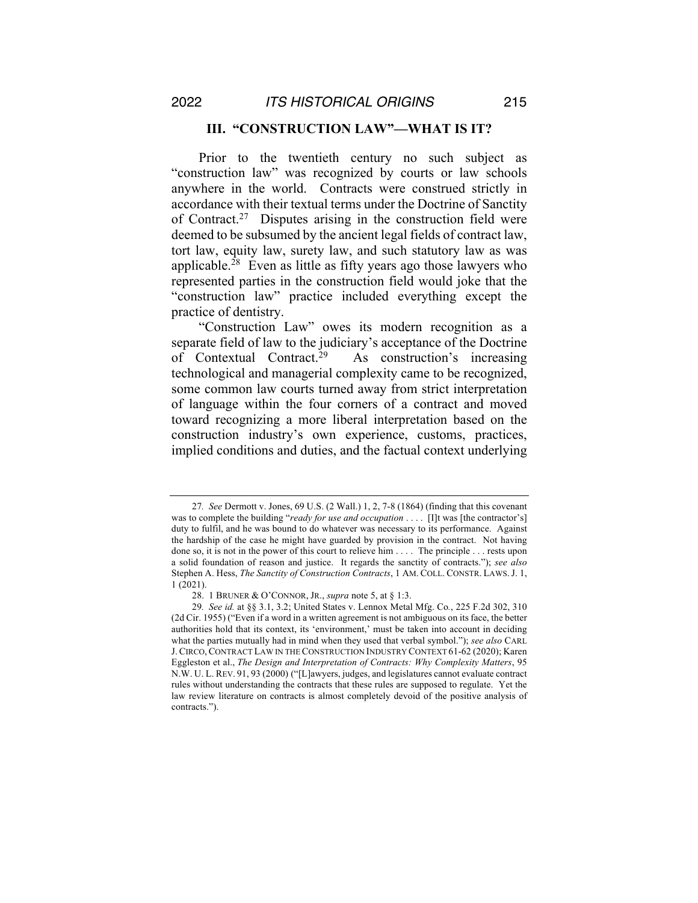## III. "CONSTRUCTION LAW"—WHAT IS IT?

Prior to the twentieth century no such subject as "construction law" was recognized by courts or law schools anywhere in the world. Contracts were construed strictly in accordance with their textual terms under the Doctrine of Sanctity of Contract.[27] Disputes arising in the construction field were deemed to be subsumed by the ancient legal fields of contract law, tort law, equity law, surety law, and such statutory law as was applicable.[28] Even as little as fifty years ago those lawyers who represented parties in the construction field would joke that the "construction law" practice included everything except the practice of dentistry.

"Construction Law" owes its modern recognition as a separate field of law to the judiciary's acceptance of the Doctrine of Contextual Contract.[29] As construction's increasing technological and managerial complexity came to be recognized, some common law courts turned away from strict interpretation of language within the four corners of a contract and moved toward recognizing a more liberal interpretation based on the construction industry's own experience, customs, practices, implied conditions and duties, and the factual context underlying

---

27. *See* Dermott v. Jones, 69 U.S. (2 Wall.) 1, 2, 7-8 (1864) (finding that this covenant was to complete the building "*ready for use and occupation* . . . . [I]t was [the contractor's] duty to fulfil, and he was bound to do whatever was necessary to its performance. Against the hardship of the case he might have guarded by provision in the contract. Not having done so, it is not in the power of this court to relieve him . . . . The principle . . . rests upon a solid foundation of reason and justice. It regards the sanctity of contracts."); *see also* Stephen A. Hess, *The Sanctity of Construction Contracts*, 1 AM. COLL. CONSTR. LAWS. J. 1, 1 (2021).

28. 1 BRUNER & O'CONNOR, JR., *supra* note 5, at § 1:3.

29. *See id.* at §§ 3.1, 3.2; United States v. Lennox Metal Mfg. Co., 225 F.2d 302, 310 (2d Cir. 1955) ("Even if a word in a written agreement is not ambiguous on its face, the better authorities hold that its context, its 'environment,' must be taken into account in deciding what the parties mutually had in mind when they used that verbal symbol."); *see also* CARL J. CIRCO, CONTRACT LAW IN THE CONSTRUCTION INDUSTRY CONTEXT 61-62 (2020); Karen Eggleston et al., *The Design and Interpretation of Contracts: Why Complexity Matters*, 95 N.W. U. L. REV. 91, 93 (2000) ("[L]awyers, judges, and legislatures cannot evaluate contract rules without understanding the contracts that these rules are supposed to regulate. Yet the law review literature on contracts is almost completely devoid of the positive analysis of contracts.").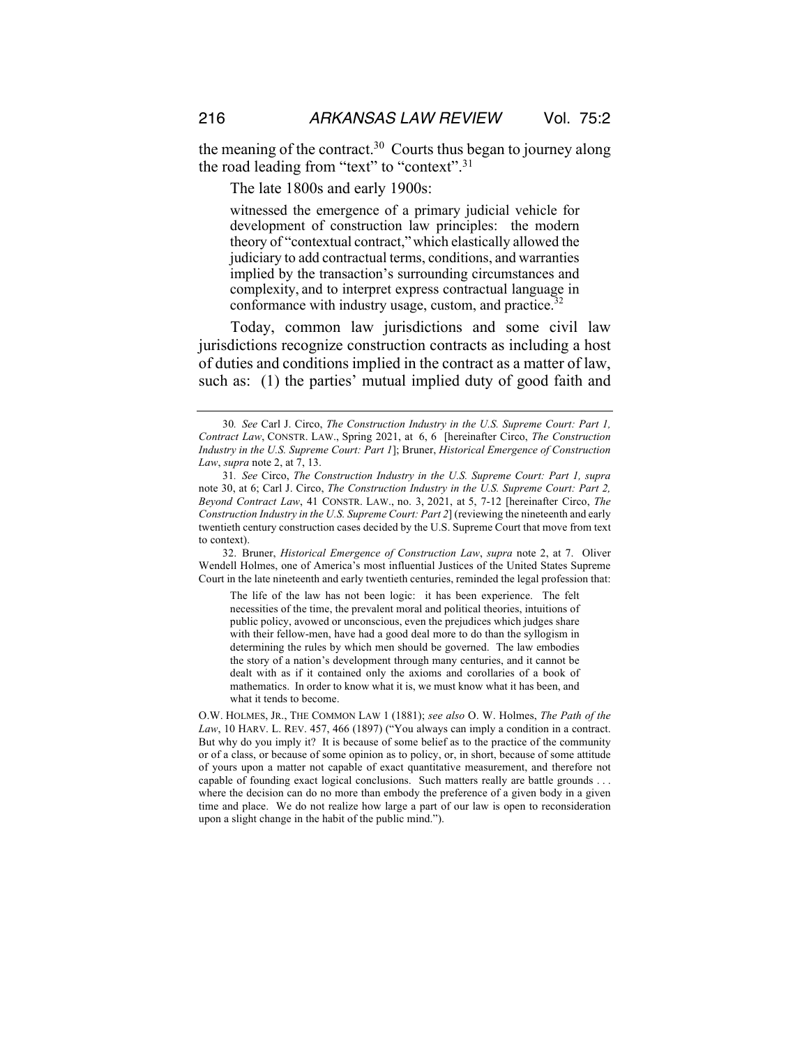the meaning of the contract.[30] Courts thus began to journey along the road leading from "text" to "context".[31]

The late 1800s and early 1900s:

> witnessed the emergence of a primary judicial vehicle for development of construction law principles: the modern theory of "contextual contract," which elastically allowed the judiciary to add contractual terms, conditions, and warranties implied by the transaction's surrounding circumstances and complexity, and to interpret express contractual language in conformance with industry usage, custom, and practice.[32]

Today, common law jurisdictions and some civil law jurisdictions recognize construction contracts as including a host of duties and conditions implied in the contract as a matter of law, such as: (1) the parties' mutual implied duty of good faith and

---

30. *See* Carl J. Circo, *The Construction Industry in the U.S. Supreme Court: Part 1, Contract Law*, CONSTR. LAW., Spring 2021, at 6, 6 [hereinafter Circo, *The Construction Industry in the U.S. Supreme Court: Part 1*]; Bruner, *Historical Emergence of Construction Law*, *supra* note 2, at 7, 13.

31. *See* Circo, *The Construction Industry in the U.S. Supreme Court: Part 1, supra* note 30, at 6; Carl J. Circo, *The Construction Industry in the U.S. Supreme Court: Part 2, Beyond Contract Law*, 41 CONSTR. LAW., no. 3, 2021, at 5, 7-12 [hereinafter Circo, *The Construction Industry in the U.S. Supreme Court: Part 2*] (reviewing the nineteenth and early twentieth century construction cases decided by the U.S. Supreme Court that move from text to context).

32. Bruner, *Historical Emergence of Construction Law*, *supra* note 2, at 7. Oliver Wendell Holmes, one of America's most influential Justices of the United States Supreme Court in the late nineteenth and early twentieth centuries, reminded the legal profession that:

> The life of the law has not been logic: it has been experience. The felt necessities of the time, the prevalent moral and political theories, intuitions of public policy, avowed or unconscious, even the prejudices which judges share with their fellow-men, have had a good deal more to do than the syllogism in determining the rules by which men should be governed. The law embodies the story of a nation's development through many centuries, and it cannot be dealt with as if it contained only the axioms and corollaries of a book of mathematics. In order to know what it is, we must know what it has been, and what it tends to become.

O.W. HOLMES, JR., THE COMMON LAW 1 (1881); *see also* O. W. Holmes, *The Path of the Law*, 10 HARV. L. REV. 457, 466 (1897) ("You always can imply a condition in a contract. But why do you imply it? It is because of some belief as to the practice of the community or of a class, or because of some opinion as to policy, or, in short, because of some attitude of yours upon a matter not capable of exact quantitative measurement, and therefore not capable of founding exact logical conclusions. Such matters really are battle grounds . . . where the decision can do no more than embody the preference of a given body in a given time and place. We do not realize how large a part of our law is open to reconsideration upon a slight change in the habit of the public mind.").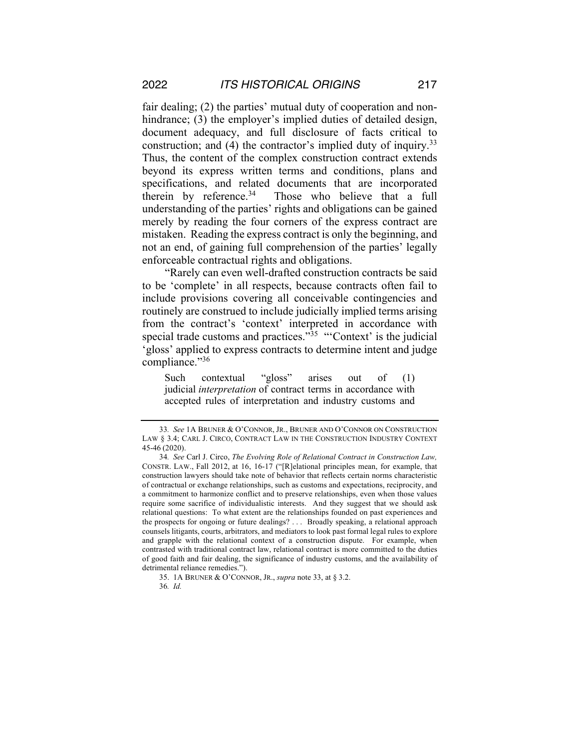fair dealing; (2) the parties' mutual duty of cooperation and non-hindrance; (3) the employer's implied duties of detailed design, document adequacy, and full disclosure of facts critical to construction; and (4) the contractor's implied duty of inquiry.[33] Thus, the content of the complex construction contract extends beyond its express written terms and conditions, plans and specifications, and related documents that are incorporated therein by reference.[34] Those who believe that a full understanding of the parties' rights and obligations can be gained merely by reading the four corners of the express contract are mistaken. Reading the express contract is only the beginning, and not an end, of gaining full comprehension of the parties' legally enforceable contractual rights and obligations.

"Rarely can even well-drafted construction contracts be said to be 'complete' in all respects, because contracts often fail to include provisions covering all conceivable contingencies and routinely are construed to include judicially implied terms arising from the contract's 'context' interpreted in accordance with special trade customs and practices."[35] "'Context' is the judicial 'gloss' applied to express contracts to determine intent and judge compliance."[36]

> Such contextual "gloss" arises out of (1) judicial *interpretation* of contract terms in accordance with accepted rules of interpretation and industry customs and

---

33. *See* 1A BRUNER & O'CONNOR, JR., BRUNER AND O'CONNOR ON CONSTRUCTION LAW § 3.4; CARL J. CIRCO, CONTRACT LAW IN THE CONSTRUCTION INDUSTRY CONTEXT 45-46 (2020).

34. *See* Carl J. Circo, *The Evolving Role of Relational Contract in Construction Law,* CONSTR. LAW., Fall 2012, at 16, 16-17 ("[R]elational principles mean, for example, that construction lawyers should take note of behavior that reflects certain norms characteristic of contractual or exchange relationships, such as customs and expectations, reciprocity, and a commitment to harmonize conflict and to preserve relationships, even when those values require some sacrifice of individualistic interests. And they suggest that we should ask relational questions: To what extent are the relationships founded on past experiences and the prospects for ongoing or future dealings? . . . Broadly speaking, a relational approach counsels litigants, courts, arbitrators, and mediators to look past formal legal rules to explore and grapple with the relational context of a construction dispute. For example, when contrasted with traditional contract law, relational contract is more committed to the duties of good faith and fair dealing, the significance of industry customs, and the availability of detrimental reliance remedies.").

35. 1A BRUNER & O'CONNOR, JR., *supra* note 33, at § 3.2.

36. *Id.*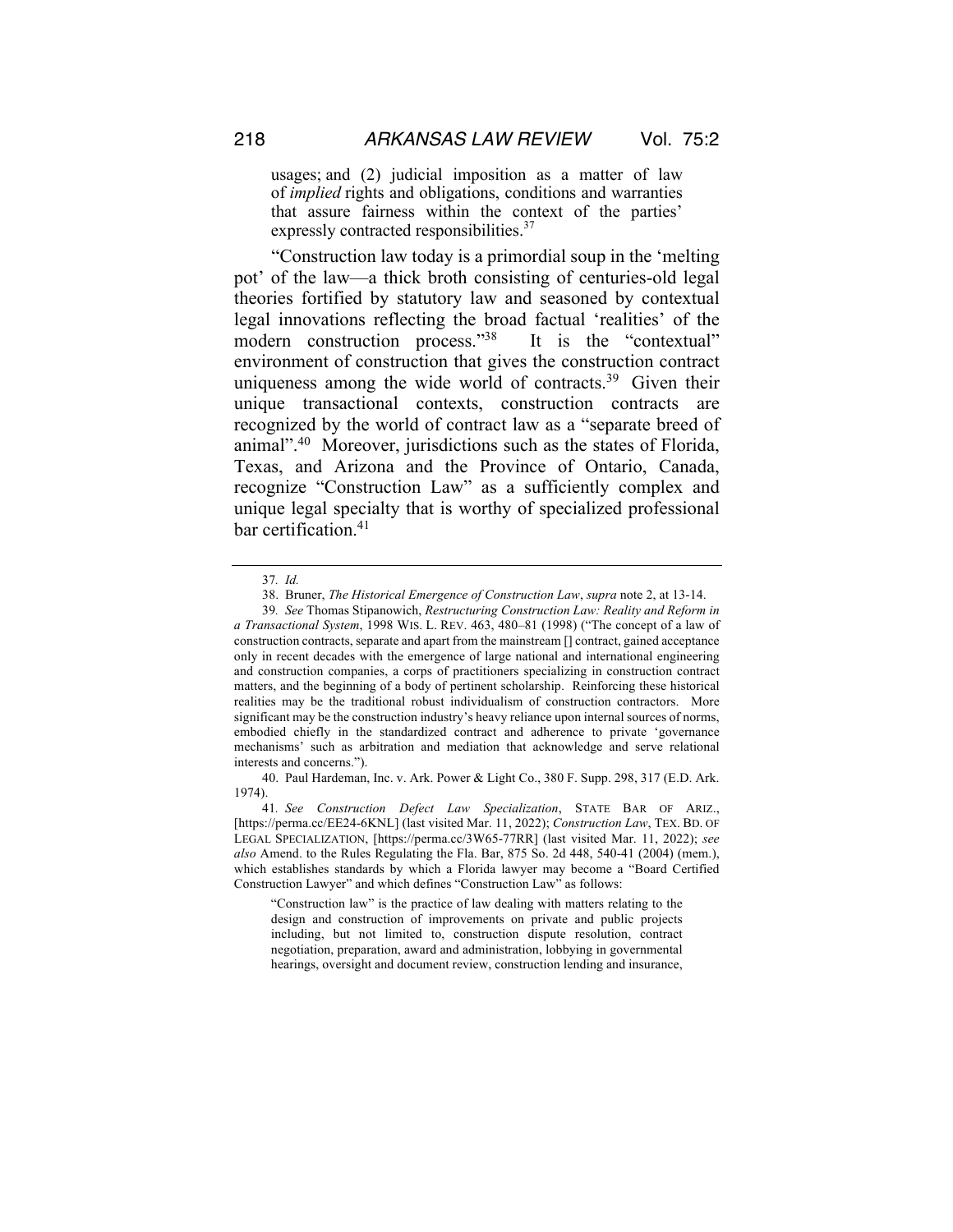> usages; and (2) judicial imposition as a matter of law of *implied* rights and obligations, conditions and warranties that assure fairness within the context of the parties' expressly contracted responsibilities.[37]

"Construction law today is a primordial soup in the 'melting pot' of the law—a thick broth consisting of centuries-old legal theories fortified by statutory law and seasoned by contextual legal innovations reflecting the broad factual 'realities' of the modern construction process."[38] It is the "contextual" environment of construction that gives the construction contract uniqueness among the wide world of contracts.[39] Given their unique transactional contexts, construction contracts are recognized by the world of contract law as a "separate breed of animal".[40] Moreover, jurisdictions such as the states of Florida, Texas, and Arizona and the Province of Ontario, Canada, recognize "Construction Law" as a sufficiently complex and unique legal specialty that is worthy of specialized professional bar certification.[41]

---

37. *Id.*

38. Bruner, *The Historical Emergence of Construction Law*, *supra* note 2, at 13-14.

39. *See* Thomas Stipanowich, *Restructuring Construction Law: Reality and Reform in a Transactional System*, 1998 WIS. L. REV. 463, 480–81 (1998) ("The concept of a law of construction contracts, separate and apart from the mainstream [] contract, gained acceptance only in recent decades with the emergence of large national and international engineering and construction companies, a corps of practitioners specializing in construction contract matters, and the beginning of a body of pertinent scholarship. Reinforcing these historical realities may be the traditional robust individualism of construction contractors. More significant may be the construction industry's heavy reliance upon internal sources of norms, embodied chiefly in the standardized contract and adherence to private 'governance mechanisms' such as arbitration and mediation that acknowledge and serve relational interests and concerns.").

40. Paul Hardeman, Inc. v. Ark. Power & Light Co., 380 F. Supp. 298, 317 (E.D. Ark. 1974).

41. *See Construction Defect Law Specialization*, STATE BAR OF ARIZ., [https://perma.cc/EE24-6KNL] (last visited Mar. 11, 2022); *Construction Law*, TEX. BD. OF LEGAL SPECIALIZATION, [https://perma.cc/3W65-77RR] (last visited Mar. 11, 2022); *see also* Amend. to the Rules Regulating the Fla. Bar, 875 So. 2d 448, 540-41 (2004) (mem.), which establishes standards by which a Florida lawyer may become a "Board Certified Construction Lawyer" and which defines "Construction Law" as follows:

> "Construction law" is the practice of law dealing with matters relating to the design and construction of improvements on private and public projects including, but not limited to, construction dispute resolution, contract negotiation, preparation, award and administration, lobbying in governmental hearings, oversight and document review, construction lending and insurance,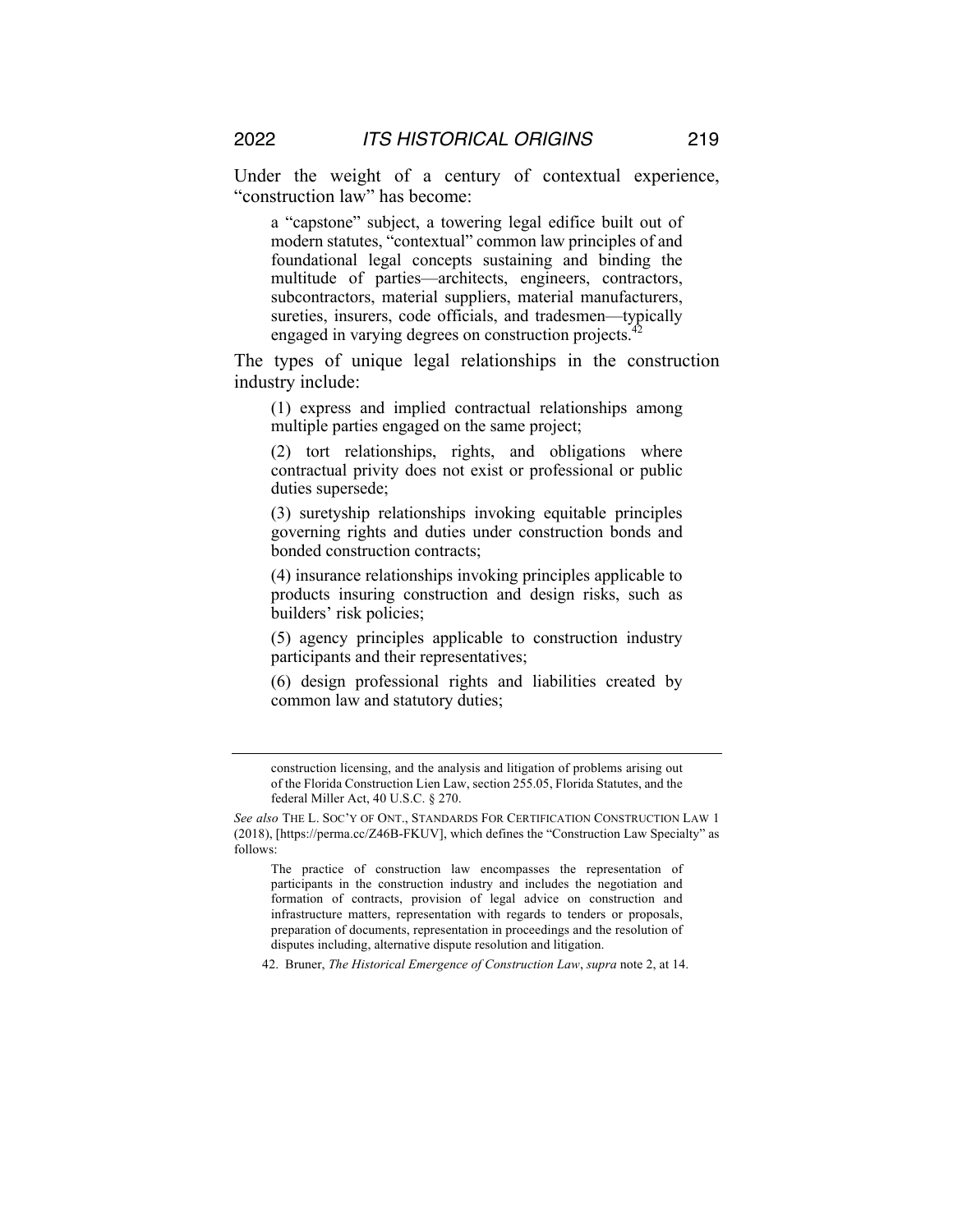Under the weight of a century of contextual experience, "construction law" has become:

> a "capstone" subject, a towering legal edifice built out of modern statutes, "contextual" common law principles of and foundational legal concepts sustaining and binding the multitude of parties—architects, engineers, contractors, subcontractors, material suppliers, material manufacturers, sureties, insurers, code officials, and tradesmen—typically engaged in varying degrees on construction projects.[42]

The types of unique legal relationships in the construction industry include:

> (1) express and implied contractual relationships among multiple parties engaged on the same project;
>
> (2) tort relationships, rights, and obligations where contractual privity does not exist or professional or public duties supersede;
>
> (3) suretyship relationships invoking equitable principles governing rights and duties under construction bonds and bonded construction contracts;
>
> (4) insurance relationships invoking principles applicable to products insuring construction and design risks, such as builders' risk policies;
>
> (5) agency principles applicable to construction industry participants and their representatives;
>
> (6) design professional rights and liabilities created by common law and statutory duties;

---

> construction licensing, and the analysis and litigation of problems arising out of the Florida Construction Lien Law, section 255.05, Florida Statutes, and the federal Miller Act, 40 U.S.C. § 270.

*See also* THE L. SOC'Y OF ONT., STANDARDS FOR CERTIFICATION CONSTRUCTION LAW 1 (2018), [https://perma.cc/Z46B-FKUV], which defines the "Construction Law Specialty" as follows:

> The practice of construction law encompasses the representation of participants in the construction industry and includes the negotiation and formation of contracts, provision of legal advice on construction and infrastructure matters, representation with regards to tenders or proposals, preparation of documents, representation in proceedings and the resolution of disputes including, alternative dispute resolution and litigation.

42. Bruner, *The Historical Emergence of Construction Law*, *supra* note 2, at 14.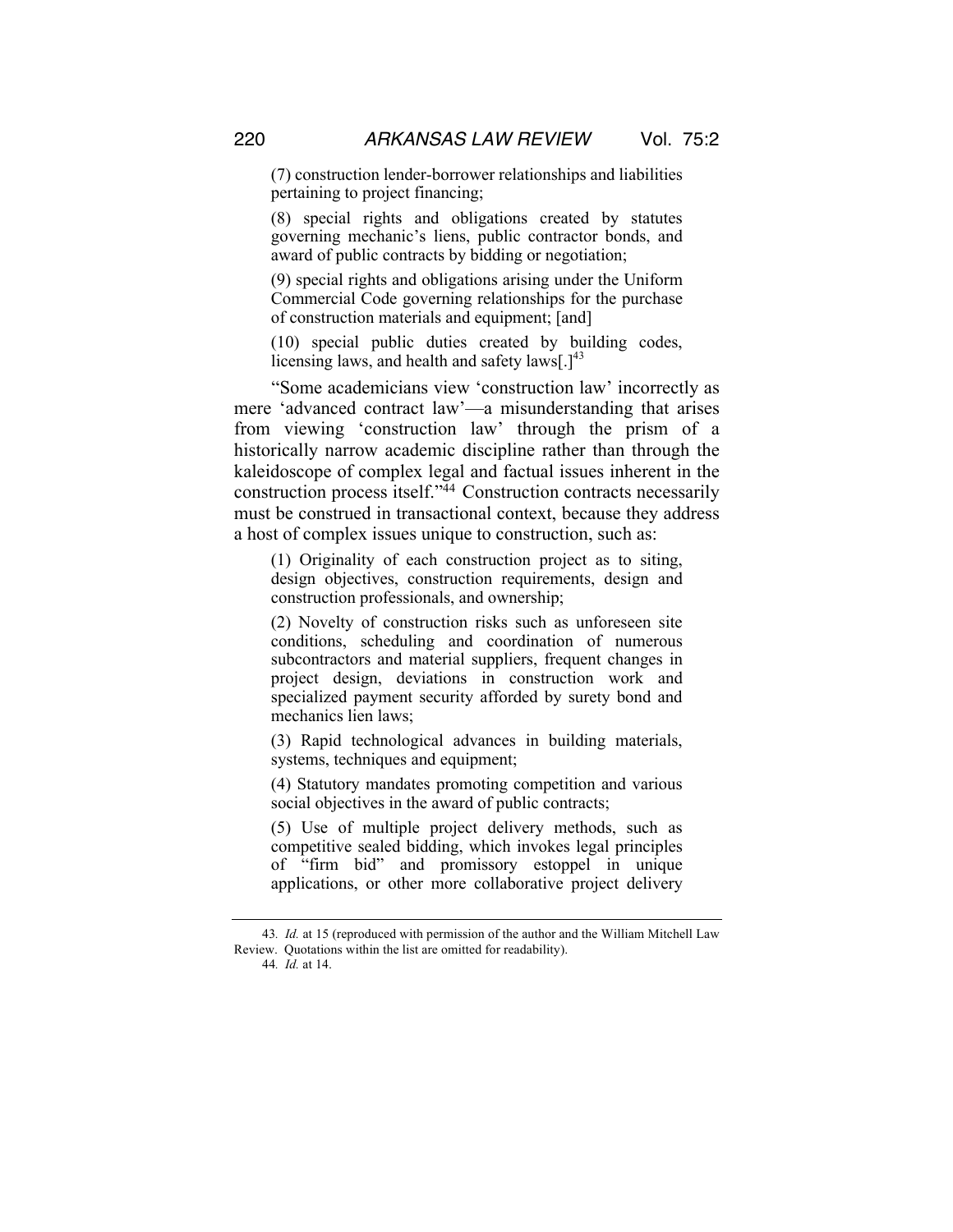(7) construction lender-borrower relationships and liabilities pertaining to project financing;

(8) special rights and obligations created by statutes governing mechanic's liens, public contractor bonds, and award of public contracts by bidding or negotiation;

(9) special rights and obligations arising under the Uniform Commercial Code governing relationships for the purchase of construction materials and equipment; [and]

(10) special public duties created by building codes, licensing laws, and health and safety laws[.][43]

"Some academicians view 'construction law' incorrectly as mere 'advanced contract law'—a misunderstanding that arises from viewing 'construction law' through the prism of a historically narrow academic discipline rather than through the kaleidoscope of complex legal and factual issues inherent in the construction process itself."[44] Construction contracts necessarily must be construed in transactional context, because they address a host of complex issues unique to construction, such as:

(1) Originality of each construction project as to siting, design objectives, construction requirements, design and construction professionals, and ownership;

(2) Novelty of construction risks such as unforeseen site conditions, scheduling and coordination of numerous subcontractors and material suppliers, frequent changes in project design, deviations in construction work and specialized payment security afforded by surety bond and mechanics lien laws;

(3) Rapid technological advances in building materials, systems, techniques and equipment;

(4) Statutory mandates promoting competition and various social objectives in the award of public contracts;

(5) Use of multiple project delivery methods, such as competitive sealed bidding, which invokes legal principles of "firm bid" and promissory estoppel in unique applications, or other more collaborative project delivery

---

43. *Id.* at 15 (reproduced with permission of the author and the William Mitchell Law Review. Quotations within the list are omitted for readability).

44. *Id.* at 14.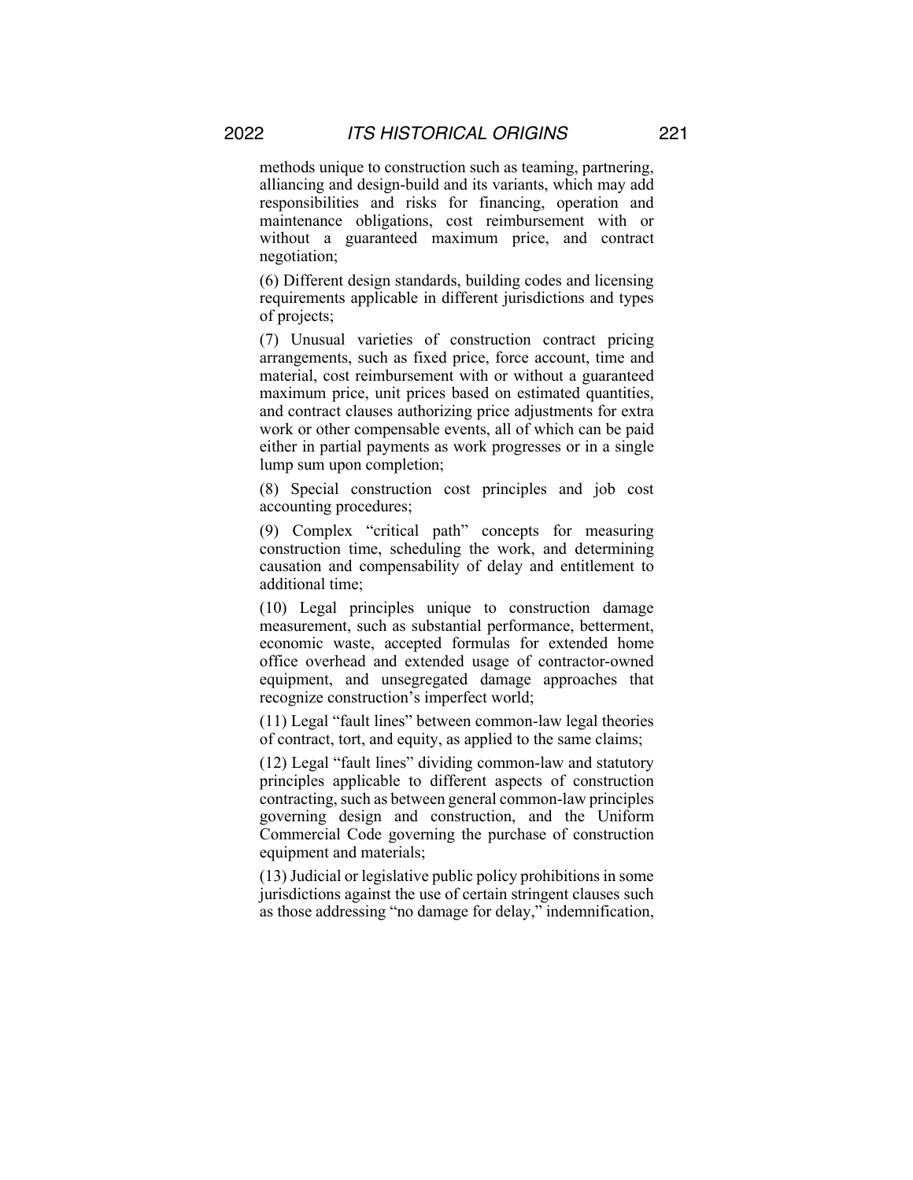methods unique to construction such as teaming, partnering, alliancing and design-build and its variants, which may add responsibilities and risks for financing, operation and maintenance obligations, cost reimbursement with or without a guaranteed maximum price, and contract negotiation;

(6) Different design standards, building codes and licensing requirements applicable in different jurisdictions and types of projects;

(7) Unusual varieties of construction contract pricing arrangements, such as fixed price, force account, time and material, cost reimbursement with or without a guaranteed maximum price, unit prices based on estimated quantities, and contract clauses authorizing price adjustments for extra work or other compensable events, all of which can be paid either in partial payments as work progresses or in a single lump sum upon completion;

(8) Special construction cost principles and job cost accounting procedures;

(9) Complex "critical path" concepts for measuring construction time, scheduling the work, and determining causation and compensability of delay and entitlement to additional time;

(10) Legal principles unique to construction damage measurement, such as substantial performance, betterment, economic waste, accepted formulas for extended home office overhead and extended usage of contractor-owned equipment, and unsegregated damage approaches that recognize construction's imperfect world;

(11) Legal "fault lines" between common-law legal theories of contract, tort, and equity, as applied to the same claims;

(12) Legal "fault lines" dividing common-law and statutory principles applicable to different aspects of construction contracting, such as between general common-law principles governing design and construction, and the Uniform Commercial Code governing the purchase of construction equipment and materials;

(13) Judicial or legislative public policy prohibitions in some jurisdictions against the use of certain stringent clauses such as those addressing "no damage for delay," indemnification,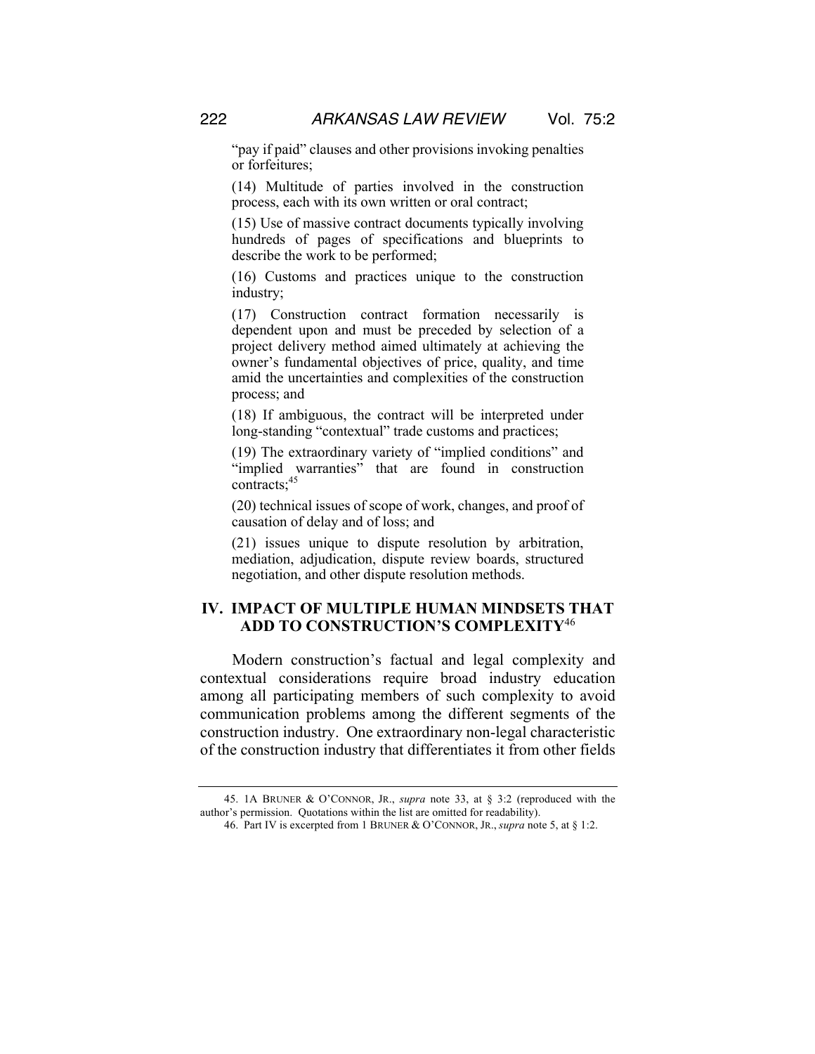"pay if paid" clauses and other provisions invoking penalties or forfeitures;

(14) Multitude of parties involved in the construction process, each with its own written or oral contract;

(15) Use of massive contract documents typically involving hundreds of pages of specifications and blueprints to describe the work to be performed;

(16) Customs and practices unique to the construction industry;

(17) Construction contract formation necessarily is dependent upon and must be preceded by selection of a project delivery method aimed ultimately at achieving the owner's fundamental objectives of price, quality, and time amid the uncertainties and complexities of the construction process; and

(18) If ambiguous, the contract will be interpreted under long-standing "contextual" trade customs and practices;

(19) The extraordinary variety of "implied conditions" and "implied warranties" that are found in construction contracts;[45]

(20) technical issues of scope of work, changes, and proof of causation of delay and of loss; and

(21) issues unique to dispute resolution by arbitration, mediation, adjudication, dispute review boards, structured negotiation, and other dispute resolution methods.

## IV. IMPACT OF MULTIPLE HUMAN MINDSETS THAT ADD TO CONSTRUCTION'S COMPLEXITY[46]

Modern construction's factual and legal complexity and contextual considerations require broad industry education among all participating members of such complexity to avoid communication problems among the different segments of the construction industry. One extraordinary non-legal characteristic of the construction industry that differentiates it from other fields

---

45. 1A BRUNER & O'CONNOR, JR., *supra* note 33, at § 3:2 (reproduced with the author's permission. Quotations within the list are omitted for readability).

46. Part IV is excerpted from 1 BRUNER & O'CONNOR, JR., *supra* note 5, at § 1:2.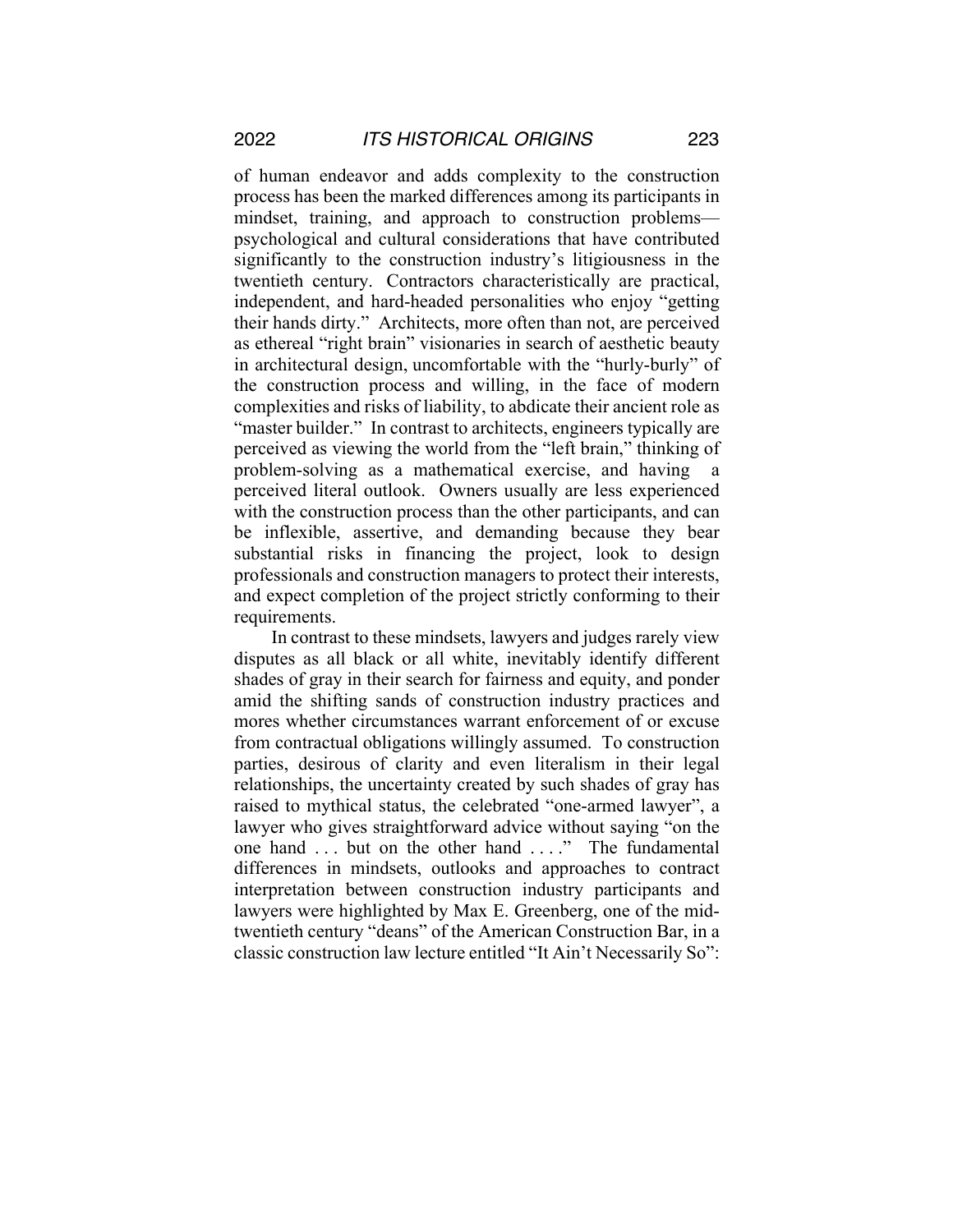of human endeavor and adds complexity to the construction process has been the marked differences among its participants in mindset, training, and approach to construction problems—psychological and cultural considerations that have contributed significantly to the construction industry's litigiousness in the twentieth century. Contractors characteristically are practical, independent, and hard-headed personalities who enjoy "getting their hands dirty." Architects, more often than not, are perceived as ethereal "right brain" visionaries in search of aesthetic beauty in architectural design, uncomfortable with the "hurly-burly" of the construction process and willing, in the face of modern complexities and risks of liability, to abdicate their ancient role as "master builder." In contrast to architects, engineers typically are perceived as viewing the world from the "left brain," thinking of problem-solving as a mathematical exercise, and having a perceived literal outlook. Owners usually are less experienced with the construction process than the other participants, and can be inflexible, assertive, and demanding because they bear substantial risks in financing the project, look to design professionals and construction managers to protect their interests, and expect completion of the project strictly conforming to their requirements.

In contrast to these mindsets, lawyers and judges rarely view disputes as all black or all white, inevitably identify different shades of gray in their search for fairness and equity, and ponder amid the shifting sands of construction industry practices and mores whether circumstances warrant enforcement of or excuse from contractual obligations willingly assumed. To construction parties, desirous of clarity and even literalism in their legal relationships, the uncertainty created by such shades of gray has raised to mythical status, the celebrated "one-armed lawyer", a lawyer who gives straightforward advice without saying "on the one hand . . . but on the other hand . . . ." The fundamental differences in mindsets, outlooks and approaches to contract interpretation between construction industry participants and lawyers were highlighted by Max E. Greenberg, one of the mid-twentieth century "deans" of the American Construction Bar, in a classic construction law lecture entitled "It Ain't Necessarily So":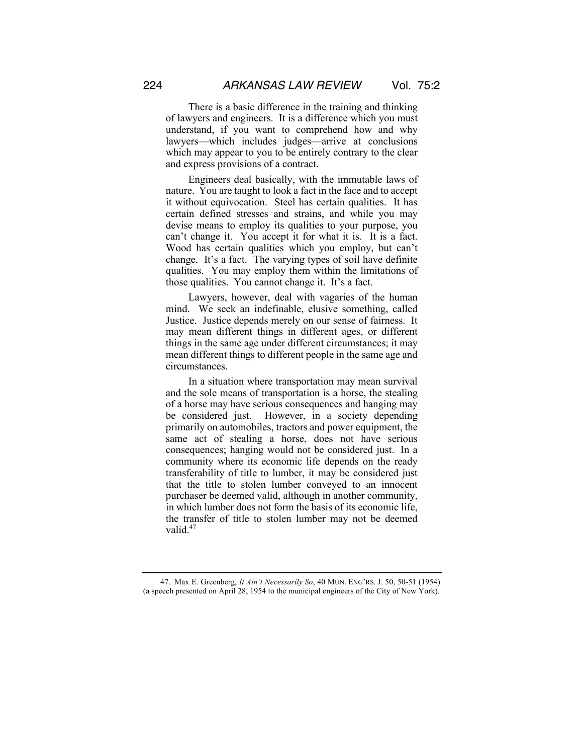There is a basic difference in the training and thinking of lawyers and engineers. It is a difference which you must understand, if you want to comprehend how and why lawyers—which includes judges—arrive at conclusions which may appear to you to be entirely contrary to the clear and express provisions of a contract.

Engineers deal basically, with the immutable laws of nature. You are taught to look a fact in the face and to accept it without equivocation. Steel has certain qualities. It has certain defined stresses and strains, and while you may devise means to employ its qualities to your purpose, you can't change it. You accept it for what it is. It is a fact. Wood has certain qualities which you employ, but can't change. It's a fact. The varying types of soil have definite qualities. You may employ them within the limitations of those qualities. You cannot change it. It's a fact.

Lawyers, however, deal with vagaries of the human mind. We seek an indefinable, elusive something, called Justice. Justice depends merely on our sense of fairness. It may mean different things in different ages, or different things in the same age under different circumstances; it may mean different things to different people in the same age and circumstances.

In a situation where transportation may mean survival and the sole means of transportation is a horse, the stealing of a horse may have serious consequences and hanging may be considered just. However, in a society depending primarily on automobiles, tractors and power equipment, the same act of stealing a horse, does not have serious consequences; hanging would not be considered just. In a community where its economic life depends on the ready transferability of title to lumber, it may be considered just that the title to stolen lumber conveyed to an innocent purchaser be deemed valid, although in another community, in which lumber does not form the basis of its economic life, the transfer of title to stolen lumber may not be deemed valid.[47]

---

47. Max E. Greenberg, *It Ain't Necessarily So*, 40 MUN. ENG'RS. J. 50, 50-51 (1954) (a speech presented on April 28, 1954 to the municipal engineers of the City of New York).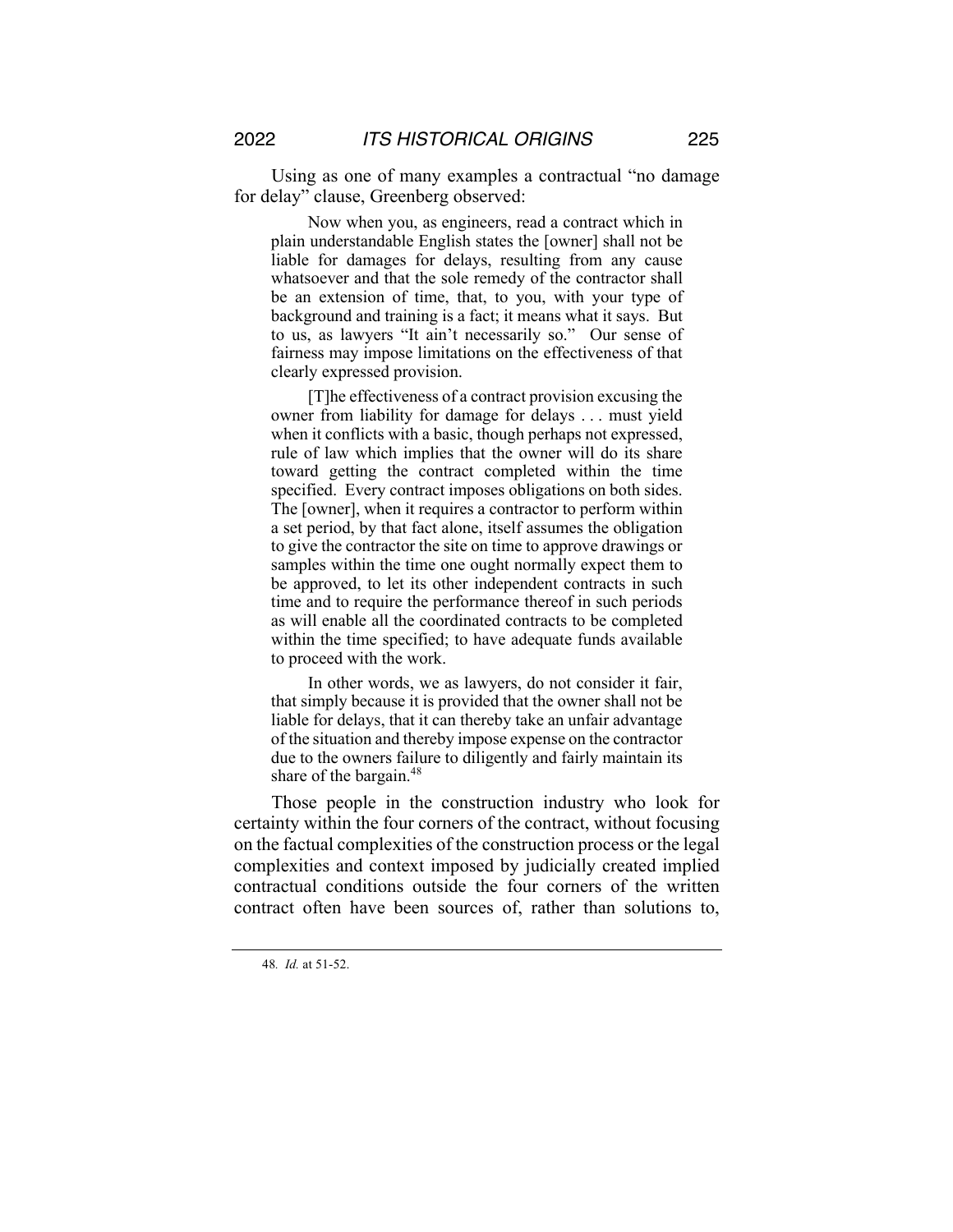Using as one of many examples a contractual "no damage for delay" clause, Greenberg observed:

> Now when you, as engineers, read a contract which in plain understandable English states the [owner] shall not be liable for damages for delays, resulting from any cause whatsoever and that the sole remedy of the contractor shall be an extension of time, that, to you, with your type of background and training is a fact; it means what it says. But to us, as lawyers "It ain't necessarily so." Our sense of fairness may impose limitations on the effectiveness of that clearly expressed provision.
>
> [T]he effectiveness of a contract provision excusing the owner from liability for damage for delays . . . must yield when it conflicts with a basic, though perhaps not expressed, rule of law which implies that the owner will do its share toward getting the contract completed within the time specified. Every contract imposes obligations on both sides. The [owner], when it requires a contractor to perform within a set period, by that fact alone, itself assumes the obligation to give the contractor the site on time to approve drawings or samples within the time one ought normally expect them to be approved, to let its other independent contracts in such time and to require the performance thereof in such periods as will enable all the coordinated contracts to be completed within the time specified; to have adequate funds available to proceed with the work.
>
> In other words, we as lawyers, do not consider it fair, that simply because it is provided that the owner shall not be liable for delays, that it can thereby take an unfair advantage of the situation and thereby impose expense on the contractor due to the owners failure to diligently and fairly maintain its share of the bargain.[48]

Those people in the construction industry who look for certainty within the four corners of the contract, without focusing on the factual complexities of the construction process or the legal complexities and context imposed by judicially created implied contractual conditions outside the four corners of the written contract often have been sources of, rather than solutions to,

---

48. *Id.* at 51-52.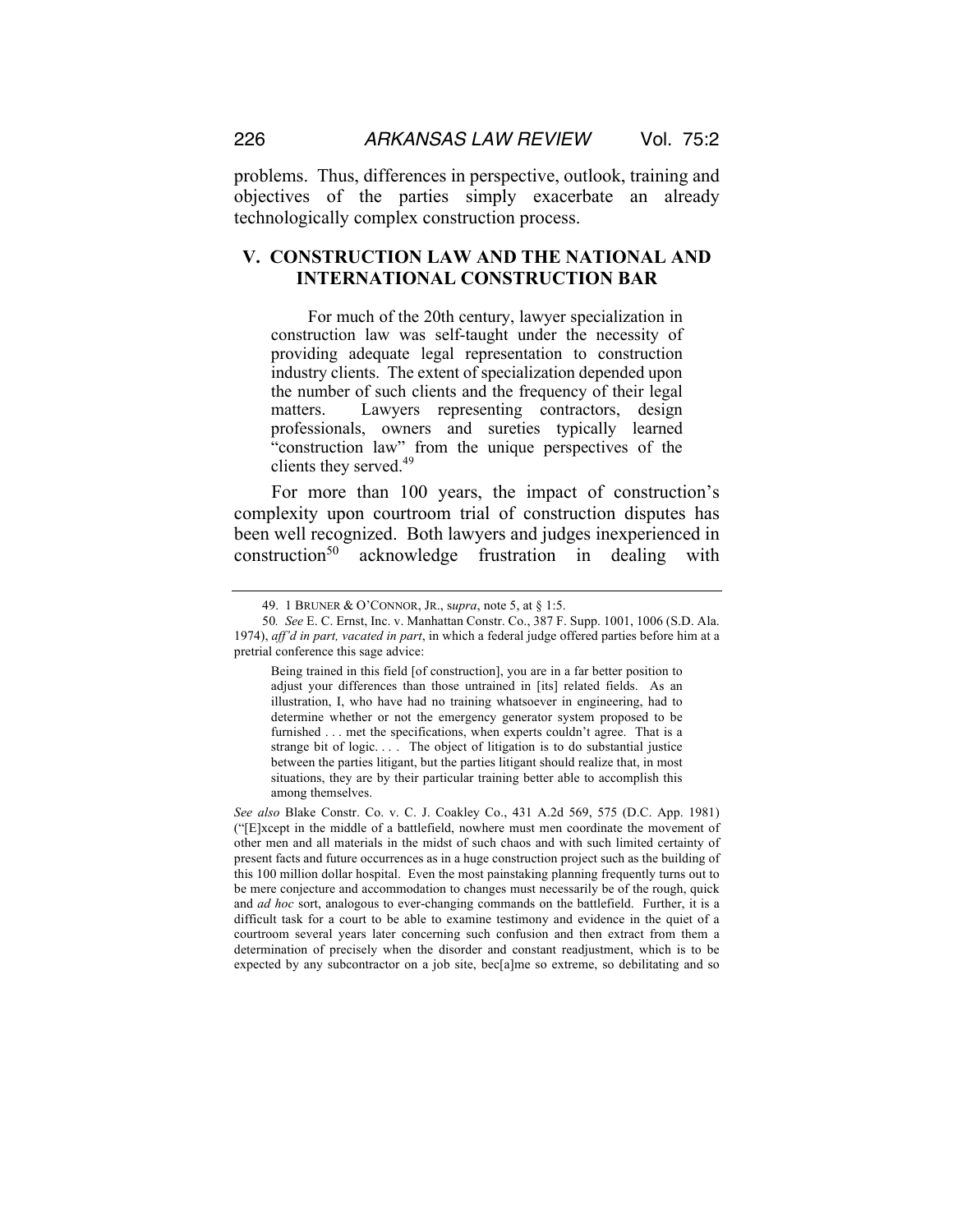problems. Thus, differences in perspective, outlook, training and objectives of the parties simply exacerbate an already technologically complex construction process.

## V. CONSTRUCTION LAW AND THE NATIONAL AND INTERNATIONAL CONSTRUCTION BAR

> For much of the 20th century, lawyer specialization in construction law was self-taught under the necessity of providing adequate legal representation to construction industry clients. The extent of specialization depended upon the number of such clients and the frequency of their legal matters. Lawyers representing contractors, design professionals, owners and sureties typically learned "construction law" from the unique perspectives of the clients they served.[49]

For more than 100 years, the impact of construction's complexity upon courtroom trial of construction disputes has been well recognized. Both lawyers and judges inexperienced in construction[50] acknowledge frustration in dealing with

---

49. 1 BRUNER & O'CONNOR, JR., s*upra*, note 5, at § 1:5.

50. *See* E. C. Ernst, Inc. v. Manhattan Constr. Co., 387 F. Supp. 1001, 1006 (S.D. Ala. 1974), *aff'd in part, vacated in part*, in which a federal judge offered parties before him at a pretrial conference this sage advice:

> Being trained in this field [of construction], you are in a far better position to adjust your differences than those untrained in [its] related fields. As an illustration, I, who have had no training whatsoever in engineering, had to determine whether or not the emergency generator system proposed to be furnished . . . met the specifications, when experts couldn't agree. That is a strange bit of logic. . . . The object of litigation is to do substantial justice between the parties litigant, but the parties litigant should realize that, in most situations, they are by their particular training better able to accomplish this among themselves.

*See also* Blake Constr. Co. v. C. J. Coakley Co., 431 A.2d 569, 575 (D.C. App. 1981) ("[E]xcept in the middle of a battlefield, nowhere must men coordinate the movement of other men and all materials in the midst of such chaos and with such limited certainty of present facts and future occurrences as in a huge construction project such as the building of this 100 million dollar hospital. Even the most painstaking planning frequently turns out to be mere conjecture and accommodation to changes must necessarily be of the rough, quick and *ad hoc* sort, analogous to ever-changing commands on the battlefield. Further, it is a difficult task for a court to be able to examine testimony and evidence in the quiet of a courtroom several years later concerning such confusion and then extract from them a determination of precisely when the disorder and constant readjustment, which is to be expected by any subcontractor on a job site, bec[a]me so extreme, so debilitating and so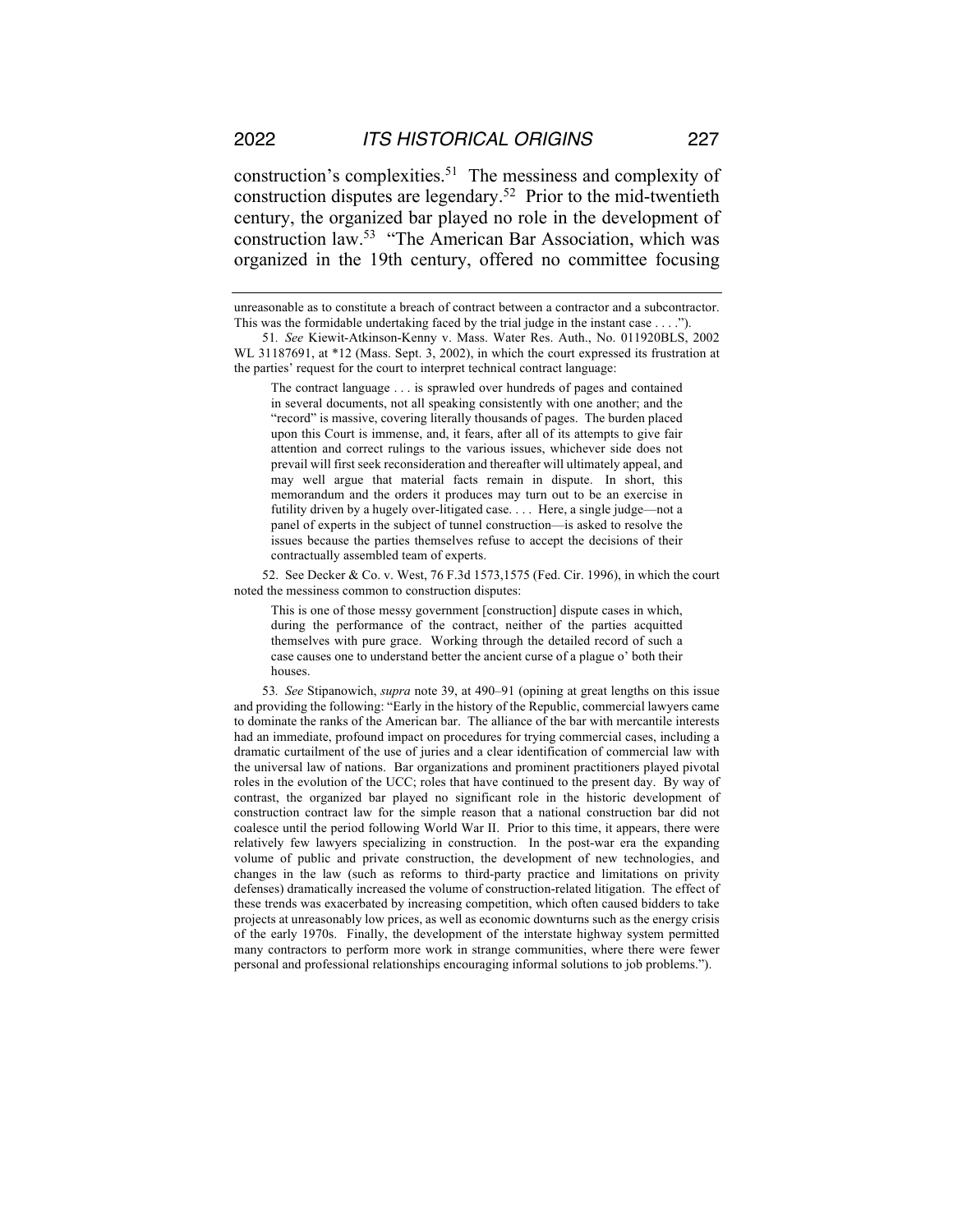construction's complexities.[51] The messiness and complexity of construction disputes are legendary.[52] Prior to the mid-twentieth century, the organized bar played no role in the development of construction law.[53] "The American Bar Association, which was organized in the 19th century, offered no committee focusing

---

unreasonable as to constitute a breach of contract between a contractor and a subcontractor. This was the formidable undertaking faced by the trial judge in the instant case . . . .").

51. *See* Kiewit-Atkinson-Kenny v. Mass. Water Res. Auth., No. 011920BLS, 2002 WL 31187691, at *12 (Mass. Sept. 3, 2002), in which the court expressed its frustration at the parties' request for the court to interpret technical contract language:

> The contract language . . . is sprawled over hundreds of pages and contained in several documents, not all speaking consistently with one another; and the "record" is massive, covering literally thousands of pages. The burden placed upon this Court is immense, and, it fears, after all of its attempts to give fair attention and correct rulings to the various issues, whichever side does not prevail will first seek reconsideration and thereafter will ultimately appeal, and may well argue that material facts remain in dispute. In short, this memorandum and the orders it produces may turn out to be an exercise in futility driven by a hugely over-litigated case. . . . Here, a single judge—not a panel of experts in the subject of tunnel construction—is asked to resolve the issues because the parties themselves refuse to accept the decisions of their contractually assembled team of experts.

52. See Decker & Co. v. West, 76 F.3d 1573,1575 (Fed. Cir. 1996), in which the court noted the messiness common to construction disputes:

> This is one of those messy government [construction] dispute cases in which, during the performance of the contract, neither of the parties acquitted themselves with pure grace. Working through the detailed record of such a case causes one to understand better the ancient curse of a plague o' both their houses.

53. *See* Stipanowich, *supra* note 39, at 490–91 (opining at great lengths on this issue and providing the following: "Early in the history of the Republic, commercial lawyers came to dominate the ranks of the American bar. The alliance of the bar with mercantile interests had an immediate, profound impact on procedures for trying commercial cases, including a dramatic curtailment of the use of juries and a clear identification of commercial law with the universal law of nations. Bar organizations and prominent practitioners played pivotal roles in the evolution of the UCC; roles that have continued to the present day. By way of contrast, the organized bar played no significant role in the historic development of construction contract law for the simple reason that a national construction bar did not coalesce until the period following World War II. Prior to this time, it appears, there were relatively few lawyers specializing in construction. In the post-war era the expanding volume of public and private construction, the development of new technologies, and changes in the law (such as reforms to third-party practice and limitations on privity defenses) dramatically increased the volume of construction-related litigation. The effect of these trends was exacerbated by increasing competition, which often caused bidders to take projects at unreasonably low prices, as well as economic downturns such as the energy crisis of the early 1970s. Finally, the development of the interstate highway system permitted many contractors to perform more work in strange communities, where there were fewer personal and professional relationships encouraging informal solutions to job problems.").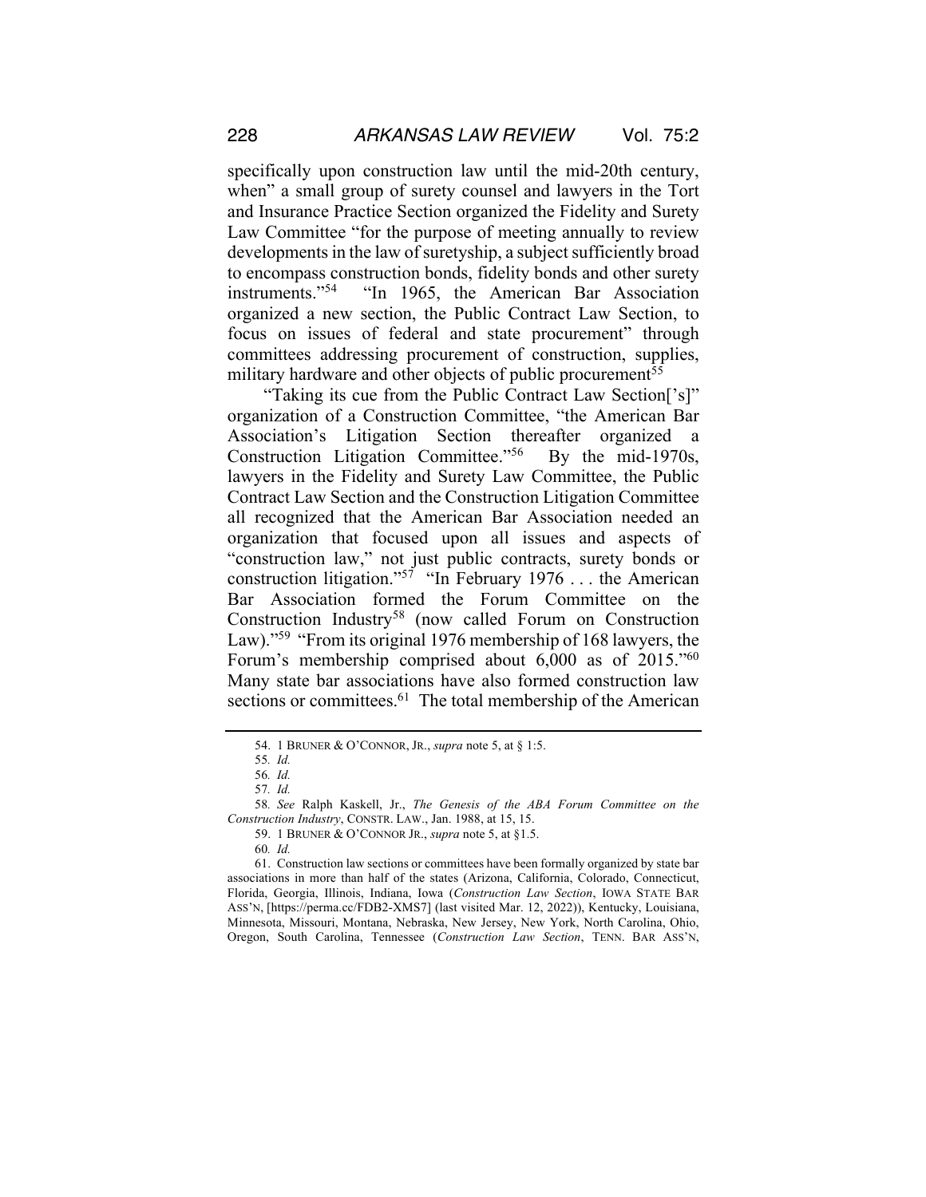specifically upon construction law until the mid-20th century, when" a small group of surety counsel and lawyers in the Tort and Insurance Practice Section organized the Fidelity and Surety Law Committee "for the purpose of meeting annually to review developments in the law of suretyship, a subject sufficiently broad to encompass construction bonds, fidelity bonds and other surety instruments."[54] "In 1965, the American Bar Association organized a new section, the Public Contract Law Section, to focus on issues of federal and state procurement" through committees addressing procurement of construction, supplies, military hardware and other objects of public procurement[55]

"Taking its cue from the Public Contract Law Section['s]" organization of a Construction Committee, "the American Bar Association's Litigation Section thereafter organized a Construction Litigation Committee."[56] By the mid-1970s, lawyers in the Fidelity and Surety Law Committee, the Public Contract Law Section and the Construction Litigation Committee all recognized that the American Bar Association needed an organization that focused upon all issues and aspects of "construction law," not just public contracts, surety bonds or construction litigation."[57] "In February 1976 . . . the American Bar Association formed the Forum Committee on the Construction Industry[58] (now called Forum on Construction Law)."[59] "From its original 1976 membership of 168 lawyers, the Forum's membership comprised about 6,000 as of 2015."[60] Many state bar associations have also formed construction law sections or committees.[61] The total membership of the American

---

54. 1 BRUNER & O'CONNOR, JR., *supra* note 5, at § 1:5.

55. *Id.*

56. *Id.*

57. *Id.*

58. *See* Ralph Kaskell, Jr., *The Genesis of the ABA Forum Committee on the Construction Industry*, CONSTR. LAW., Jan. 1988, at 15, 15.

59. 1 BRUNER & O'CONNOR JR., *supra* note 5, at §1.5.

60. *Id.*

61. Construction law sections or committees have been formally organized by state bar associations in more than half of the states (Arizona, California, Colorado, Connecticut, Florida, Georgia, Illinois, Indiana, Iowa (*Construction Law Section*, IOWA STATE BAR ASS'N, [https://perma.cc/FDB2-XMS7] (last visited Mar. 12, 2022)), Kentucky, Louisiana, Minnesota, Missouri, Montana, Nebraska, New Jersey, New York, North Carolina, Ohio, Oregon, South Carolina, Tennessee (*Construction Law Section*, TENN. BAR ASS'N,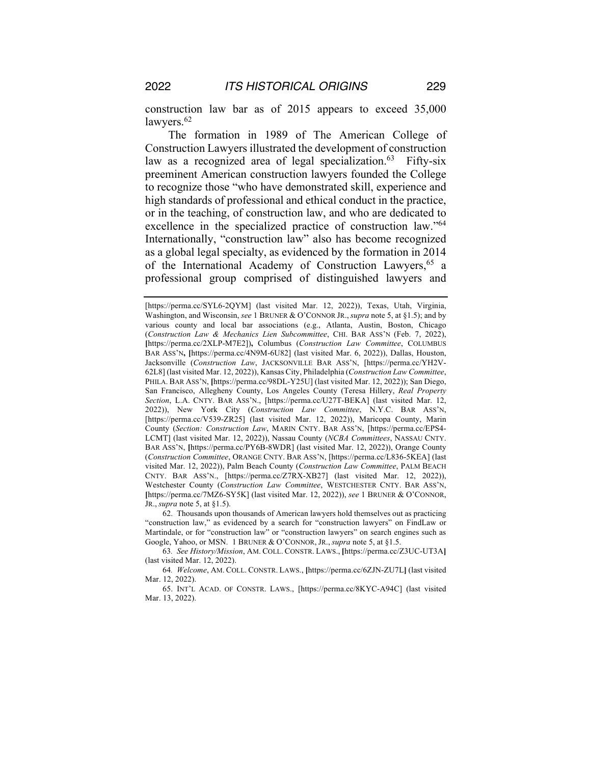construction law bar as of 2015 appears to exceed 35,000 lawyers.[62]

The formation in 1989 of The American College of Construction Lawyers illustrated the development of construction law as a recognized area of legal specialization.[63] Fifty-six preeminent American construction lawyers founded the College to recognize those "who have demonstrated skill, experience and high standards of professional and ethical conduct in the practice, or in the teaching, of construction law, and who are dedicated to excellence in the specialized practice of construction law."[64] Internationally, "construction law" also has become recognized as a global legal specialty, as evidenced by the formation in 2014 of the International Academy of Construction Lawyers,[65] a professional group comprised of distinguished lawyers and

---

[https://perma.cc/SYL6-2QYM] (last visited Mar. 12, 2022)), Texas, Utah, Virginia, Washington, and Wisconsin, *see* 1 BRUNER & O'CONNOR JR., *supra* note 5, at §1.5); and by various county and local bar associations (e.g., Atlanta, Austin, Boston, Chicago (*Construction Law & Mechanics Lien Subcommittee*, CHI. BAR ASS'N (Feb. 7, 2022), [https://perma.cc/2XLP-M7E2]), Columbus (*Construction Law Committee*, COLUMBUS BAR ASS'N, [https://perma.cc/4N9M-6U82] (last visited Mar. 6, 2022)), Dallas, Houston, Jacksonville (*Construction Law*, JACKSONVILLE BAR ASS'N, [https://perma.cc/YH2V-62L8] (last visited Mar. 12, 2022)), Kansas City, Philadelphia (*Construction Law Committee*, PHILA. BAR ASS'N, [https://perma.cc/98DL-Y25U] (last visited Mar. 12, 2022)); San Diego, San Francisco, Allegheny County, Los Angeles County (Teresa Hillery, *Real Property Section*, L.A. CNTY. BAR ASS'N., [https://perma.cc/U27T-BEKA] (last visited Mar. 12, 2022)), New York City (*Construction Law Committee*, N.Y.C. BAR ASS'N, [https://perma.cc/V539-ZR25] (last visited Mar. 12, 2022)), Maricopa County, Marin County (*Section: Construction Law*, MARIN CNTY. BAR ASS'N, [https://perma.cc/EPS4-LCMT] (last visited Mar. 12, 2022)), Nassau County (*NCBA Committees*, NASSAU CNTY. BAR ASS'N, [https://perma.cc/PY6B-8WDR] (last visited Mar. 12, 2022)), Orange County (*Construction Committee*, ORANGE CNTY. BAR ASS'N, [https://perma.cc/L836-5KEA] (last visited Mar. 12, 2022)), Palm Beach County (*Construction Law Committee*, PALM BEACH CNTY. BAR ASS'N., [https://perma.cc/Z7RX-XB27] (last visited Mar. 12, 2022)), Westchester County (*Construction Law Committee*, WESTCHESTER CNTY. BAR ASS'N, [https://perma.cc/7MZ6-SY5K] (last visited Mar. 12, 2022)), *see* 1 BRUNER & O'CONNOR, JR., *supra* note 5, at §1.5).

62. Thousands upon thousands of American lawyers hold themselves out as practicing "construction law," as evidenced by a search for "construction lawyers" on FindLaw or Martindale, or for "construction law" or "construction lawyers" on search engines such as Google, Yahoo, or MSN. 1 BRUNER & O'CONNOR, JR., *supra* note 5, at §1.5.

63. *See History/Mission*, AM. COLL. CONSTR. LAWS., [https://perma.cc/Z3UC-UT3A] (last visited Mar. 12, 2022).

64. *Welcome*, AM. COLL. CONSTR. LAWS., [https://perma.cc/6ZJN-ZU7L] (last visited Mar. 12, 2022).

65. INT'L ACAD. OF CONSTR. LAWS., [https://perma.cc/8KYC-A94C] (last visited Mar. 13, 2022).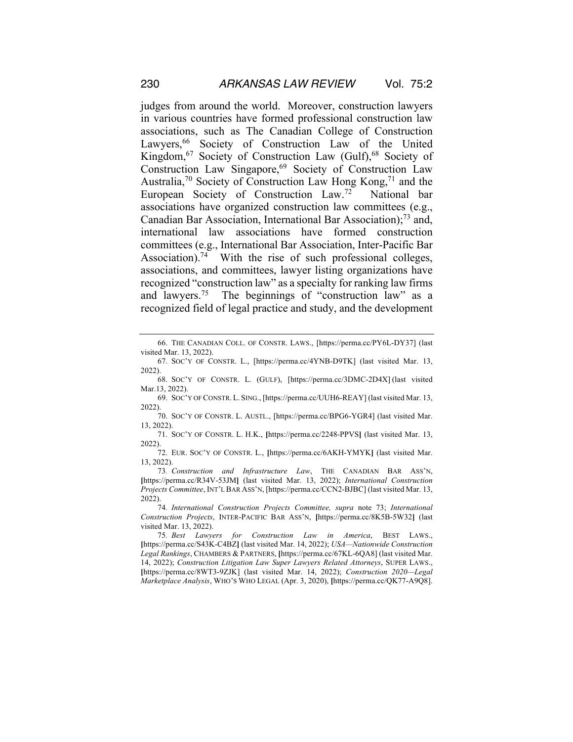judges from around the world. Moreover, construction lawyers in various countries have formed professional construction law associations, such as The Canadian College of Construction Lawyers,[66] Society of Construction Law of the United Kingdom,[67] Society of Construction Law (Gulf),[68] Society of Construction Law Singapore,[69] Society of Construction Law Australia,[70] Society of Construction Law Hong Kong,[71] and the European Society of Construction Law.[72] National bar associations have organized construction law committees (e.g., Canadian Bar Association, International Bar Association);[73] and, international law associations have formed construction committees (e.g., International Bar Association, Inter-Pacific Bar Association).[74] With the rise of such professional colleges, associations, and committees, lawyer listing organizations have recognized "construction law" as a specialty for ranking law firms and lawyers.[75] The beginnings of "construction law" as a recognized field of legal practice and study, and the development

---

66. THE CANADIAN COLL. OF CONSTR. LAWS., [https://perma.cc/PY6L-DY37] (last visited Mar. 13, 2022).

67. SOC'Y OF CONSTR. L., [https://perma.cc/4YNB-D9TK] (last visited Mar. 13, 2022).

68. SOC'Y OF CONSTR. L. (GULF), [https://perma.cc/3DMC-2D4X] (last visited Mar.13, 2022).

69. SOC'Y OF CONSTR. L. SING., [https://perma.cc/UUH6-REAY] (last visited Mar. 13, 2022).

70. SOC'Y OF CONSTR. L. AUSTL., [https://perma.cc/BPG6-YGR4] (last visited Mar. 13, 2022).

71. SOC'Y OF CONSTR. L. H.K., [https://perma.cc/2248-PPVS] (last visited Mar. 13, 2022).

72. EUR. SOC'Y OF CONSTR. L., [https://perma.cc/6AKH-YMYK] (last visited Mar. 13, 2022).

73. *Construction and Infrastructure Law*, THE CANADIAN BAR ASS'N, [https://perma.cc/R34V-53JM] (last visited Mar. 13, 2022); *International Construction Projects Committee*, INT'L BAR ASS'N, [https://perma.cc/CCN2-BJBC] (last visited Mar. 13, 2022).

74. *International Construction Projects Committee, supra* note 73; *International Construction Projects*, INTER-PACIFIC BAR ASS'N, [https://perma.cc/8K5B-5W32] (last visited Mar. 13, 2022).

75. *Best Lawyers for Construction Law in America*, BEST LAWS., [https://perma.cc/S43K-C4BZ] (last visited Mar. 14, 2022); *USA—Nationwide Construction Legal Rankings*, CHAMBERS & PARTNERS, [https://perma.cc/67KL-6QA8] (last visited Mar. 14, 2022); *Construction Litigation Law Super Lawyers Related Attorneys*, SUPER LAWS., [https://perma.cc/8WT3-9ZJK] (last visited Mar. 14, 2022); *Construction 2020—Legal Marketplace Analysis*, WHO'S WHO LEGAL (Apr. 3, 2020), [https://perma.cc/QK77-A9Q8].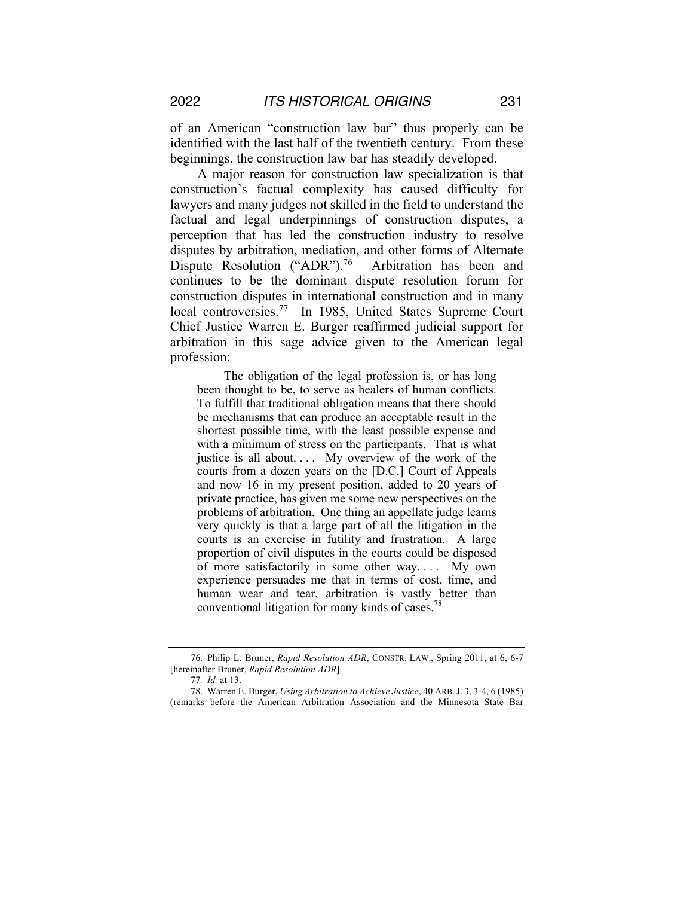of an American "construction law bar" thus properly can be identified with the last half of the twentieth century. From these beginnings, the construction law bar has steadily developed.

A major reason for construction law specialization is that construction's factual complexity has caused difficulty for lawyers and many judges not skilled in the field to understand the factual and legal underpinnings of construction disputes, a perception that has led the construction industry to resolve disputes by arbitration, mediation, and other forms of Alternate Dispute Resolution ("ADR").[76] Arbitration has been and continues to be the dominant dispute resolution forum for construction disputes in international construction and in many local controversies.[77] In 1985, United States Supreme Court Chief Justice Warren E. Burger reaffirmed judicial support for arbitration in this sage advice given to the American legal profession:

> The obligation of the legal profession is, or has long been thought to be, to serve as healers of human conflicts. To fulfill that traditional obligation means that there should be mechanisms that can produce an acceptable result in the shortest possible time, with the least possible expense and with a minimum of stress on the participants. That is what justice is all about. . . . My overview of the work of the courts from a dozen years on the [D.C.] Court of Appeals and now 16 in my present position, added to 20 years of private practice, has given me some new perspectives on the problems of arbitration. One thing an appellate judge learns very quickly is that a large part of all the litigation in the courts is an exercise in futility and frustration. A large proportion of civil disputes in the courts could be disposed of more satisfactorily in some other way. . . . My own experience persuades me that in terms of cost, time, and human wear and tear, arbitration is vastly better than conventional litigation for many kinds of cases.[78]

---

76. Philip L. Bruner, *Rapid Resolution ADR*, CONSTR. LAW., Spring 2011, at 6, 6-7 [hereinafter Bruner, *Rapid Resolution ADR*].

77. *Id.* at 13.

78. Warren E. Burger, *Using Arbitration to Achieve Justice*, 40 ARB. J. 3, 3-4, 6 (1985) (remarks before the American Arbitration Association and the Minnesota State Bar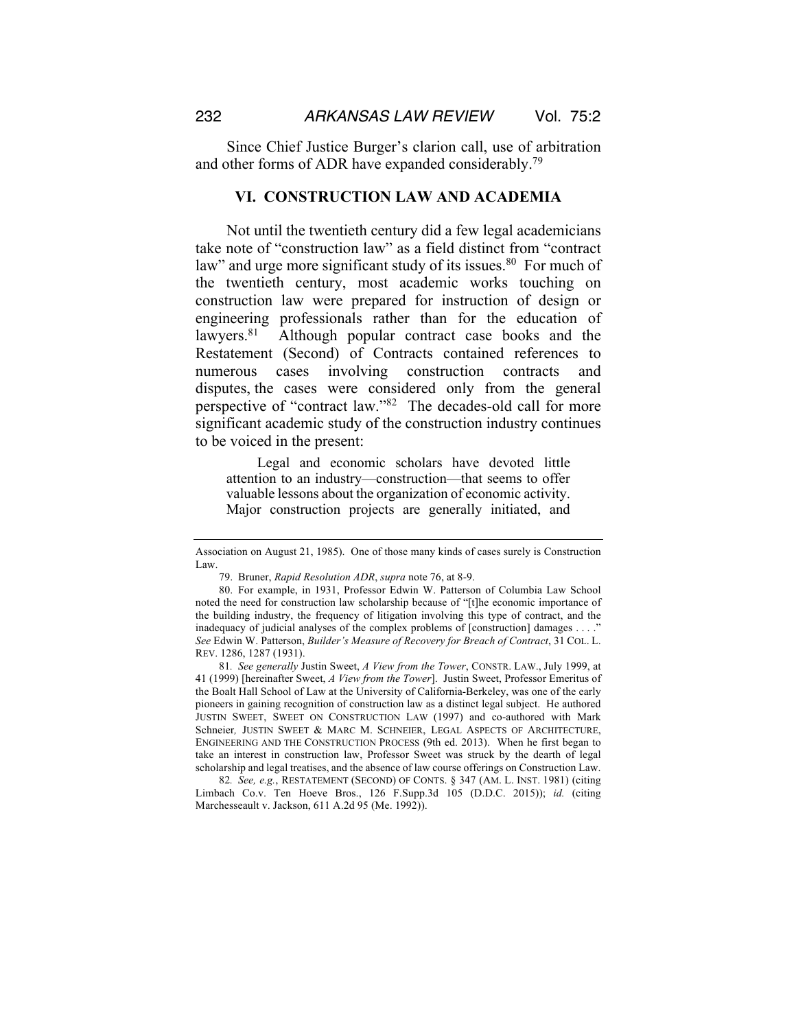Since Chief Justice Burger's clarion call, use of arbitration and other forms of ADR have expanded considerably.[79]

## VI. CONSTRUCTION LAW AND ACADEMIA

Not until the twentieth century did a few legal academicians take note of "construction law" as a field distinct from "contract law" and urge more significant study of its issues.[80] For much of the twentieth century, most academic works touching on construction law were prepared for instruction of design or engineering professionals rather than for the education of lawyers.[81] Although popular contract case books and the Restatement (Second) of Contracts contained references to numerous cases involving construction contracts and disputes, the cases were considered only from the general perspective of "contract law."[82] The decades-old call for more significant academic study of the construction industry continues to be voiced in the present:

> Legal and economic scholars have devoted little attention to an industry—construction—that seems to offer valuable lessons about the organization of economic activity. Major construction projects are generally initiated, and

---

Association on August 21, 1985). One of those many kinds of cases surely is Construction Law.

79. Bruner, *Rapid Resolution ADR*, *supra* note 76, at 8-9.

80. For example, in 1931, Professor Edwin W. Patterson of Columbia Law School noted the need for construction law scholarship because of "[t]he economic importance of the building industry, the frequency of litigation involving this type of contract, and the inadequacy of judicial analyses of the complex problems of [construction] damages . . . ." *See* Edwin W. Patterson, *Builder's Measure of Recovery for Breach of Contract*, 31 COL. L. REV. 1286, 1287 (1931).

81. *See generally* Justin Sweet, *A View from the Tower*, CONSTR. LAW., July 1999, at 41 (1999) [hereinafter Sweet, *A View from the Tower*]. Justin Sweet, Professor Emeritus of the Boalt Hall School of Law at the University of California-Berkeley, was one of the early pioneers in gaining recognition of construction law as a distinct legal subject. He authored JUSTIN SWEET, SWEET ON CONSTRUCTION LAW (1997) and co-authored with Mark Schneier, JUSTIN SWEET & MARC M. SCHNEIER, LEGAL ASPECTS OF ARCHITECTURE, ENGINEERING AND THE CONSTRUCTION PROCESS (9th ed. 2013). When he first began to take an interest in construction law, Professor Sweet was struck by the dearth of legal scholarship and legal treatises, and the absence of law course offerings on Construction Law.

82. *See, e.g.*, RESTATEMENT (SECOND) OF CONTS. § 347 (AM. L. INST. 1981) (citing Limbach Co.v. Ten Hoeve Bros., 126 F.Supp.3d 105 (D.D.C. 2015)); *id.* (citing Marchesseault v. Jackson, 611 A.2d 95 (Me. 1992)).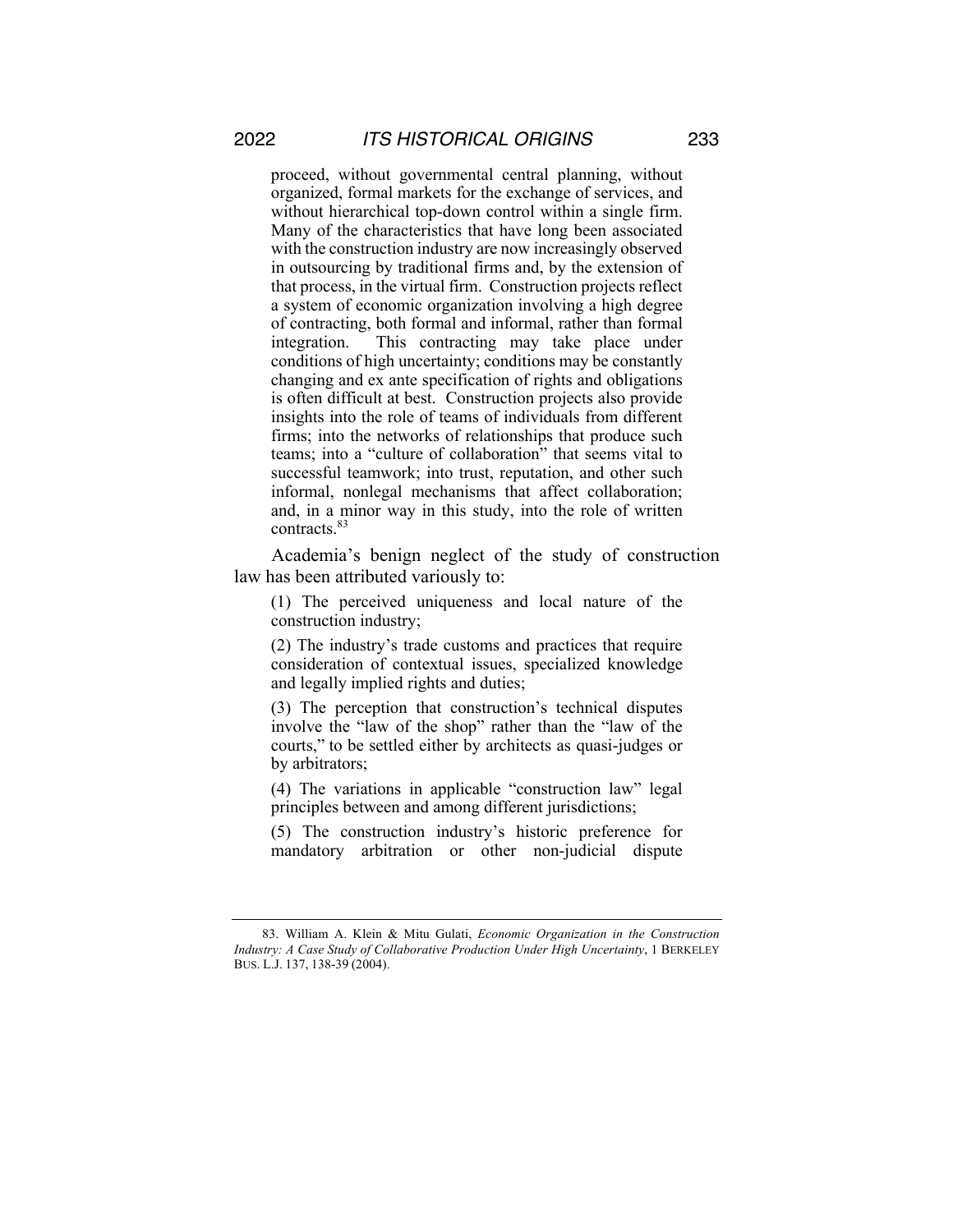> proceed, without governmental central planning, without organized, formal markets for the exchange of services, and without hierarchical top-down control within a single firm. Many of the characteristics that have long been associated with the construction industry are now increasingly observed in outsourcing by traditional firms and, by the extension of that process, in the virtual firm. Construction projects reflect a system of economic organization involving a high degree of contracting, both formal and informal, rather than formal integration. This contracting may take place under conditions of high uncertainty; conditions may be constantly changing and ex ante specification of rights and obligations is often difficult at best. Construction projects also provide insights into the role of teams of individuals from different firms; into the networks of relationships that produce such teams; into a "culture of collaboration" that seems vital to successful teamwork; into trust, reputation, and other such informal, nonlegal mechanisms that affect collaboration; and, in a minor way in this study, into the role of written contracts.[83]

Academia's benign neglect of the study of construction law has been attributed variously to:

> (1) The perceived uniqueness and local nature of the construction industry;
>
> (2) The industry's trade customs and practices that require consideration of contextual issues, specialized knowledge and legally implied rights and duties;
>
> (3) The perception that construction's technical disputes involve the "law of the shop" rather than the "law of the courts," to be settled either by architects as quasi-judges or by arbitrators;
>
> (4) The variations in applicable "construction law" legal principles between and among different jurisdictions;
>
> (5) The construction industry's historic preference for mandatory arbitration or other non-judicial dispute

---

83. William A. Klein & Mitu Gulati, *Economic Organization in the Construction Industry: A Case Study of Collaborative Production Under High Uncertainty*, 1 BERKELEY BUS. L.J. 137, 138-39 (2004).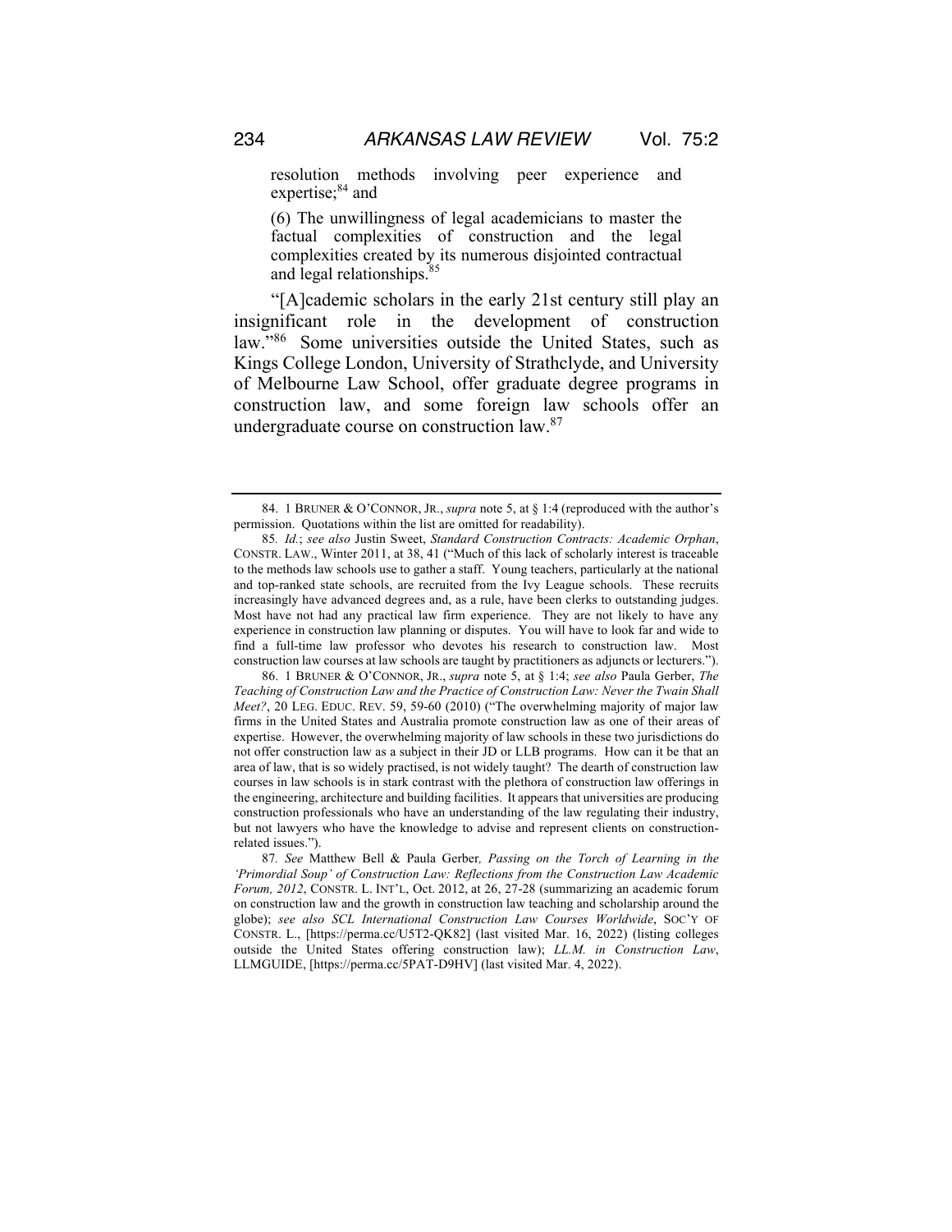resolution methods involving peer experience and expertise;[84] and

(6) The unwillingness of legal academicians to master the factual complexities of construction and the legal complexities created by its numerous disjointed contractual and legal relationships.[85]

"[A]cademic scholars in the early 21st century still play an insignificant role in the development of construction law."[86] Some universities outside the United States, such as Kings College London, University of Strathclyde, and University of Melbourne Law School, offer graduate degree programs in construction law, and some foreign law schools offer an undergraduate course on construction law.[87]

---

84. 1 BRUNER & O'CONNOR, JR., *supra* note 5, at § 1:4 (reproduced with the author's permission. Quotations within the list are omitted for readability).

85. *Id.*; *see also* Justin Sweet, *Standard Construction Contracts: Academic Orphan*, CONSTR. LAW., Winter 2011, at 38, 41 ("Much of this lack of scholarly interest is traceable to the methods law schools use to gather a staff. Young teachers, particularly at the national and top-ranked state schools, are recruited from the Ivy League schools. These recruits increasingly have advanced degrees and, as a rule, have been clerks to outstanding judges. Most have not had any practical law firm experience. They are not likely to have any experience in construction law planning or disputes. You will have to look far and wide to find a full-time law professor who devotes his research to construction law. Most construction law courses at law schools are taught by practitioners as adjuncts or lecturers.").

86. 1 BRUNER & O'CONNOR, JR., *supra* note 5, at § 1:4; *see also* Paula Gerber, *The Teaching of Construction Law and the Practice of Construction Law: Never the Twain Shall Meet?*, 20 LEG. EDUC. REV. 59, 59-60 (2010) ("The overwhelming majority of major law firms in the United States and Australia promote construction law as one of their areas of expertise. However, the overwhelming majority of law schools in these two jurisdictions do not offer construction law as a subject in their JD or LLB programs. How can it be that an area of law, that is so widely practised, is not widely taught? The dearth of construction law courses in law schools is in stark contrast with the plethora of construction law offerings in the engineering, architecture and building facilities. It appears that universities are producing construction professionals who have an understanding of the law regulating their industry, but not lawyers who have the knowledge to advise and represent clients on construction-related issues.").

87. *See* Matthew Bell & Paula Gerber, *Passing on the Torch of Learning in the 'Primordial Soup' of Construction Law: Reflections from the Construction Law Academic Forum, 2012*, CONSTR. L. INT'L, Oct. 2012, at 26, 27-28 (summarizing an academic forum on construction law and the growth in construction law teaching and scholarship around the globe); *see also SCL International Construction Law Courses Worldwide*, SOC'Y OF CONSTR. L., [https://perma.cc/U5T2-QK82] (last visited Mar. 16, 2022) (listing colleges outside the United States offering construction law); *LL.M. in Construction Law*, LLMGUIDE, [https://perma.cc/5PAT-D9HV] (last visited Mar. 4, 2022).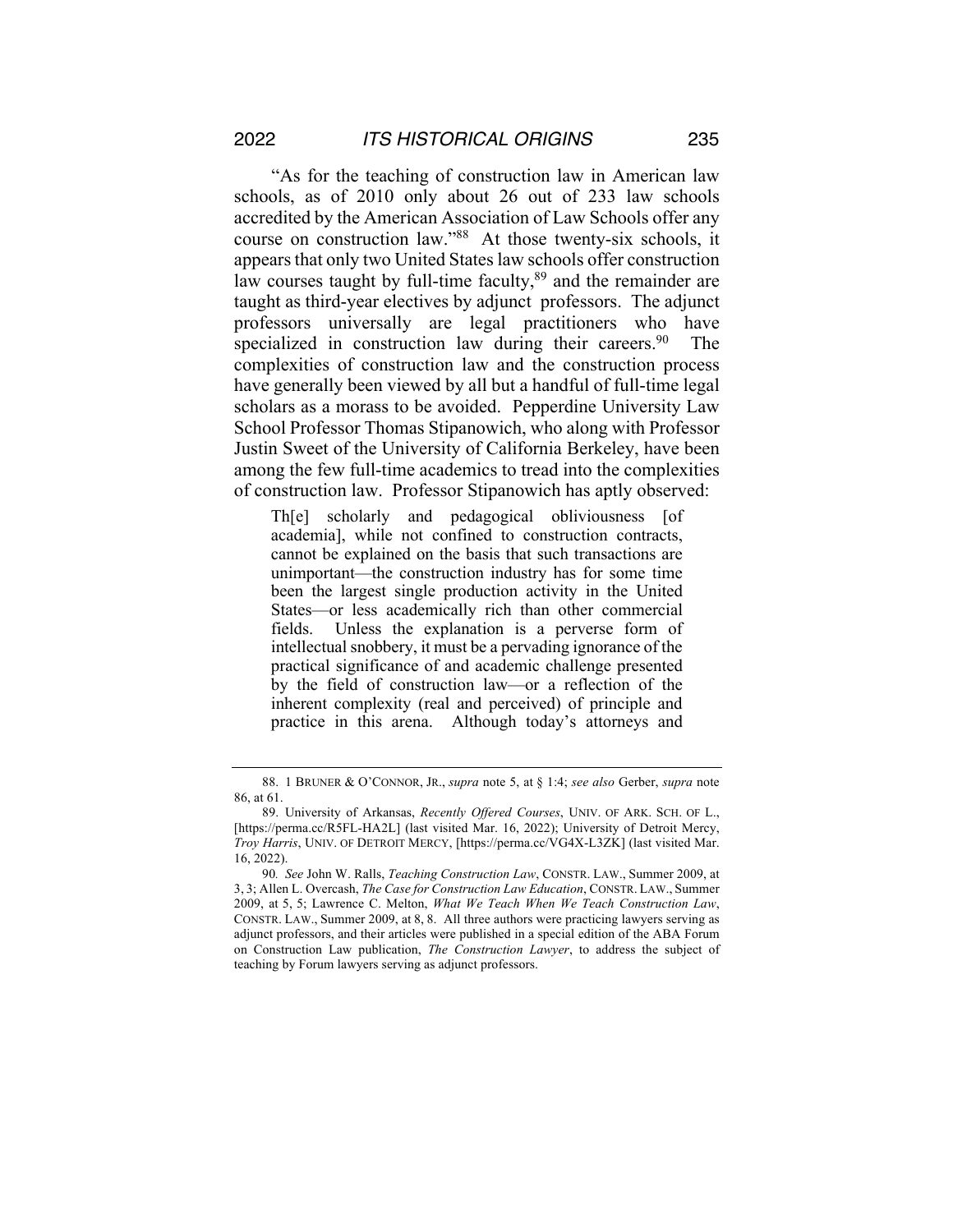"As for the teaching of construction law in American law schools, as of 2010 only about 26 out of 233 law schools accredited by the American Association of Law Schools offer any course on construction law."[88] At those twenty-six schools, it appears that only two United States law schools offer construction law courses taught by full-time faculty,[89] and the remainder are taught as third-year electives by adjunct professors. The adjunct professors universally are legal practitioners who have specialized in construction law during their careers.[90] The complexities of construction law and the construction process have generally been viewed by all but a handful of full-time legal scholars as a morass to be avoided. Pepperdine University Law School Professor Thomas Stipanowich, who along with Professor Justin Sweet of the University of California Berkeley, have been among the few full-time academics to tread into the complexities of construction law. Professor Stipanowich has aptly observed:

> Th[e] scholarly and pedagogical obliviousness [of academia], while not confined to construction contracts, cannot be explained on the basis that such transactions are unimportant—the construction industry has for some time been the largest single production activity in the United States—or less academically rich than other commercial fields. Unless the explanation is a perverse form of intellectual snobbery, it must be a pervading ignorance of the practical significance of and academic challenge presented by the field of construction law—or a reflection of the inherent complexity (real and perceived) of principle and practice in this arena. Although today's attorneys and

---

88. 1 BRUNER & O'CONNOR, JR., *supra* note 5, at § 1:4; *see also* Gerber, *supra* note 86, at 61.

89. University of Arkansas, *Recently Offered Courses*, UNIV. OF ARK. SCH. OF L., [https://perma.cc/R5FL-HA2L] (last visited Mar. 16, 2022); University of Detroit Mercy, *Troy Harris*, UNIV. OF DETROIT MERCY, [https://perma.cc/VG4X-L3ZK] (last visited Mar. 16, 2022).

90. *See* John W. Ralls, *Teaching Construction Law*, CONSTR. LAW., Summer 2009, at 3, 3; Allen L. Overcash, *The Case for Construction Law Education*, CONSTR. LAW., Summer 2009, at 5, 5; Lawrence C. Melton, *What We Teach When We Teach Construction Law*, CONSTR. LAW., Summer 2009, at 8, 8. All three authors were practicing lawyers serving as adjunct professors, and their articles were published in a special edition of the ABA Forum on Construction Law publication, *The Construction Lawyer*, to address the subject of teaching by Forum lawyers serving as adjunct professors.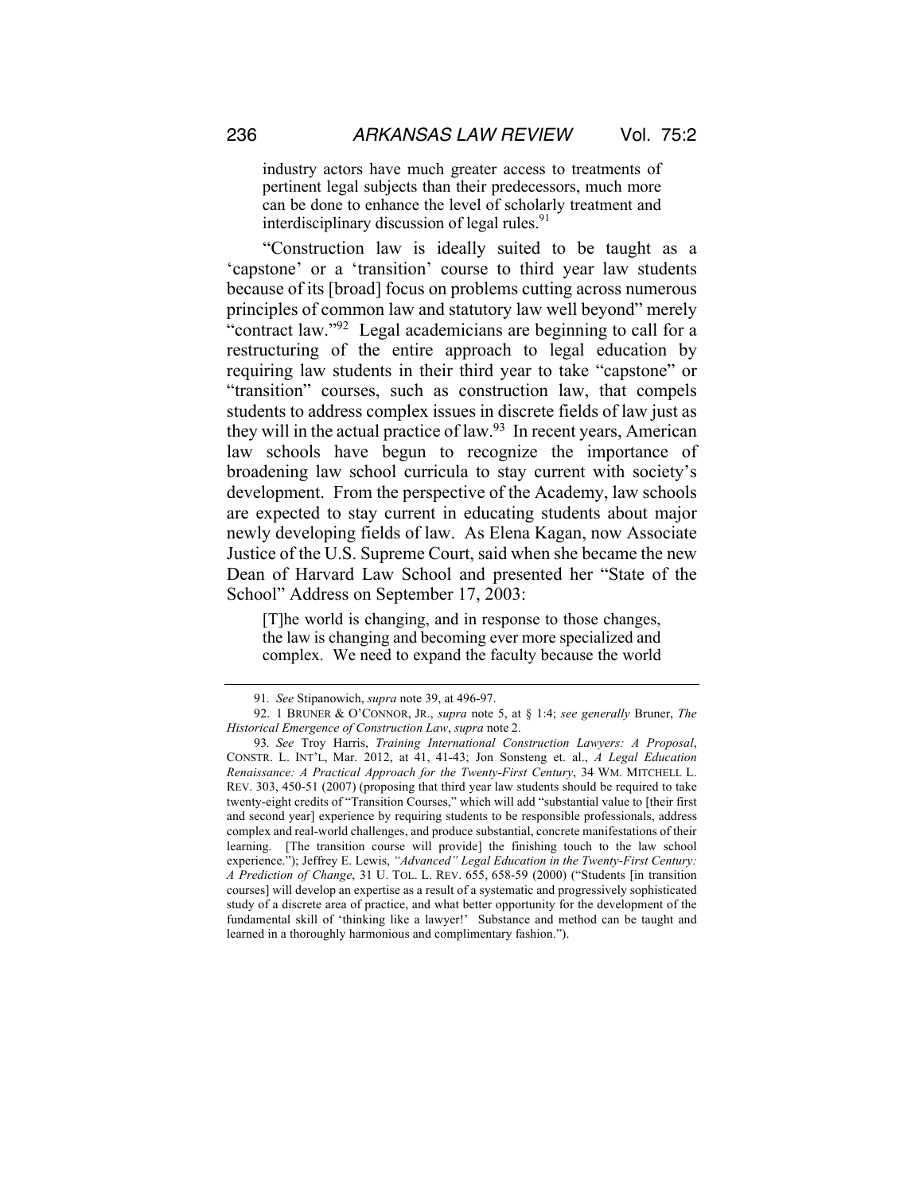> industry actors have much greater access to treatments of pertinent legal subjects than their predecessors, much more can be done to enhance the level of scholarly treatment and interdisciplinary discussion of legal rules.[91]

"Construction law is ideally suited to be taught as a 'capstone' or a 'transition' course to third year law students because of its [broad] focus on problems cutting across numerous principles of common law and statutory law well beyond" merely "contract law."[92] Legal academicians are beginning to call for a restructuring of the entire approach to legal education by requiring law students in their third year to take "capstone" or "transition" courses, such as construction law, that compels students to address complex issues in discrete fields of law just as they will in the actual practice of law.[93] In recent years, American law schools have begun to recognize the importance of broadening law school curricula to stay current with society's development. From the perspective of the Academy, law schools are expected to stay current in educating students about major newly developing fields of law. As Elena Kagan, now Associate Justice of the U.S. Supreme Court, said when she became the new Dean of Harvard Law School and presented her "State of the School" Address on September 17, 2003:

> [T]he world is changing, and in response to those changes, the law is changing and becoming ever more specialized and complex. We need to expand the faculty because the world

---

91. *See* Stipanowich, *supra* note 39, at 496-97.

92. 1 BRUNER & O'CONNOR, JR., *supra* note 5, at § 1:4; *see generally* Bruner, *The Historical Emergence of Construction Law*, *supra* note 2.

93. *See* Troy Harris, *Training International Construction Lawyers: A Proposal*, CONSTR. L. INT'L, Mar. 2012, at 41, 41-43; Jon Sonsteng et. al., *A Legal Education Renaissance: A Practical Approach for the Twenty-First Century*, 34 WM. MITCHELL L. REV. 303, 450-51 (2007) (proposing that third year law students should be required to take twenty-eight credits of "Transition Courses," which will add "substantial value to [their first and second year] experience by requiring students to be responsible professionals, address complex and real-world challenges, and produce substantial, concrete manifestations of their learning. [The transition course will provide] the finishing touch to the law school experience."); Jeffrey E. Lewis, *"Advanced" Legal Education in the Twenty-First Century: A Prediction of Change*, 31 U. TOL. L. REV. 655, 658-59 (2000) ("Students [in transition courses] will develop an expertise as a result of a systematic and progressively sophisticated study of a discrete area of practice, and what better opportunity for the development of the fundamental skill of 'thinking like a lawyer!' Substance and method can be taught and learned in a thoroughly harmonious and complimentary fashion.").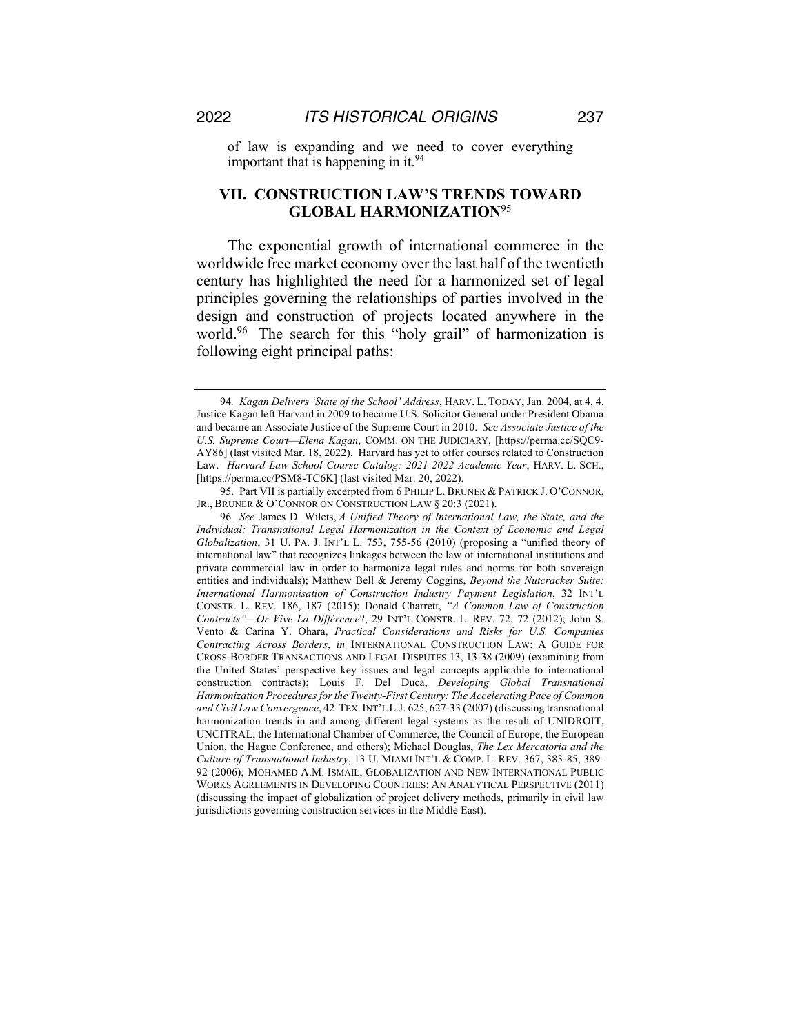of law is expanding and we need to cover everything important that is happening in it.[94]

## VII. CONSTRUCTION LAW'S TRENDS TOWARD GLOBAL HARMONIZATION[95]

The exponential growth of international commerce in the worldwide free market economy over the last half of the twentieth century has highlighted the need for a harmonized set of legal principles governing the relationships of parties involved in the design and construction of projects located anywhere in the world.[96] The search for this "holy grail" of harmonization is following eight principal paths:

---

94. *Kagan Delivers 'State of the School' Address*, HARV. L. TODAY, Jan. 2004, at 4, 4. Justice Kagan left Harvard in 2009 to become U.S. Solicitor General under President Obama and became an Associate Justice of the Supreme Court in 2010. *See Associate Justice of the U.S. Supreme Court—Elena Kagan*, COMM. ON THE JUDICIARY, [https://perma.cc/SQC9-AY86] (last visited Mar. 18, 2022). Harvard has yet to offer courses related to Construction Law. *Harvard Law School Course Catalog: 2021-2022 Academic Year*, HARV. L. SCH., [https://perma.cc/PSM8-TC6K] (last visited Mar. 20, 2022).

95. Part VII is partially excerpted from 6 PHILIP L. BRUNER & PATRICK J. O'CONNOR, JR., BRUNER & O'CONNOR ON CONSTRUCTION LAW § 20:3 (2021).

96. *See* James D. Wilets, *A Unified Theory of International Law, the State, and the Individual: Transnational Legal Harmonization in the Context of Economic and Legal Globalization*, 31 U. PA. J. INT'L L. 753, 755-56 (2010) (proposing a "unified theory of international law" that recognizes linkages between the law of international institutions and private commercial law in order to harmonize legal rules and norms for both sovereign entities and individuals); Matthew Bell & Jeremy Coggins, *Beyond the Nutcracker Suite: International Harmonisation of Construction Industry Payment Legislation*, 32 INT'L CONSTR. L. REV. 186, 187 (2015); Donald Charrett, *"A Common Law of Construction Contracts"—Or Vive La Différence*?, 29 INT'L CONSTR. L. REV. 72, 72 (2012); John S. Vento & Carina Y. Ohara, *Practical Considerations and Risks for U.S. Companies Contracting Across Borders*, *in* INTERNATIONAL CONSTRUCTION LAW: A GUIDE FOR CROSS-BORDER TRANSACTIONS AND LEGAL DISPUTES 13, 13-38 (2009) (examining from the United States' perspective key issues and legal concepts applicable to international construction contracts); Louis F. Del Duca, *Developing Global Transnational Harmonization Procedures for the Twenty-First Century: The Accelerating Pace of Common and Civil Law Convergence*, 42 TEX. INT'L L.J. 625, 627-33 (2007) (discussing transnational harmonization trends in and among different legal systems as the result of UNIDROIT, UNCITRAL, the International Chamber of Commerce, the Council of Europe, the European Union, the Hague Conference, and others); Michael Douglas, *The Lex Mercatoria and the Culture of Transnational Industry*, 13 U. MIAMI INT'L & COMP. L. REV. 367, 383-85, 389-92 (2006); MOHAMED A.M. ISMAIL, GLOBALIZATION AND NEW INTERNATIONAL PUBLIC WORKS AGREEMENTS IN DEVELOPING COUNTRIES: AN ANALYTICAL PERSPECTIVE (2011) (discussing the impact of globalization of project delivery methods, primarily in civil law jurisdictions governing construction services in the Middle East).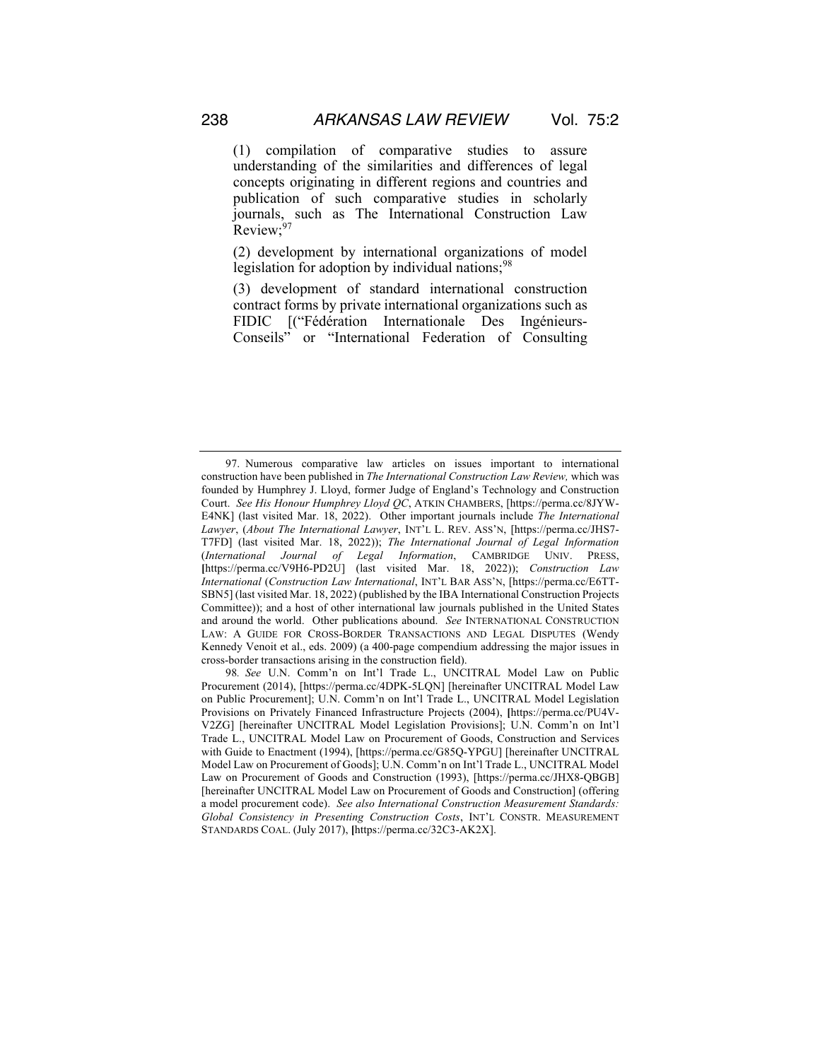(1) compilation of comparative studies to assure understanding of the similarities and differences of legal concepts originating in different regions and countries and publication of such comparative studies in scholarly journals, such as The International Construction Law Review;[97]

(2) development by international organizations of model legislation for adoption by individual nations;[98]

(3) development of standard international construction contract forms by private international organizations such as FIDIC [("Fédération Internationale Des Ingénieurs-Conseils" or "International Federation of Consulting

---

97. Numerous comparative law articles on issues important to international construction have been published in *The International Construction Law Review,* which was founded by Humphrey J. Lloyd, former Judge of England's Technology and Construction Court. *See His Honour Humphrey Lloyd QC*, ATKIN CHAMBERS, [https://perma.cc/8JYW-E4NK] (last visited Mar. 18, 2022). Other important journals include *The International Lawyer*, (*About The International Lawyer*, INT'L L. REV. ASS'N, [https://perma.cc/JHS7-T7FD] (last visited Mar. 18, 2022)); *The International Journal of Legal Information* (*International Journal of Legal Information*, CAMBRIDGE UNIV. PRESS, [https://perma.cc/V9H6-PD2U] (last visited Mar. 18, 2022)); *Construction Law International* (*Construction Law International*, INT'L BAR ASS'N, [https://perma.cc/E6TT-SBN5] (last visited Mar. 18, 2022) (published by the IBA International Construction Projects Committee)); and a host of other international law journals published in the United States and around the world. Other publications abound. *See* INTERNATIONAL CONSTRUCTION LAW: A GUIDE FOR CROSS-BORDER TRANSACTIONS AND LEGAL DISPUTES (Wendy Kennedy Venoit et al., eds. 2009) (a 400-page compendium addressing the major issues in cross-border transactions arising in the construction field).

98. *See* U.N. Comm'n on Int'l Trade L., UNCITRAL Model Law on Public Procurement (2014), [https://perma.cc/4DPK-5LQN] [hereinafter UNCITRAL Model Law on Public Procurement]; U.N. Comm'n on Int'l Trade L., UNCITRAL Model Legislation Provisions on Privately Financed Infrastructure Projects (2004), [https://perma.cc/PU4V-V2ZG] [hereinafter UNCITRAL Model Legislation Provisions]; U.N. Comm'n on Int'l Trade L., UNCITRAL Model Law on Procurement of Goods, Construction and Services with Guide to Enactment (1994), [https://perma.cc/G85Q-YPGU] [hereinafter UNCITRAL Model Law on Procurement of Goods]; U.N. Comm'n on Int'l Trade L., UNCITRAL Model Law on Procurement of Goods and Construction (1993), [https://perma.cc/JHX8-QBGB] [hereinafter UNCITRAL Model Law on Procurement of Goods and Construction] (offering a model procurement code). *See also International Construction Measurement Standards: Global Consistency in Presenting Construction Costs*, INT'L CONSTR. MEASUREMENT STANDARDS COAL. (July 2017), [https://perma.cc/32C3-AK2X].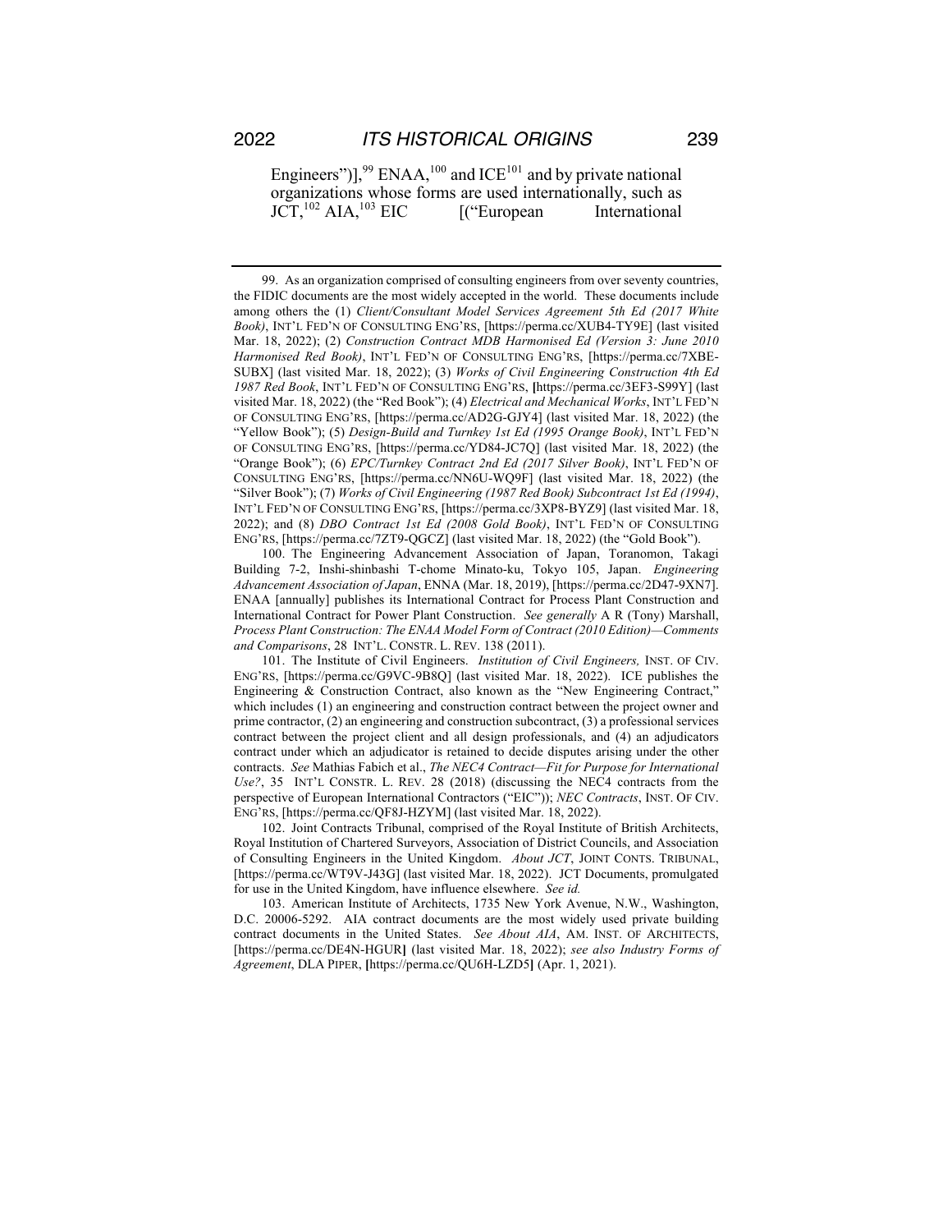Engineers")],[99] ENAA,[100] and ICE[101] and by private national organizations whose forms are used internationally, such as JCT,[102] AIA,[103] EIC [("European International

---

99. As an organization comprised of consulting engineers from over seventy countries, the FIDIC documents are the most widely accepted in the world. These documents include among others the (1) *Client/Consultant Model Services Agreement 5th Ed (2017 White Book)*, INT'L FED'N OF CONSULTING ENG'RS, [https://perma.cc/XUB4-TY9E] (last visited Mar. 18, 2022); (2) *Construction Contract MDB Harmonised Ed (Version 3: June 2010 Harmonised Red Book)*, INT'L FED'N OF CONSULTING ENG'RS, [https://perma.cc/7XBE-SUBX] (last visited Mar. 18, 2022); (3) *Works of Civil Engineering Construction 4th Ed 1987 Red Book*, INT'L FED'N OF CONSULTING ENG'RS, [https://perma.cc/3EF3-S99Y] (last visited Mar. 18, 2022) (the "Red Book"); (4) *Electrical and Mechanical Works*, INT'L FED'N OF CONSULTING ENG'RS, [https://perma.cc/AD2G-GJY4] (last visited Mar. 18, 2022) (the "Yellow Book"); (5) *Design-Build and Turnkey 1st Ed (1995 Orange Book)*, INT'L FED'N OF CONSULTING ENG'RS, [https://perma.cc/YD84-JC7Q] (last visited Mar. 18, 2022) (the "Orange Book"); (6) *EPC/Turnkey Contract 2nd Ed (2017 Silver Book)*, INT'L FED'N OF CONSULTING ENG'RS, [https://perma.cc/NN6U-WQ9F] (last visited Mar. 18, 2022) (the "Silver Book"); (7) *Works of Civil Engineering (1987 Red Book) Subcontract 1st Ed (1994)*, INT'L FED'N OF CONSULTING ENG'RS, [https://perma.cc/3XP8-BYZ9] (last visited Mar. 18, 2022); and (8) *DBO Contract 1st Ed (2008 Gold Book)*, INT'L FED'N OF CONSULTING ENG'RS, [https://perma.cc/7ZT9-QGCZ] (last visited Mar. 18, 2022) (the "Gold Book").

100. The Engineering Advancement Association of Japan, Toranomon, Takagi Building 7-2, Inshi-shinbashi T-chome Minato-ku, Tokyo 105, Japan. *Engineering Advancement Association of Japan*, ENNA (Mar. 18, 2019), [https://perma.cc/2D47-9XN7]. ENAA [annually] publishes its International Contract for Process Plant Construction and International Contract for Power Plant Construction. *See generally* A R (Tony) Marshall, *Process Plant Construction: The ENAA Model Form of Contract (2010 Edition)—Comments and Comparisons*, 28 INT'L. CONSTR. L. REV. 138 (2011).

101. The Institute of Civil Engineers. *Institution of Civil Engineers,* INST. OF CIV. ENG'RS, [https://perma.cc/G9VC-9B8Q] (last visited Mar. 18, 2022). ICE publishes the Engineering & Construction Contract, also known as the "New Engineering Contract," which includes (1) an engineering and construction contract between the project owner and prime contractor, (2) an engineering and construction subcontract, (3) a professional services contract between the project client and all design professionals, and (4) an adjudicators contract under which an adjudicator is retained to decide disputes arising under the other contracts. *See* Mathias Fabich et al., *The NEC4 Contract—Fit for Purpose for International Use?*, 35 INT'L CONSTR. L. REV. 28 (2018) (discussing the NEC4 contracts from the perspective of European International Contractors ("EIC")); *NEC Contracts*, INST. OF CIV. ENG'RS, [https://perma.cc/QF8J-HZYM] (last visited Mar. 18, 2022).

102. Joint Contracts Tribunal, comprised of the Royal Institute of British Architects, Royal Institution of Chartered Surveyors, Association of District Councils, and Association of Consulting Engineers in the United Kingdom. *About JCT*, JOINT CONTS. TRIBUNAL, [https://perma.cc/WT9V-J43G] (last visited Mar. 18, 2022). JCT Documents, promulgated for use in the United Kingdom, have influence elsewhere. *See id.*

103. American Institute of Architects, 1735 New York Avenue, N.W., Washington, D.C. 20006-5292. AIA contract documents are the most widely used private building contract documents in the United States. *See About AIA*, AM. INST. OF ARCHITECTS, [https://perma.cc/DE4N-HGUR] (last visited Mar. 18, 2022); *see also Industry Forms of Agreement*, DLA PIPER, [https://perma.cc/QU6H-LZD5] (Apr. 1, 2021).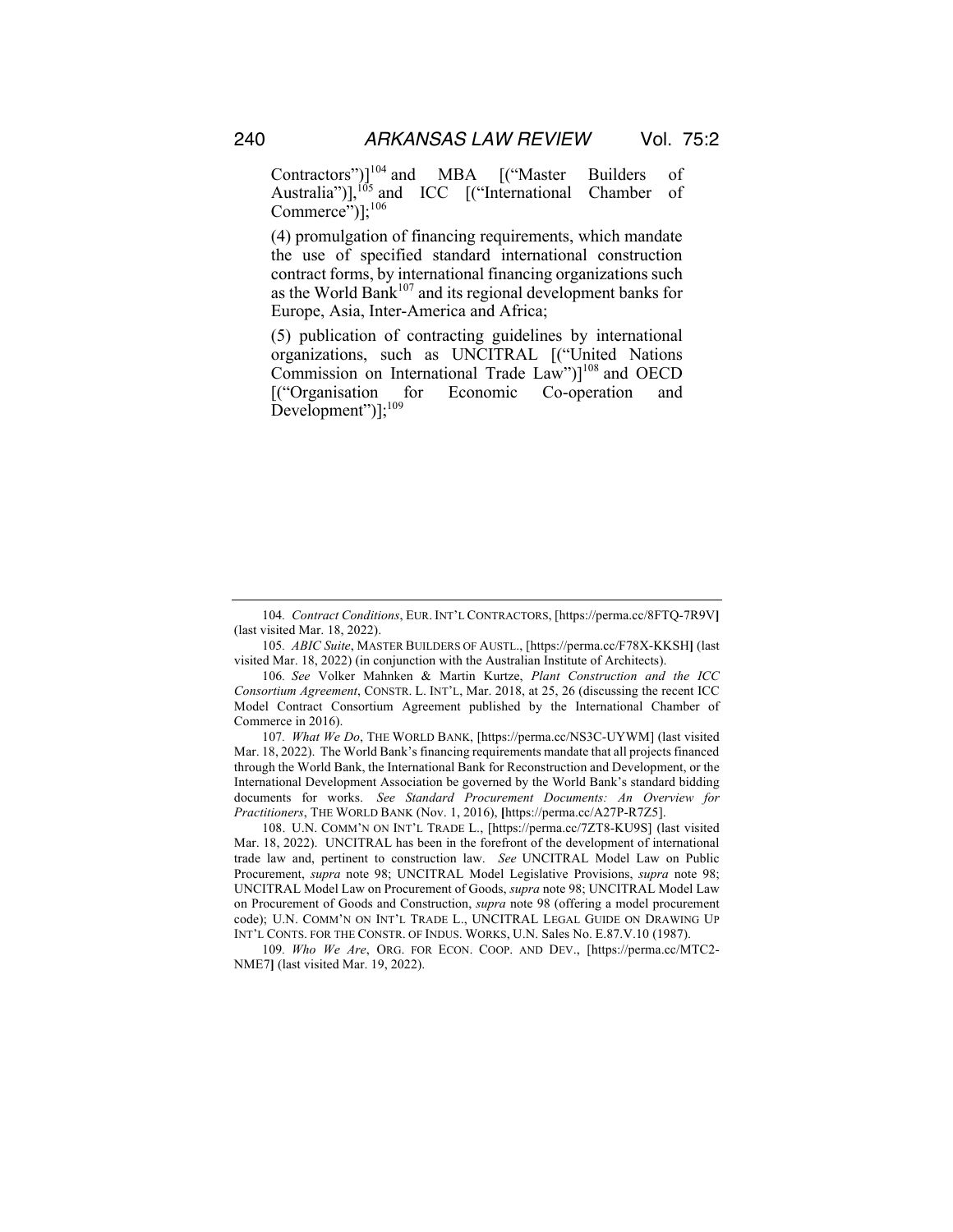Contractors")][104] and MBA [("Master Builders of Australia")],[105] and ICC [("International Chamber of Commerce")];[106]

(4) promulgation of financing requirements, which mandate the use of specified standard international construction contract forms, by international financing organizations such as the World Bank[107] and its regional development banks for Europe, Asia, Inter-America and Africa;

(5) publication of contracting guidelines by international organizations, such as UNCITRAL [("United Nations Commission on International Trade Law")][108] and OECD [("Organisation for Economic Co-operation and Development")];[109]

---

104. *Contract Conditions*, EUR. INT'L CONTRACTORS, [https://perma.cc/8FTQ-7R9V] (last visited Mar. 18, 2022).

105. *ABIC Suite*, MASTER BUILDERS OF AUSTL., [https://perma.cc/F78X-KKSH] (last visited Mar. 18, 2022) (in conjunction with the Australian Institute of Architects).

106. *See* Volker Mahnken & Martin Kurtze, *Plant Construction and the ICC Consortium Agreement*, CONSTR. L. INT'L, Mar. 2018, at 25, 26 (discussing the recent ICC Model Contract Consortium Agreement published by the International Chamber of Commerce in 2016).

107. *What We Do*, THE WORLD BANK, [https://perma.cc/NS3C-UYWM] (last visited Mar. 18, 2022). The World Bank's financing requirements mandate that all projects financed through the World Bank, the International Bank for Reconstruction and Development, or the International Development Association be governed by the World Bank's standard bidding documents for works. *See Standard Procurement Documents: An Overview for Practitioners*, THE WORLD BANK (Nov. 1, 2016), [https://perma.cc/A27P-R7Z5].

108. U.N. COMM'N ON INT'L TRADE L., [https://perma.cc/7ZT8-KU9S] (last visited Mar. 18, 2022). UNCITRAL has been in the forefront of the development of international trade law and, pertinent to construction law. *See* UNCITRAL Model Law on Public Procurement, *supra* note 98; UNCITRAL Model Legislative Provisions, *supra* note 98; UNCITRAL Model Law on Procurement of Goods, *supra* note 98; UNCITRAL Model Law on Procurement of Goods and Construction, *supra* note 98 (offering a model procurement code); U.N. COMM'N ON INT'L TRADE L., UNCITRAL LEGAL GUIDE ON DRAWING UP INT'L CONTS. FOR THE CONSTR. OF INDUS. WORKS, U.N. Sales No. E.87.V.10 (1987).

109. *Who We Are*, ORG. FOR ECON. COOP. AND DEV., [https://perma.cc/MTC2-NME7] (last visited Mar. 19, 2022).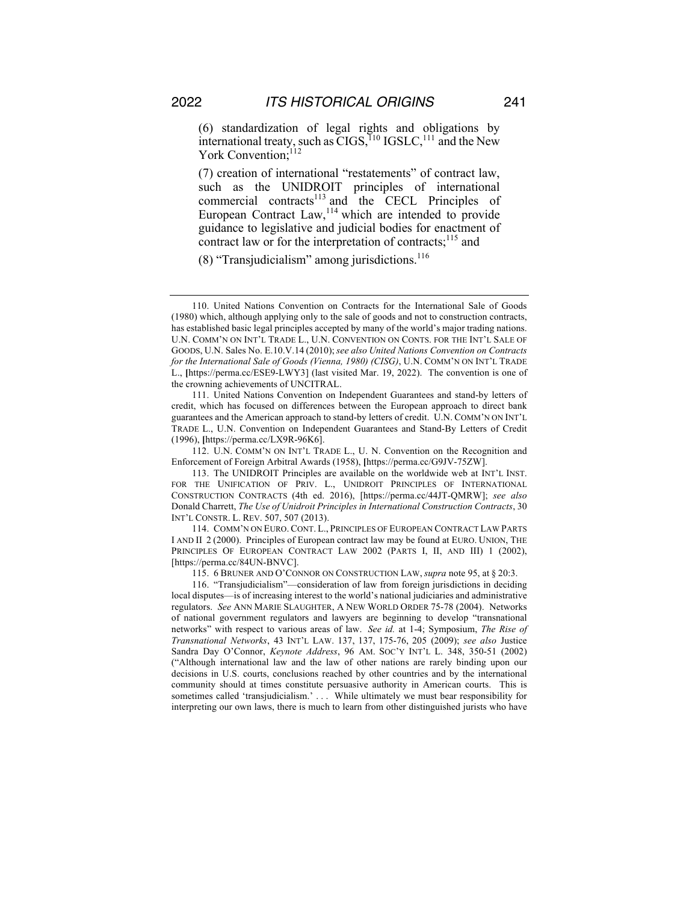(6) standardization of legal rights and obligations by international treaty, such as CIGS,[110] IGSLC,[111] and the New York Convention;[112]

(7) creation of international "restatements" of contract law, such as the UNIDROIT principles of international commercial contracts[113] and the CECL Principles of European Contract Law,[114] which are intended to provide guidance to legislative and judicial bodies for enactment of contract law or for the interpretation of contracts;[115] and

(8) "Transjudicialism" among jurisdictions.[116]

---

110. United Nations Convention on Contracts for the International Sale of Goods (1980) which, although applying only to the sale of goods and not to construction contracts, has established basic legal principles accepted by many of the world's major trading nations. U.N. COMM'N ON INT'L TRADE L., U.N. CONVENTION ON CONTS. FOR THE INT'L SALE OF GOODS, U.N. Sales No. E.10.V.14 (2010); *see also United Nations Convention on Contracts for the International Sale of Goods (Vienna, 1980) (CISG)*, U.N. COMM'N ON INT'L TRADE L., [https://perma.cc/ESE9-LWY3] (last visited Mar. 19, 2022). The convention is one of the crowning achievements of UNCITRAL.

111. United Nations Convention on Independent Guarantees and stand-by letters of credit, which has focused on differences between the European approach to direct bank guarantees and the American approach to stand-by letters of credit. U.N. COMM'N ON INT'L TRADE L., U.N. Convention on Independent Guarantees and Stand-By Letters of Credit (1996), [https://perma.cc/LX9R-96K6].

112. U.N. COMM'N ON INT'L TRADE L., U. N. Convention on the Recognition and Enforcement of Foreign Arbitral Awards (1958), [https://perma.cc/G9JV-75ZW].

113. The UNIDROIT Principles are available on the worldwide web at INT'L INST. FOR THE UNIFICATION OF PRIV. L., UNIDROIT PRINCIPLES OF INTERNATIONAL CONSTRUCTION CONTRACTS (4th ed. 2016), [https://perma.cc/44JT-QMRW]; *see also* Donald Charrett, *The Use of Unidroit Principles in International Construction Contracts*, 30 INT'L CONSTR. L. REV. 507, 507 (2013).

114. COMM'N ON EURO. CONT. L., PRINCIPLES OF EUROPEAN CONTRACT LAW PARTS I AND II 2 (2000). Principles of European contract law may be found at EURO. UNION, THE PRINCIPLES OF EUROPEAN CONTRACT LAW 2002 (PARTS I, II, AND III) 1 (2002), [https://perma.cc/84UN-BNVC].

115. 6 BRUNER AND O'CONNOR ON CONSTRUCTION LAW, *supra* note 95, at § 20:3.

116. "Transjudicialism"—consideration of law from foreign jurisdictions in deciding local disputes—is of increasing interest to the world's national judiciaries and administrative regulators. *See* ANN MARIE SLAUGHTER, A NEW WORLD ORDER 75-78 (2004). Networks of national government regulators and lawyers are beginning to develop "transnational networks" with respect to various areas of law. *See id.* at 1-4; Symposium, *The Rise of Transnational Networks*, 43 INT'L LAW. 137, 137, 175-76, 205 (2009); *see also* Justice Sandra Day O'Connor, *Keynote Address*, 96 AM. SOC'Y INT'L L. 348, 350-51 (2002) ("Although international law and the law of other nations are rarely binding upon our decisions in U.S. courts, conclusions reached by other countries and by the international community should at times constitute persuasive authority in American courts. This is sometimes called 'transjudicialism.' . . . While ultimately we must bear responsibility for interpreting our own laws, there is much to learn from other distinguished jurists who have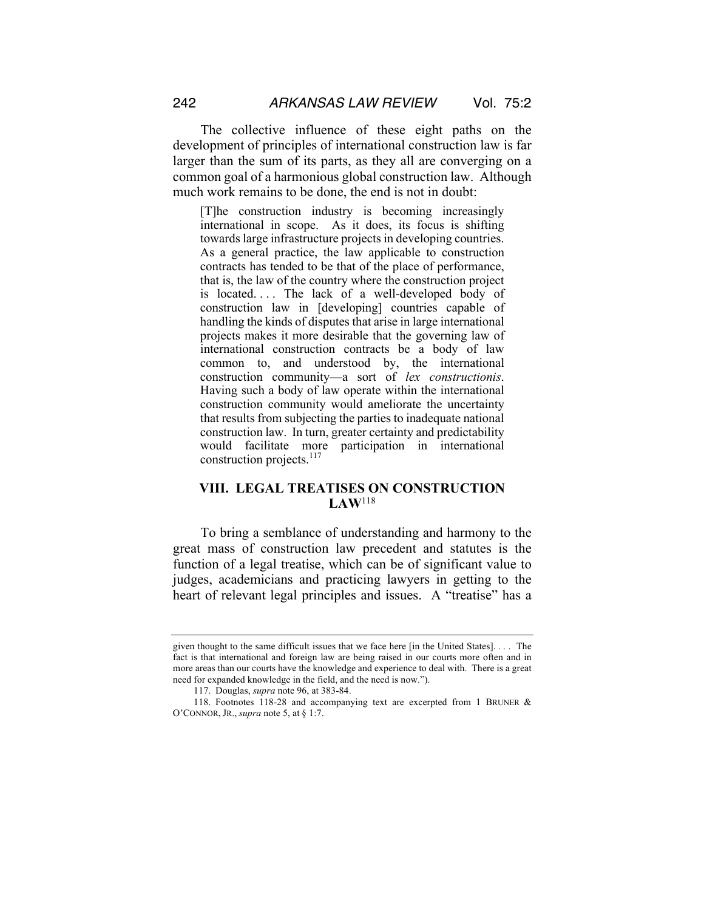The collective influence of these eight paths on the development of principles of international construction law is far larger than the sum of its parts, as they all are converging on a common goal of a harmonious global construction law. Although much work remains to be done, the end is not in doubt:

> [T]he construction industry is becoming increasingly international in scope. As it does, its focus is shifting towards large infrastructure projects in developing countries. As a general practice, the law applicable to construction contracts has tended to be that of the place of performance, that is, the law of the country where the construction project is located. . . . The lack of a well-developed body of construction law in [developing] countries capable of handling the kinds of disputes that arise in large international projects makes it more desirable that the governing law of international construction contracts be a body of law common to, and understood by, the international construction community—a sort of *lex constructionis*. Having such a body of law operate within the international construction community would ameliorate the uncertainty that results from subjecting the parties to inadequate national construction law. In turn, greater certainty and predictability would facilitate more participation in international construction projects.[117]

## VIII. LEGAL TREATISES ON CONSTRUCTION LAW[118]

To bring a semblance of understanding and harmony to the great mass of construction law precedent and statutes is the function of a legal treatise, which can be of significant value to judges, academicians and practicing lawyers in getting to the heart of relevant legal principles and issues. A "treatise" has a

---

given thought to the same difficult issues that we face here [in the United States]. . . . The fact is that international and foreign law are being raised in our courts more often and in more areas than our courts have the knowledge and experience to deal with. There is a great need for expanded knowledge in the field, and the need is now.").

117. Douglas, *supra* note 96, at 383-84.

118. Footnotes 118-28 and accompanying text are excerpted from 1 BRUNER & O'CONNOR, JR., *supra* note 5, at § 1:7.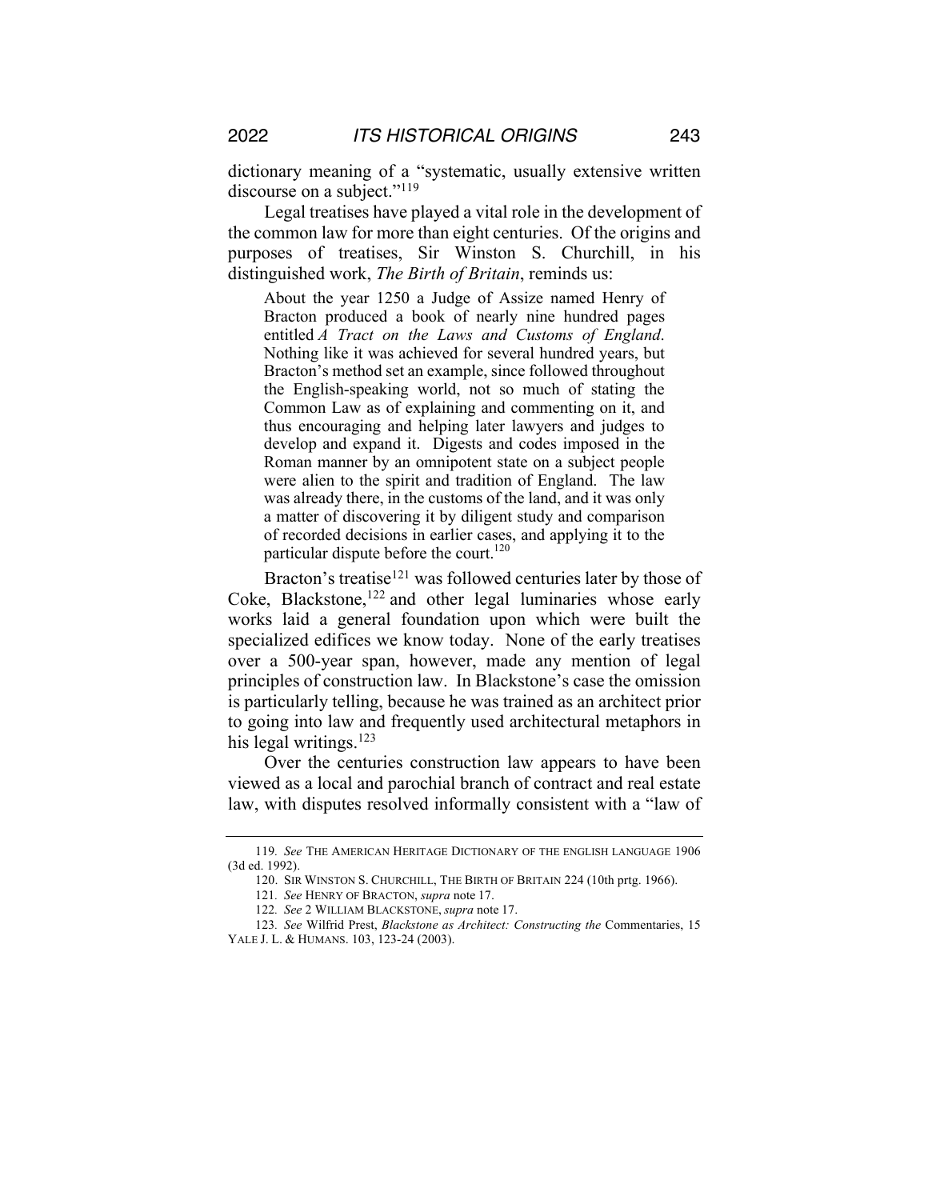dictionary meaning of a "systematic, usually extensive written discourse on a subject."[119]

Legal treatises have played a vital role in the development of the common law for more than eight centuries. Of the origins and purposes of treatises, Sir Winston S. Churchill, in his distinguished work, *The Birth of Britain*, reminds us:

> About the year 1250 a Judge of Assize named Henry of Bracton produced a book of nearly nine hundred pages entitled *A Tract on the Laws and Customs of England*. Nothing like it was achieved for several hundred years, but Bracton's method set an example, since followed throughout the English-speaking world, not so much of stating the Common Law as of explaining and commenting on it, and thus encouraging and helping later lawyers and judges to develop and expand it. Digests and codes imposed in the Roman manner by an omnipotent state on a subject people were alien to the spirit and tradition of England. The law was already there, in the customs of the land, and it was only a matter of discovering it by diligent study and comparison of recorded decisions in earlier cases, and applying it to the particular dispute before the court.[120]

Bracton's treatise[121] was followed centuries later by those of Coke, Blackstone,[122] and other legal luminaries whose early works laid a general foundation upon which were built the specialized edifices we know today. None of the early treatises over a 500-year span, however, made any mention of legal principles of construction law. In Blackstone's case the omission is particularly telling, because he was trained as an architect prior to going into law and frequently used architectural metaphors in his legal writings.[123]

Over the centuries construction law appears to have been viewed as a local and parochial branch of contract and real estate law, with disputes resolved informally consistent with a "law of

---

119. *See* THE AMERICAN HERITAGE DICTIONARY OF THE ENGLISH LANGUAGE 1906 (3d ed. 1992).

120. SIR WINSTON S. CHURCHILL, THE BIRTH OF BRITAIN 224 (10th prtg. 1966).

121. *See* HENRY OF BRACTON, *supra* note 17.

122. *See* 2 WILLIAM BLACKSTONE, *supra* note 17.

123. *See* Wilfrid Prest, *Blackstone as Architect: Constructing the* Commentaries, 15 YALE J. L. & HUMANS. 103, 123-24 (2003).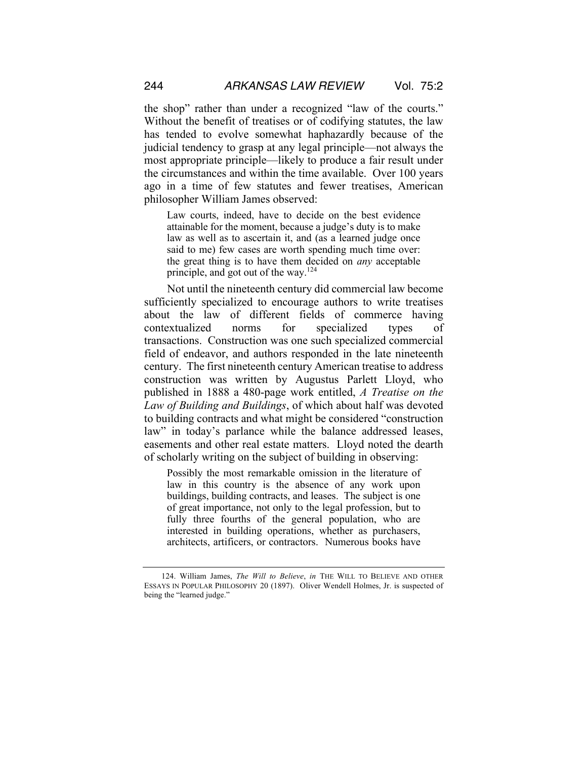the shop" rather than under a recognized "law of the courts." Without the benefit of treatises or of codifying statutes, the law has tended to evolve somewhat haphazardly because of the judicial tendency to grasp at any legal principle—not always the most appropriate principle—likely to produce a fair result under the circumstances and within the time available. Over 100 years ago in a time of few statutes and fewer treatises, American philosopher William James observed:

> Law courts, indeed, have to decide on the best evidence attainable for the moment, because a judge's duty is to make law as well as to ascertain it, and (as a learned judge once said to me) few cases are worth spending much time over: the great thing is to have them decided on *any* acceptable principle, and got out of the way.[124]

Not until the nineteenth century did commercial law become sufficiently specialized to encourage authors to write treatises about the law of different fields of commerce having contextualized norms for specialized types of transactions. Construction was one such specialized commercial field of endeavor, and authors responded in the late nineteenth century. The first nineteenth century American treatise to address construction was written by Augustus Parlett Lloyd, who published in 1888 a 480-page work entitled, *A Treatise on the Law of Building and Buildings*, of which about half was devoted to building contracts and what might be considered "construction law" in today's parlance while the balance addressed leases, easements and other real estate matters. Lloyd noted the dearth of scholarly writing on the subject of building in observing:

> Possibly the most remarkable omission in the literature of law in this country is the absence of any work upon buildings, building contracts, and leases. The subject is one of great importance, not only to the legal profession, but to fully three fourths of the general population, who are interested in building operations, whether as purchasers, architects, artificers, or contractors. Numerous books have

---

124. William James, *The Will to Believe*, *in* THE WILL TO BELIEVE AND OTHER ESSAYS IN POPULAR PHILOSOPHY 20 (1897). Oliver Wendell Holmes, Jr. is suspected of being the "learned judge."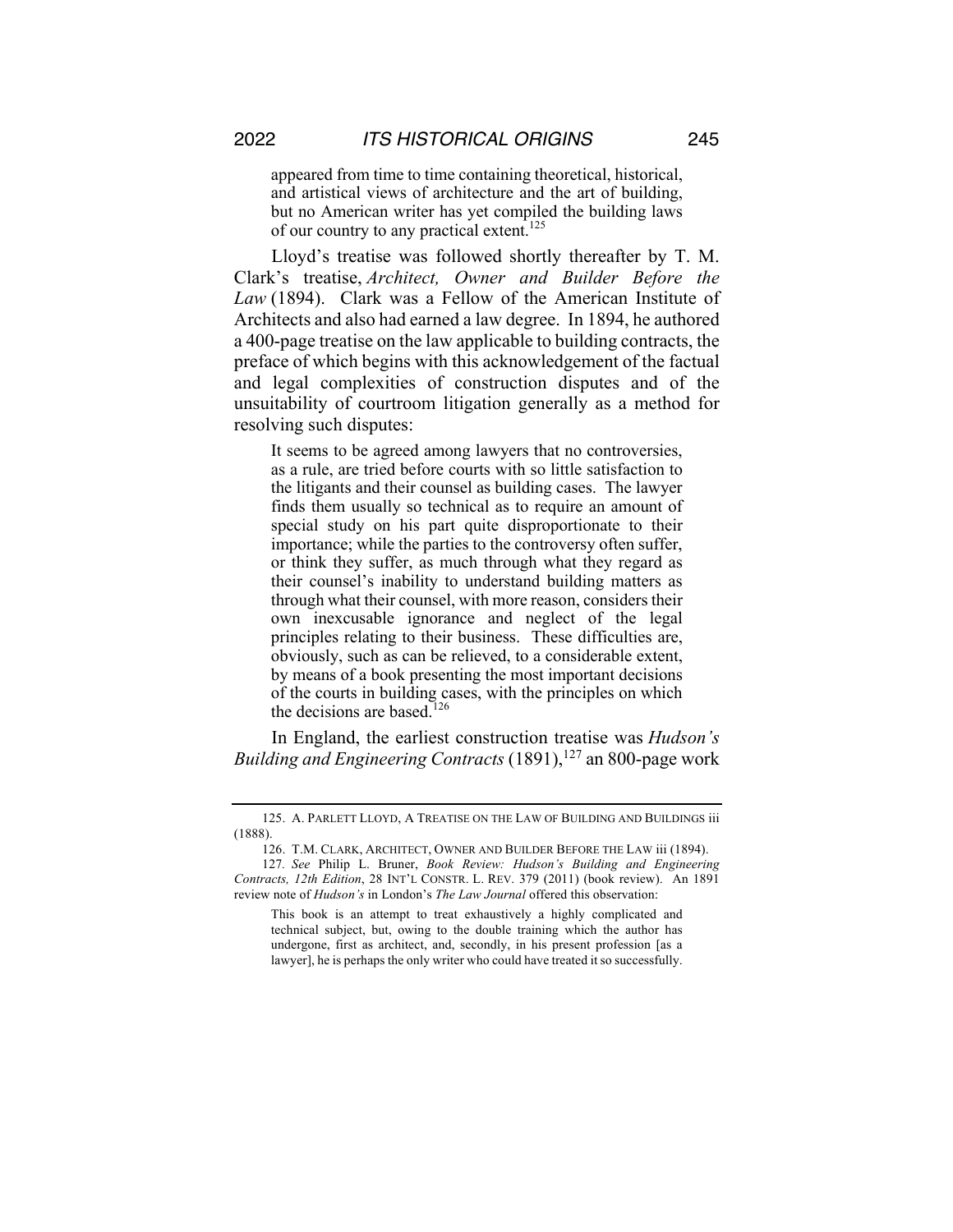> appeared from time to time containing theoretical, historical, and artistical views of architecture and the art of building, but no American writer has yet compiled the building laws of our country to any practical extent.[125]

Lloyd's treatise was followed shortly thereafter by T. M. Clark's treatise, *Architect, Owner and Builder Before the Law* (1894). Clark was a Fellow of the American Institute of Architects and also had earned a law degree. In 1894, he authored a 400-page treatise on the law applicable to building contracts, the preface of which begins with this acknowledgement of the factual and legal complexities of construction disputes and of the unsuitability of courtroom litigation generally as a method for resolving such disputes:

> It seems to be agreed among lawyers that no controversies, as a rule, are tried before courts with so little satisfaction to the litigants and their counsel as building cases. The lawyer finds them usually so technical as to require an amount of special study on his part quite disproportionate to their importance; while the parties to the controversy often suffer, or think they suffer, as much through what they regard as their counsel's inability to understand building matters as through what their counsel, with more reason, considers their own inexcusable ignorance and neglect of the legal principles relating to their business. These difficulties are, obviously, such as can be relieved, to a considerable extent, by means of a book presenting the most important decisions of the courts in building cases, with the principles on which the decisions are based.[126]

In England, the earliest construction treatise was *Hudson's Building and Engineering Contracts* (1891),[127] an 800-page work

---

125. A. PARLETT LLOYD, A TREATISE ON THE LAW OF BUILDING AND BUILDINGS iii (1888).

126. T.M. CLARK, ARCHITECT, OWNER AND BUILDER BEFORE THE LAW iii (1894).

127. *See* Philip L. Bruner, *Book Review: Hudson's Building and Engineering Contracts, 12th Edition*, 28 INT'L CONSTR. L. REV. 379 (2011) (book review). An 1891 review note of *Hudson's* in London's *The Law Journal* offered this observation:

> This book is an attempt to treat exhaustively a highly complicated and technical subject, but, owing to the double training which the author has undergone, first as architect, and, secondly, in his present profession [as a lawyer], he is perhaps the only writer who could have treated it so successfully.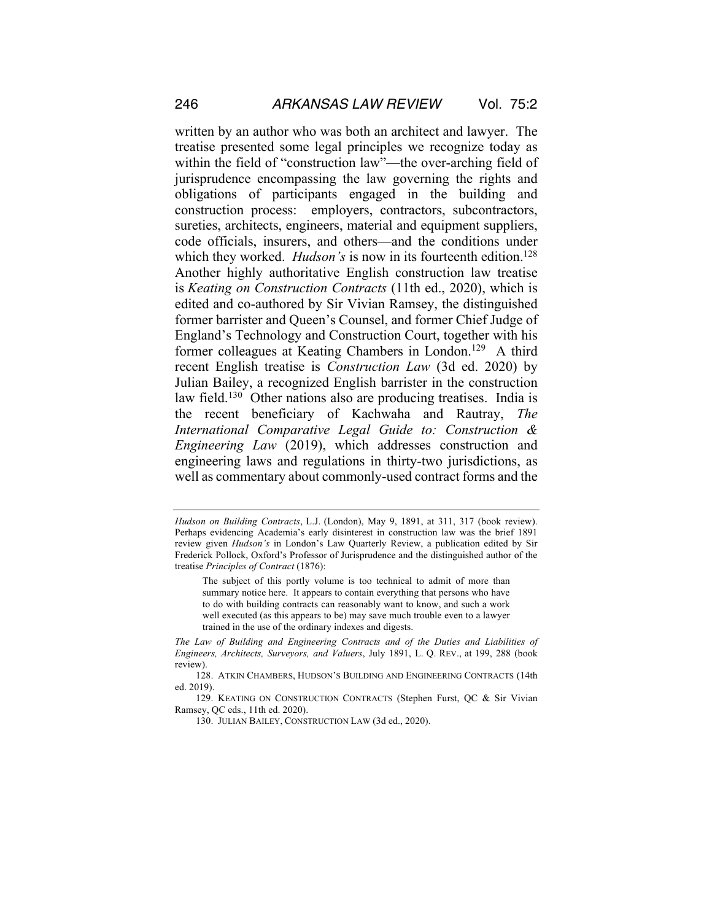written by an author who was both an architect and lawyer. The treatise presented some legal principles we recognize today as within the field of "construction law"—the over-arching field of jurisprudence encompassing the law governing the rights and obligations of participants engaged in the building and construction process: employers, contractors, subcontractors, sureties, architects, engineers, material and equipment suppliers, code officials, insurers, and others—and the conditions under which they worked. *Hudson's* is now in its fourteenth edition.[128] Another highly authoritative English construction law treatise is *Keating on Construction Contracts* (11th ed., 2020), which is edited and co-authored by Sir Vivian Ramsey, the distinguished former barrister and Queen's Counsel, and former Chief Judge of England's Technology and Construction Court, together with his former colleagues at Keating Chambers in London.[129] A third recent English treatise is *Construction Law* (3d ed. 2020) by Julian Bailey, a recognized English barrister in the construction law field.[130] Other nations also are producing treatises. India is the recent beneficiary of Kachwaha and Rautray, *The International Comparative Legal Guide to: Construction & Engineering Law* (2019), which addresses construction and engineering laws and regulations in thirty-two jurisdictions, as well as commentary about commonly-used contract forms and the

---

*Hudson on Building Contracts*, L.J. (London), May 9, 1891, at 311, 317 (book review). Perhaps evidencing Academia's early disinterest in construction law was the brief 1891 review given *Hudson's* in London's Law Quarterly Review, a publication edited by Sir Frederick Pollock, Oxford's Professor of Jurisprudence and the distinguished author of the treatise *Principles of Contract* (1876):

> The subject of this portly volume is too technical to admit of more than summary notice here. It appears to contain everything that persons who have to do with building contracts can reasonably want to know, and such a work well executed (as this appears to be) may save much trouble even to a lawyer trained in the use of the ordinary indexes and digests.

*The Law of Building and Engineering Contracts and of the Duties and Liabilities of Engineers, Architects, Surveyors, and Valuers*, July 1891, L. Q. REV., at 199, 288 (book review).

128. ATKIN CHAMBERS, HUDSON'S BUILDING AND ENGINEERING CONTRACTS (14th ed. 2019).

129. KEATING ON CONSTRUCTION CONTRACTS (Stephen Furst, QC & Sir Vivian Ramsey, QC eds., 11th ed. 2020).

130. JULIAN BAILEY, CONSTRUCTION LAW (3d ed., 2020).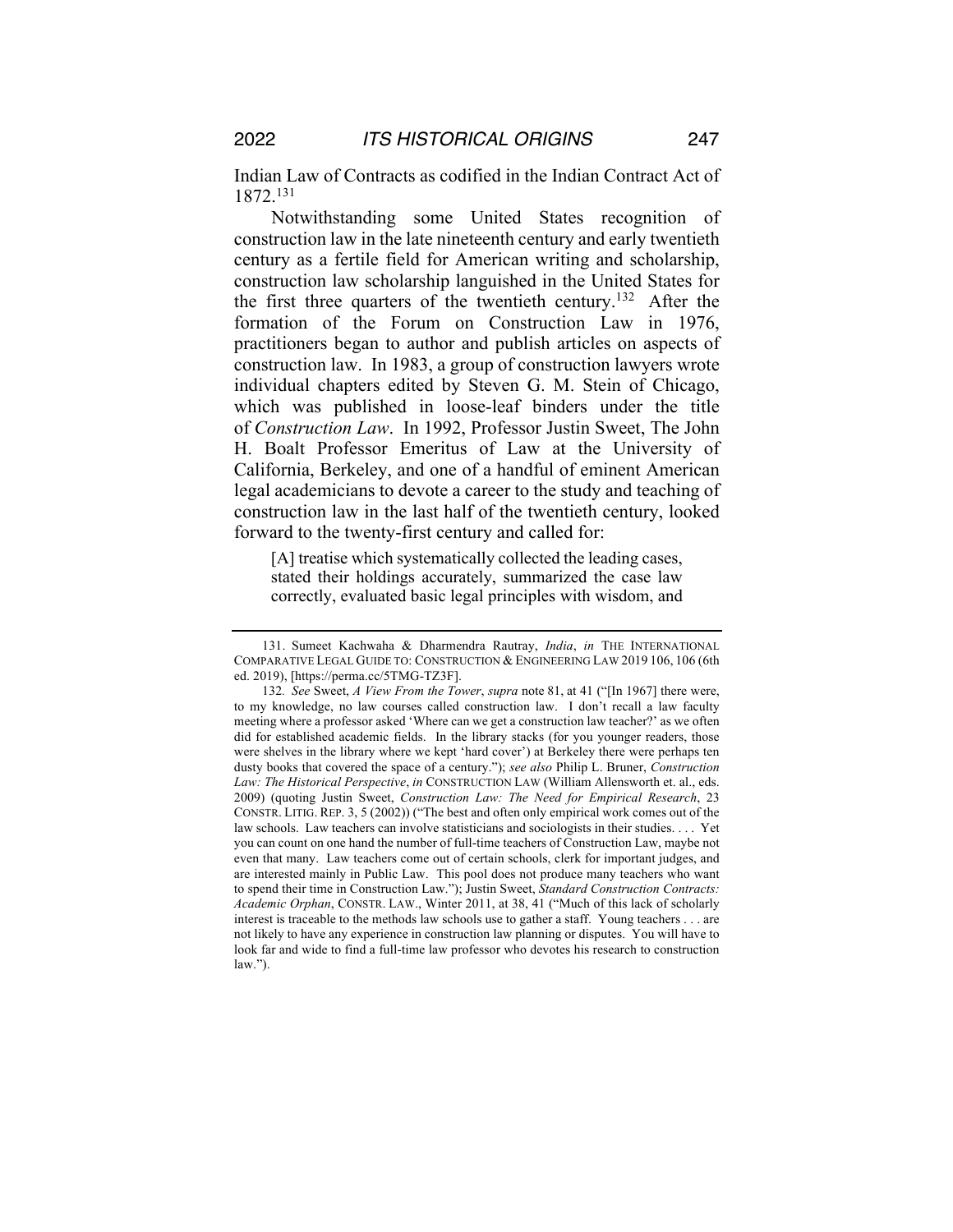Indian Law of Contracts as codified in the Indian Contract Act of 1872.[131]

Notwithstanding some United States recognition of construction law in the late nineteenth century and early twentieth century as a fertile field for American writing and scholarship, construction law scholarship languished in the United States for the first three quarters of the twentieth century.[132] After the formation of the Forum on Construction Law in 1976, practitioners began to author and publish articles on aspects of construction law. In 1983, a group of construction lawyers wrote individual chapters edited by Steven G. M. Stein of Chicago, which was published in loose-leaf binders under the title of *Construction Law*. In 1992, Professor Justin Sweet, The John H. Boalt Professor Emeritus of Law at the University of California, Berkeley, and one of a handful of eminent American legal academicians to devote a career to the study and teaching of construction law in the last half of the twentieth century, looked forward to the twenty-first century and called for:

> [A] treatise which systematically collected the leading cases, stated their holdings accurately, summarized the case law correctly, evaluated basic legal principles with wisdom, and

---

131. Sumeet Kachwaha & Dharmendra Rautray, *India*, *in* THE INTERNATIONAL COMPARATIVE LEGAL GUIDE TO: CONSTRUCTION & ENGINEERING LAW 2019 106, 106 (6th ed. 2019), [https://perma.cc/5TMG-TZ3F].

132. *See* Sweet, *A View From the Tower*, *supra* note 81, at 41 ("[In 1967] there were, to my knowledge, no law courses called construction law. I don't recall a law faculty meeting where a professor asked 'Where can we get a construction law teacher?' as we often did for established academic fields. In the library stacks (for you younger readers, those were shelves in the library where we kept 'hard cover') at Berkeley there were perhaps ten dusty books that covered the space of a century."); *see also* Philip L. Bruner, *Construction Law: The Historical Perspective*, *in* CONSTRUCTION LAW (William Allensworth et. al., eds. 2009) (quoting Justin Sweet, *Construction Law: The Need for Empirical Research*, 23 CONSTR. LITIG. REP. 3, 5 (2002)) ("The best and often only empirical work comes out of the law schools. Law teachers can involve statisticians and sociologists in their studies. . . . Yet you can count on one hand the number of full-time teachers of Construction Law, maybe not even that many. Law teachers come out of certain schools, clerk for important judges, and are interested mainly in Public Law. This pool does not produce many teachers who want to spend their time in Construction Law."); Justin Sweet, *Standard Construction Contracts: Academic Orphan*, CONSTR. LAW., Winter 2011, at 38, 41 ("Much of this lack of scholarly interest is traceable to the methods law schools use to gather a staff. Young teachers . . . are not likely to have any experience in construction law planning or disputes. You will have to look far and wide to find a full-time law professor who devotes his research to construction law.").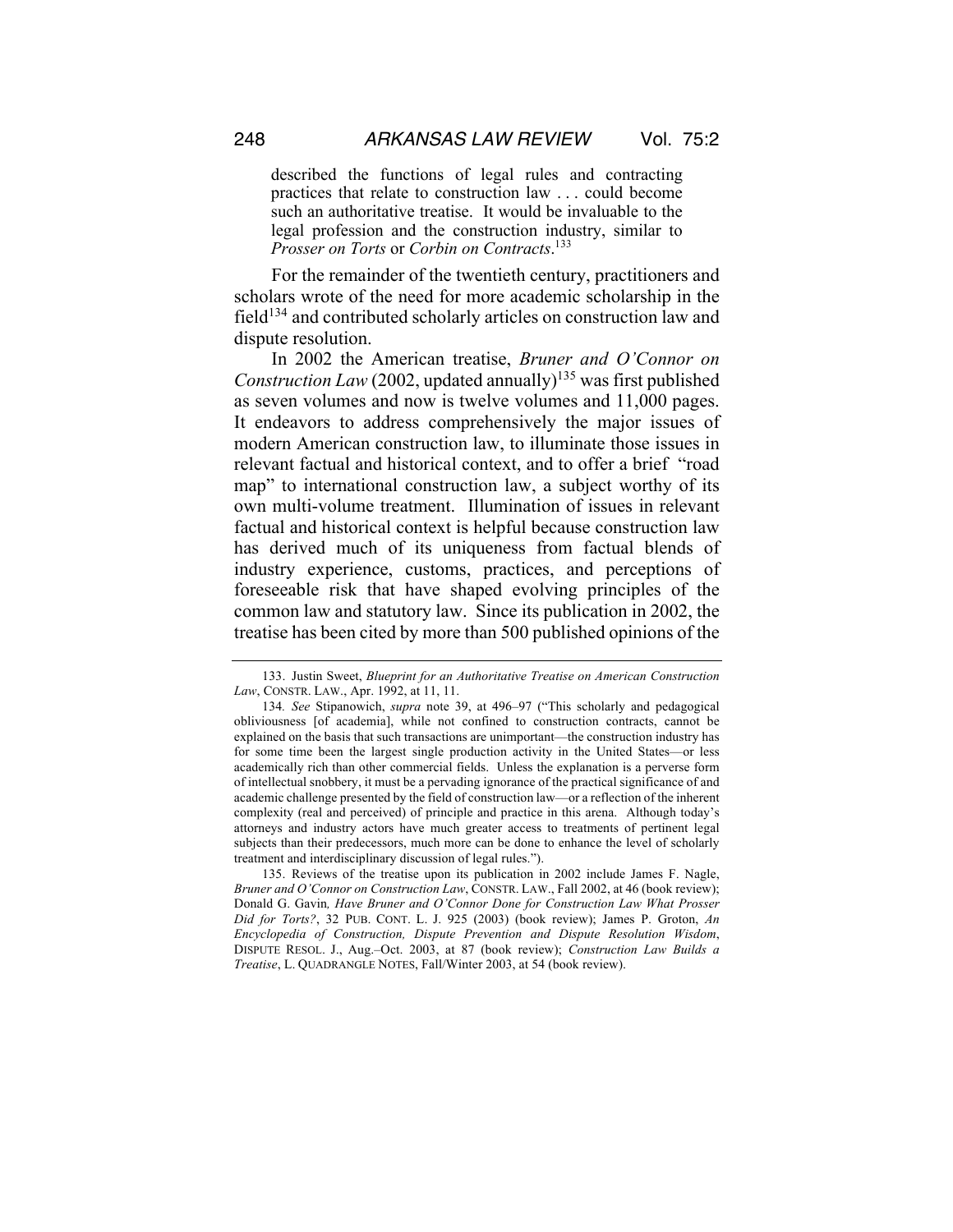described the functions of legal rules and contracting practices that relate to construction law . . . could become such an authoritative treatise. It would be invaluable to the legal profession and the construction industry, similar to *Prosser on Torts* or *Corbin on Contracts*.[133]

For the remainder of the twentieth century, practitioners and scholars wrote of the need for more academic scholarship in the field[134] and contributed scholarly articles on construction law and dispute resolution.

In 2002 the American treatise, *Bruner and O'Connor on Construction Law* (2002, updated annually)[135] was first published as seven volumes and now is twelve volumes and 11,000 pages. It endeavors to address comprehensively the major issues of modern American construction law, to illuminate those issues in relevant factual and historical context, and to offer a brief "road map" to international construction law, a subject worthy of its own multi-volume treatment. Illumination of issues in relevant factual and historical context is helpful because construction law has derived much of its uniqueness from factual blends of industry experience, customs, practices, and perceptions of foreseeable risk that have shaped evolving principles of the common law and statutory law. Since its publication in 2002, the treatise has been cited by more than 500 published opinions of the

---

133. Justin Sweet, *Blueprint for an Authoritative Treatise on American Construction Law*, CONSTR. LAW., Apr. 1992, at 11, 11.

134. *See* Stipanowich, *supra* note 39, at 496–97 ("This scholarly and pedagogical obliviousness [of academia], while not confined to construction contracts, cannot be explained on the basis that such transactions are unimportant—the construction industry has for some time been the largest single production activity in the United States—or less academically rich than other commercial fields. Unless the explanation is a perverse form of intellectual snobbery, it must be a pervading ignorance of the practical significance of and academic challenge presented by the field of construction law—or a reflection of the inherent complexity (real and perceived) of principle and practice in this arena. Although today's attorneys and industry actors have much greater access to treatments of pertinent legal subjects than their predecessors, much more can be done to enhance the level of scholarly treatment and interdisciplinary discussion of legal rules.").

135. Reviews of the treatise upon its publication in 2002 include James F. Nagle, *Bruner and O'Connor on Construction Law*, CONSTR. LAW., Fall 2002, at 46 (book review); Donald G. Gavin, *Have Bruner and O'Connor Done for Construction Law What Prosser Did for Torts?*, 32 PUB. CONT. L. J. 925 (2003) (book review); James P. Groton, *An Encyclopedia of Construction, Dispute Prevention and Dispute Resolution Wisdom*, DISPUTE RESOL. J., Aug.–Oct. 2003, at 87 (book review); *Construction Law Builds a Treatise*, L. QUADRANGLE NOTES, Fall/Winter 2003, at 54 (book review).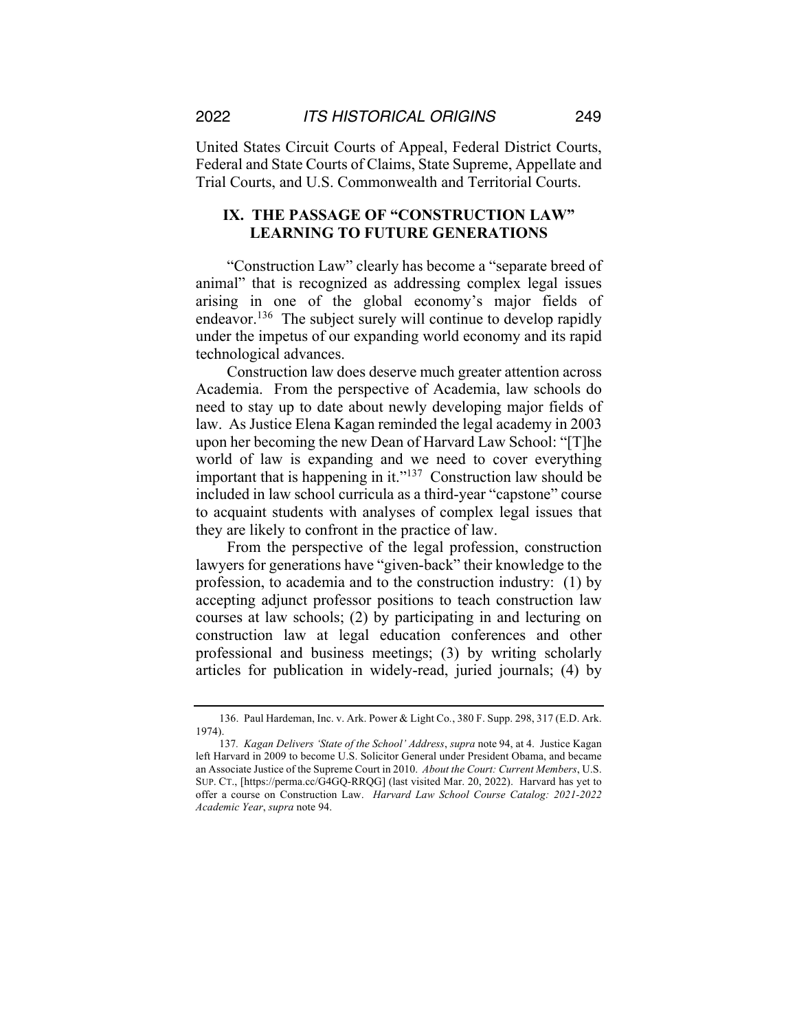United States Circuit Courts of Appeal, Federal District Courts, Federal and State Courts of Claims, State Supreme, Appellate and Trial Courts, and U.S. Commonwealth and Territorial Courts.

## IX. THE PASSAGE OF "CONSTRUCTION LAW" LEARNING TO FUTURE GENERATIONS

"Construction Law" clearly has become a "separate breed of animal" that is recognized as addressing complex legal issues arising in one of the global economy's major fields of endeavor.[136] The subject surely will continue to develop rapidly under the impetus of our expanding world economy and its rapid technological advances.

Construction law does deserve much greater attention across Academia. From the perspective of Academia, law schools do need to stay up to date about newly developing major fields of law. As Justice Elena Kagan reminded the legal academy in 2003 upon her becoming the new Dean of Harvard Law School: "[T]he world of law is expanding and we need to cover everything important that is happening in it."[137] Construction law should be included in law school curricula as a third-year "capstone" course to acquaint students with analyses of complex legal issues that they are likely to confront in the practice of law.

From the perspective of the legal profession, construction lawyers for generations have "given-back" their knowledge to the profession, to academia and to the construction industry: (1) by accepting adjunct professor positions to teach construction law courses at law schools; (2) by participating in and lecturing on construction law at legal education conferences and other professional and business meetings; (3) by writing scholarly articles for publication in widely-read, juried journals; (4) by

---

136. Paul Hardeman, Inc. v. Ark. Power & Light Co., 380 F. Supp. 298, 317 (E.D. Ark. 1974).

137. *Kagan Delivers 'State of the School' Address*, *supra* note 94, at 4. Justice Kagan left Harvard in 2009 to become U.S. Solicitor General under President Obama, and became an Associate Justice of the Supreme Court in 2010. *About the Court: Current Members*, U.S. SUP. CT., [https://perma.cc/G4GQ-RRQG] (last visited Mar. 20, 2022). Harvard has yet to offer a course on Construction Law. *Harvard Law School Course Catalog: 2021-2022 Academic Year*, *supra* note 94.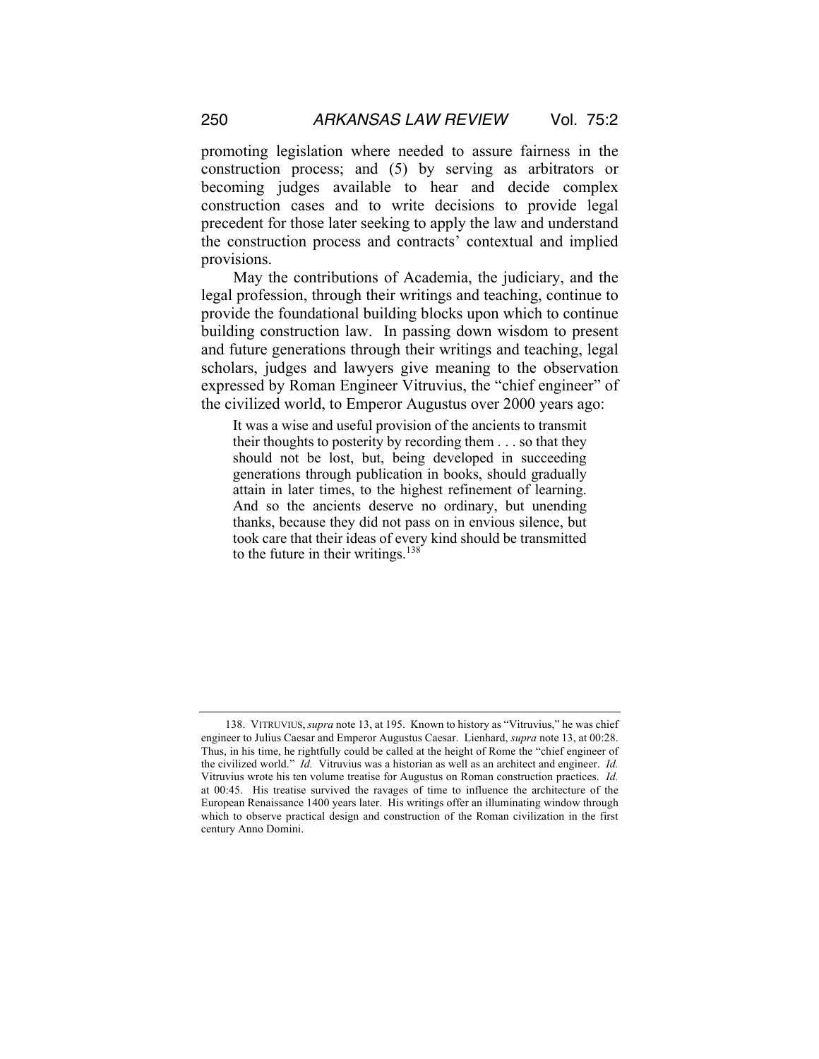promoting legislation where needed to assure fairness in the construction process; and (5) by serving as arbitrators or becoming judges available to hear and decide complex construction cases and to write decisions to provide legal precedent for those later seeking to apply the law and understand the construction process and contracts' contextual and implied provisions.

May the contributions of Academia, the judiciary, and the legal profession, through their writings and teaching, continue to provide the foundational building blocks upon which to continue building construction law. In passing down wisdom to present and future generations through their writings and teaching, legal scholars, judges and lawyers give meaning to the observation expressed by Roman Engineer Vitruvius, the "chief engineer" of the civilized world, to Emperor Augustus over 2000 years ago:

> It was a wise and useful provision of the ancients to transmit their thoughts to posterity by recording them . . . so that they should not be lost, but, being developed in succeeding generations through publication in books, should gradually attain in later times, to the highest refinement of learning. And so the ancients deserve no ordinary, but unending thanks, because they did not pass on in envious silence, but took care that their ideas of every kind should be transmitted to the future in their writings.[138]

---

138. VITRUVIUS, *supra* note 13, at 195. Known to history as "Vitruvius," he was chief engineer to Julius Caesar and Emperor Augustus Caesar. Lienhard, *supra* note 13, at 00:28. Thus, in his time, he rightfully could be called at the height of Rome the "chief engineer of the civilized world." *Id.* Vitruvius was a historian as well as an architect and engineer. *Id.* Vitruvius wrote his ten volume treatise for Augustus on Roman construction practices. *Id.* at 00:45. His treatise survived the ravages of time to influence the architecture of the European Renaissance 1400 years later. His writings offer an illuminating window through which to observe practical design and construction of the Roman civilization in the first century Anno Domini.